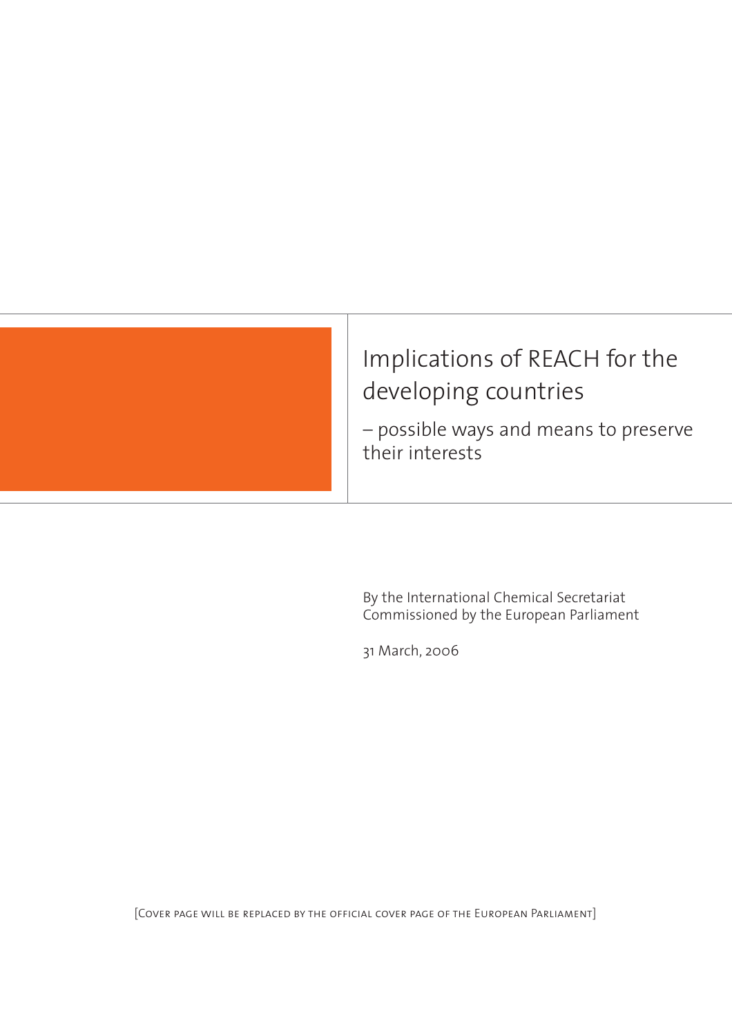# Implications of REACH for the developing countries

## – possible ways and means to preserve their interests

By the International Chemical Secretariat
Commissioned by the European Parliament

31 March, 2006

[Cover page will be replaced by the official cover page of the European Parliament]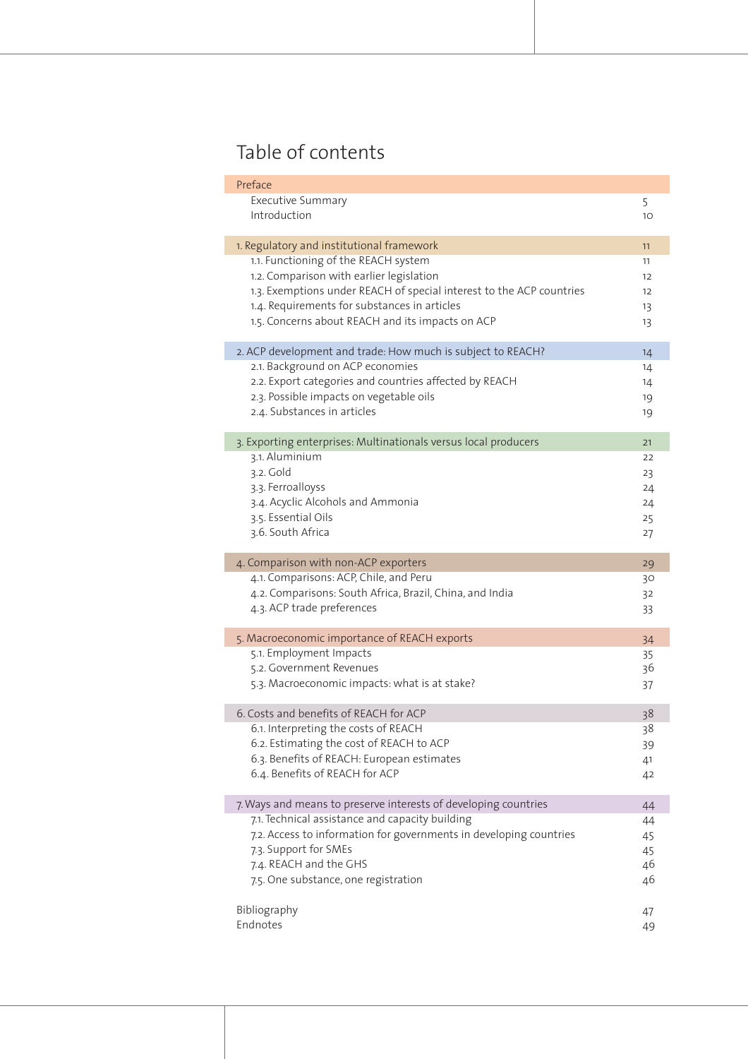# Table of contents

| | |
|---|---|
| Preface | |
| Executive Summary | 5 |
| Introduction | 10 |
| **1. Regulatory and institutional framework** | 11 |
| 1.1. Functioning of the REACH system | 11 |
| 1.2. Comparison with earlier legislation | 12 |
| 1.3. Exemptions under REACH of special interest to the ACP countries | 12 |
| 1.4. Requirements for substances in articles | 13 |
| 1.5. Concerns about REACH and its impacts on ACP | 13 |
| **2. ACP development and trade: How much is subject to REACH?** | 14 |
| 2.1. Background on ACP economies | 14 |
| 2.2. Export categories and countries affected by REACH | 14 |
| 2.3. Possible impacts on vegetable oils | 19 |
| 2.4. Substances in articles | 19 |
| **3. Exporting enterprises: Multinationals versus local producers** | 21 |
| 3.1. Aluminium | 22 |
| 3.2. Gold | 23 |
| 3.3. Ferroalloyss | 24 |
| 3.4. Acyclic Alcohols and Ammonia | 24 |
| 3.5. Essential Oils | 25 |
| 3.6. South Africa | 27 |
| **4. Comparison with non-ACP exporters** | 29 |
| 4.1. Comparisons: ACP, Chile, and Peru | 30 |
| 4.2. Comparisons: South Africa, Brazil, China, and India | 32 |
| 4.3. ACP trade preferences | 33 |
| **5. Macroeconomic importance of REACH exports** | 34 |
| 5.1. Employment Impacts | 35 |
| 5.2. Government Revenues | 36 |
| 5.3. Macroeconomic impacts: what is at stake? | 37 |
| **6. Costs and benefits of REACH for ACP** | 38 |
| 6.1. Interpreting the costs of REACH | 38 |
| 6.2. Estimating the cost of REACH to ACP | 39 |
| 6.3. Benefits of REACH: European estimates | 41 |
| 6.4. Benefits of REACH for ACP | 42 |
| **7. Ways and means to preserve interests of developing countries** | 44 |
| 7.1. Technical assistance and capacity building | 44 |
| 7.2. Access to information for governments in developing countries | 45 |
| 7.3. Support for SMEs | 45 |
| 7.4. REACH and the GHS | 46 |
| 7.5. One substance, one registration | 46 |
| Bibliography | 47 |
| Endnotes | 49 |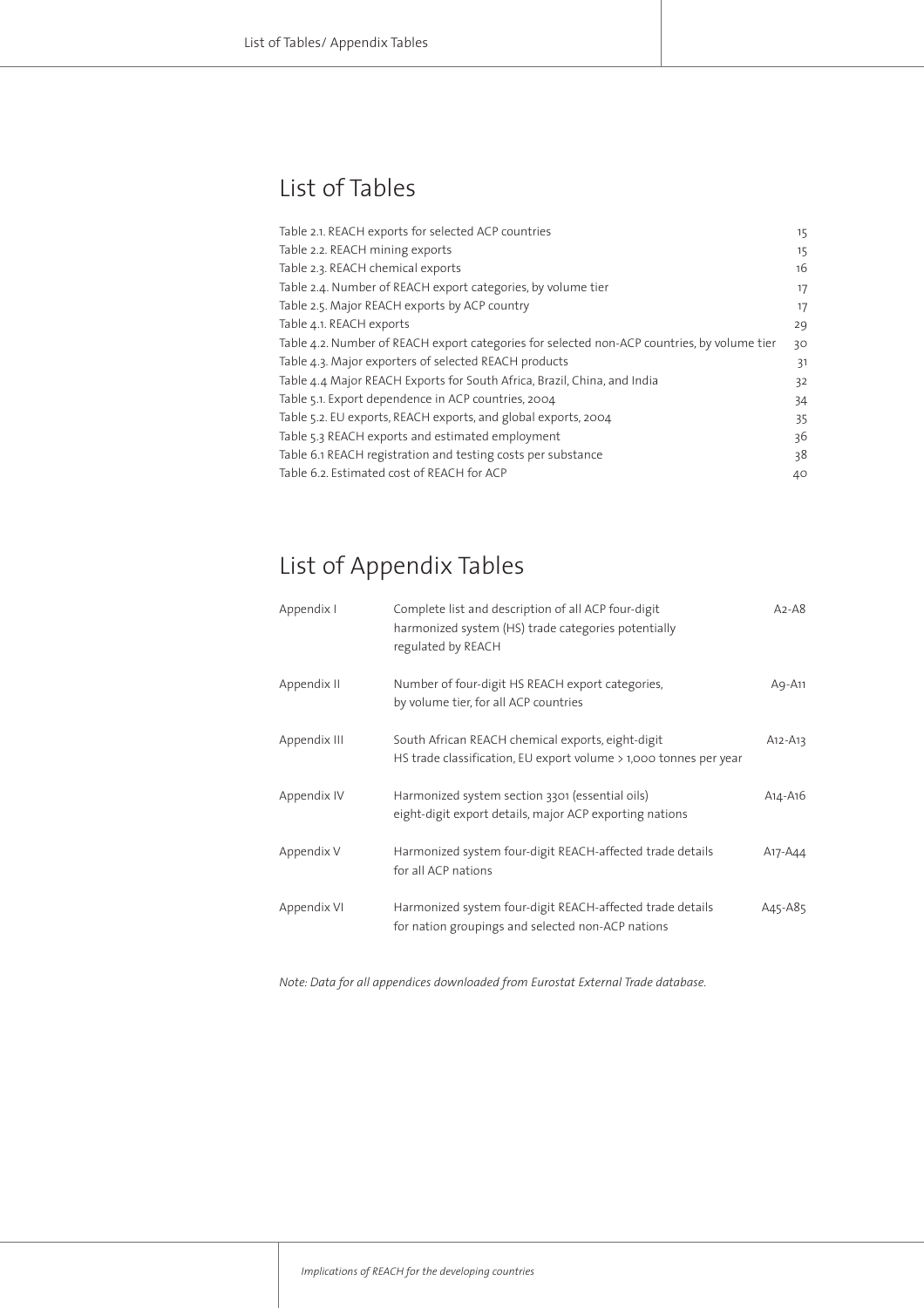# List of Tables

| | |
|---|---|
| Table 2.1. REACH exports for selected ACP countries | 15 |
| Table 2.2. REACH mining exports | 15 |
| Table 2.3. REACH chemical exports | 16 |
| Table 2.4. Number of REACH export categories, by volume tier | 17 |
| Table 2.5. Major REACH exports by ACP country | 17 |
| Table 4.1. REACH exports | 29 |
| Table 4.2. Number of REACH export categories for selected non-ACP countries, by volume tier | 30 |
| Table 4.3. Major exporters of selected REACH products | 31 |
| Table 4.4 Major REACH Exports for South Africa, Brazil, China, and India | 32 |
| Table 5.1. Export dependence in ACP countries, 2004 | 34 |
| Table 5.2. EU exports, REACH exports, and global exports, 2004 | 35 |
| Table 5.3 REACH exports and estimated employment | 36 |
| Table 6.1 REACH registration and testing costs per substance | 38 |
| Table 6.2. Estimated cost of REACH for ACP | 40 |

# List of Appendix Tables

| | | |
|---|---|---|
| Appendix I | Complete list and description of all ACP four-digit harmonized system (HS) trade categories potentially regulated by REACH | A2-A8 |
| Appendix II | Number of four-digit HS REACH export categories, by volume tier, for all ACP countries | A9-A11 |
| Appendix III | South African REACH chemical exports, eight-digit HS trade classification, EU export volume > 1,000 tonnes per year | A12-A13 |
| Appendix IV | Harmonized system section 3301 (essential oils) eight-digit export details, major ACP exporting nations | A14-A16 |
| Appendix V | Harmonized system four-digit REACH-affected trade details for all ACP nations | A17-A44 |
| Appendix VI | Harmonized system four-digit REACH-affected trade details for nation groupings and selected non-ACP nations | A45-A85 |

*Note: Data for all appendices downloaded from Eurostat External Trade database.*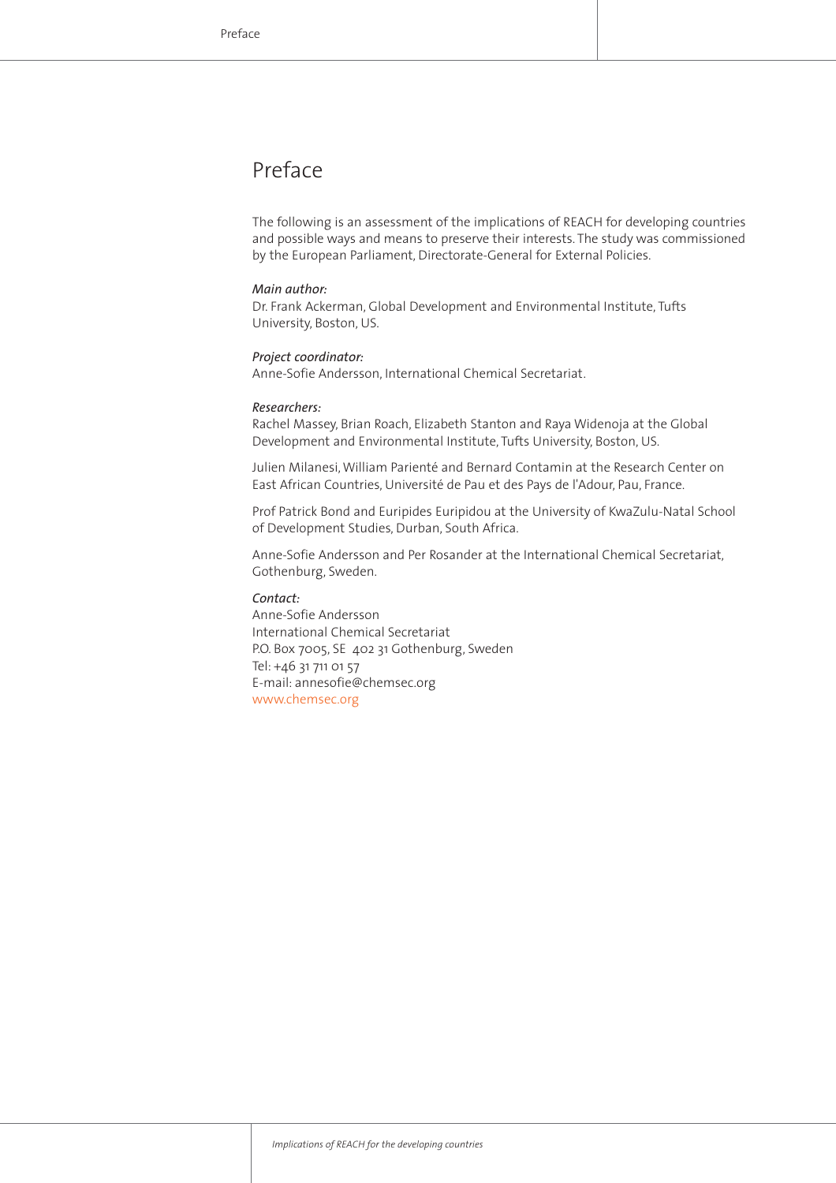# Preface

The following is an assessment of the implications of REACH for developing countries and possible ways and means to preserve their interests. The study was commissioned by the European Parliament, Directorate-General for External Policies.

*Main author:*
Dr. Frank Ackerman, Global Development and Environmental Institute, Tufts University, Boston, US.

*Project coordinator:*
Anne-Sofie Andersson, International Chemical Secretariat.

*Researchers:*
Rachel Massey, Brian Roach, Elizabeth Stanton and Raya Widenoja at the Global Development and Environmental Institute, Tufts University, Boston, US.

Julien Milanesi, William Parienté and Bernard Contamin at the Research Center on East African Countries, Université de Pau et des Pays de l'Adour, Pau, France.

Prof Patrick Bond and Euripides Euripidou at the University of KwaZulu-Natal School of Development Studies, Durban, South Africa.

Anne-Sofie Andersson and Per Rosander at the International Chemical Secretariat, Gothenburg, Sweden.

*Contact:*
Anne-Sofie Andersson
International Chemical Secretariat
P.O. Box 7005, SE 402 31 Gothenburg, Sweden
Tel: +46 31 711 01 57
E-mail: annesofie@chemsec.org
www.chemsec.org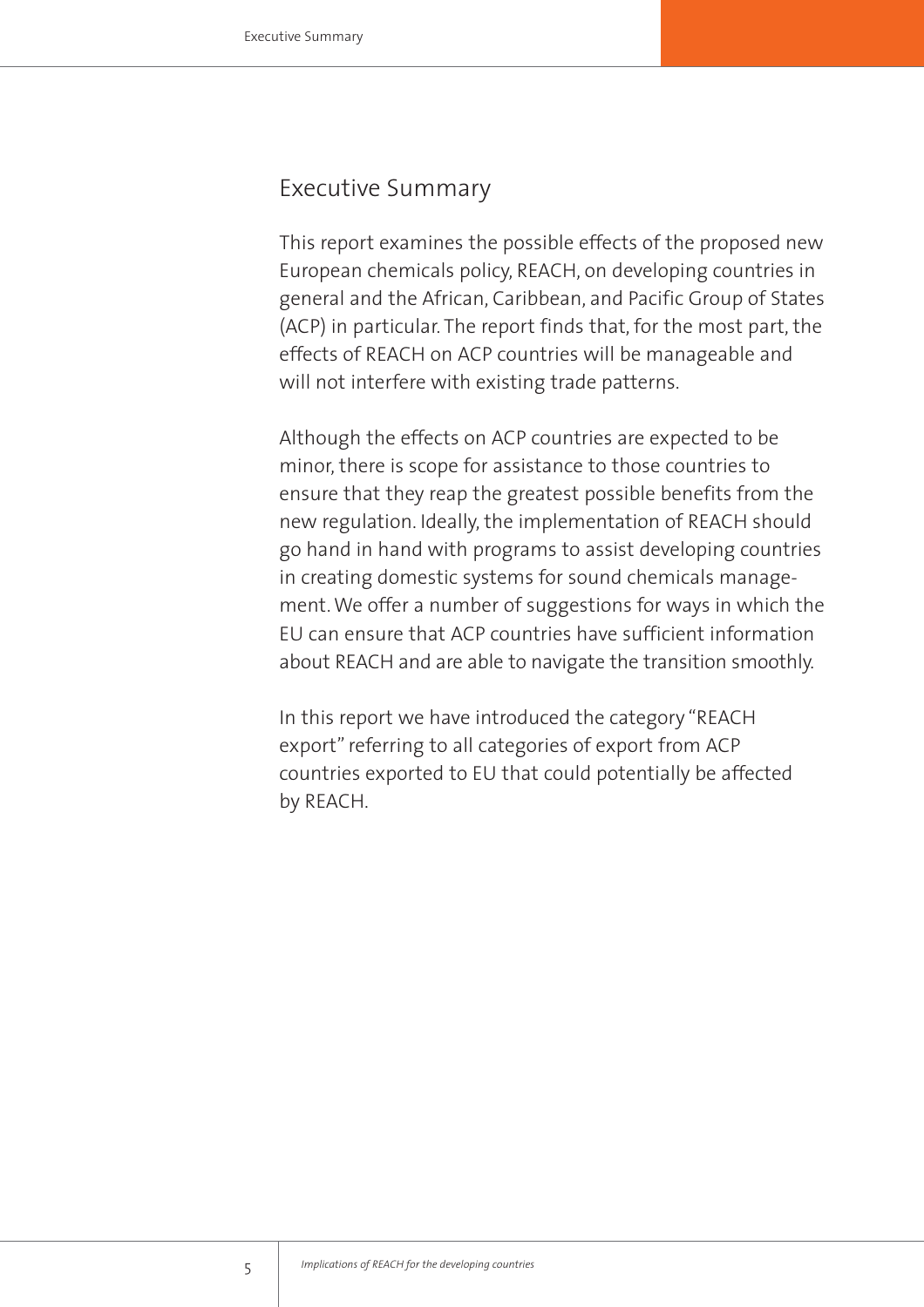# Executive Summary

This report examines the possible effects of the proposed new European chemicals policy, REACH, on developing countries in general and the African, Caribbean, and Pacific Group of States (ACP) in particular. The report finds that, for the most part, the effects of REACH on ACP countries will be manageable and will not interfere with existing trade patterns.

Although the effects on ACP countries are expected to be minor, there is scope for assistance to those countries to ensure that they reap the greatest possible benefits from the new regulation. Ideally, the implementation of REACH should go hand in hand with programs to assist developing countries in creating domestic systems for sound chemicals management. We offer a number of suggestions for ways in which the EU can ensure that ACP countries have sufficient information about REACH and are able to navigate the transition smoothly.

In this report we have introduced the category "REACH export" referring to all categories of export from ACP countries exported to EU that could potentially be affected by REACH.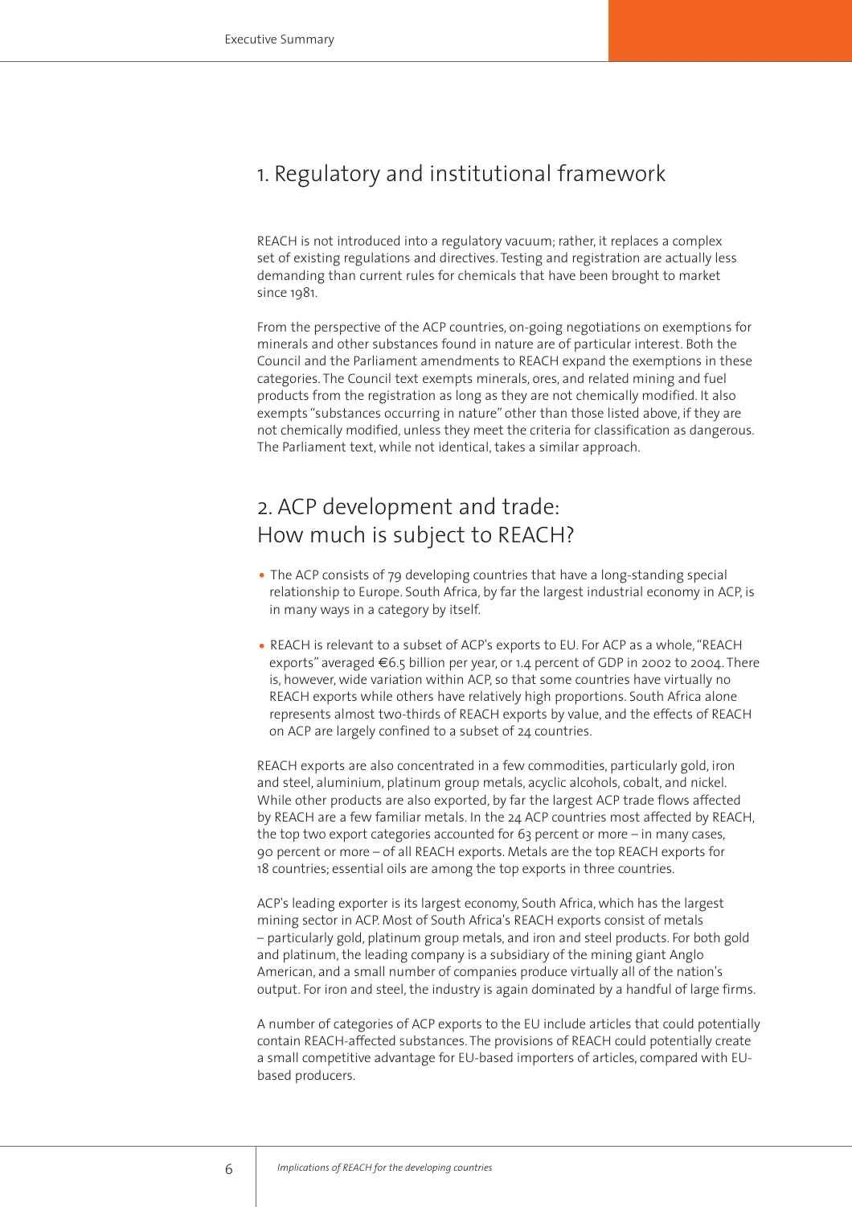# 1. Regulatory and institutional framework

REACH is not introduced into a regulatory vacuum; rather, it replaces a complex set of existing regulations and directives. Testing and registration are actually less demanding than current rules for chemicals that have been brought to market since 1981.

From the perspective of the ACP countries, on-going negotiations on exemptions for minerals and other substances found in nature are of particular interest. Both the Council and the Parliament amendments to REACH expand the exemptions in these categories. The Council text exempts minerals, ores, and related mining and fuel products from the registration as long as they are not chemically modified. It also exempts "substances occurring in nature" other than those listed above, if they are not chemically modified, unless they meet the criteria for classification as dangerous. The Parliament text, while not identical, takes a similar approach.

# 2. ACP development and trade: How much is subject to REACH?

- The ACP consists of 79 developing countries that have a long-standing special relationship to Europe. South Africa, by far the largest industrial economy in ACP, is in many ways in a category by itself.
- REACH is relevant to a subset of ACP's exports to EU. For ACP as a whole, "REACH exports" averaged €6.5 billion per year, or 1.4 percent of GDP in 2002 to 2004. There is, however, wide variation within ACP, so that some countries have virtually no REACH exports while others have relatively high proportions. South Africa alone represents almost two-thirds of REACH exports by value, and the effects of REACH on ACP are largely confined to a subset of 24 countries.

REACH exports are also concentrated in a few commodities, particularly gold, iron and steel, aluminium, platinum group metals, acyclic alcohols, cobalt, and nickel. While other products are also exported, by far the largest ACP trade flows affected by REACH are a few familiar metals. In the 24 ACP countries most affected by REACH, the top two export categories accounted for 63 percent or more – in many cases, 90 percent or more – of all REACH exports. Metals are the top REACH exports for 18 countries; essential oils are among the top exports in three countries.

ACP's leading exporter is its largest economy, South Africa, which has the largest mining sector in ACP. Most of South Africa's REACH exports consist of metals – particularly gold, platinum group metals, and iron and steel products. For both gold and platinum, the leading company is a subsidiary of the mining giant Anglo American, and a small number of companies produce virtually all of the nation's output. For iron and steel, the industry is again dominated by a handful of large firms.

A number of categories of ACP exports to the EU include articles that could potentially contain REACH-affected substances. The provisions of REACH could potentially create a small competitive advantage for EU-based importers of articles, compared with EU-based producers.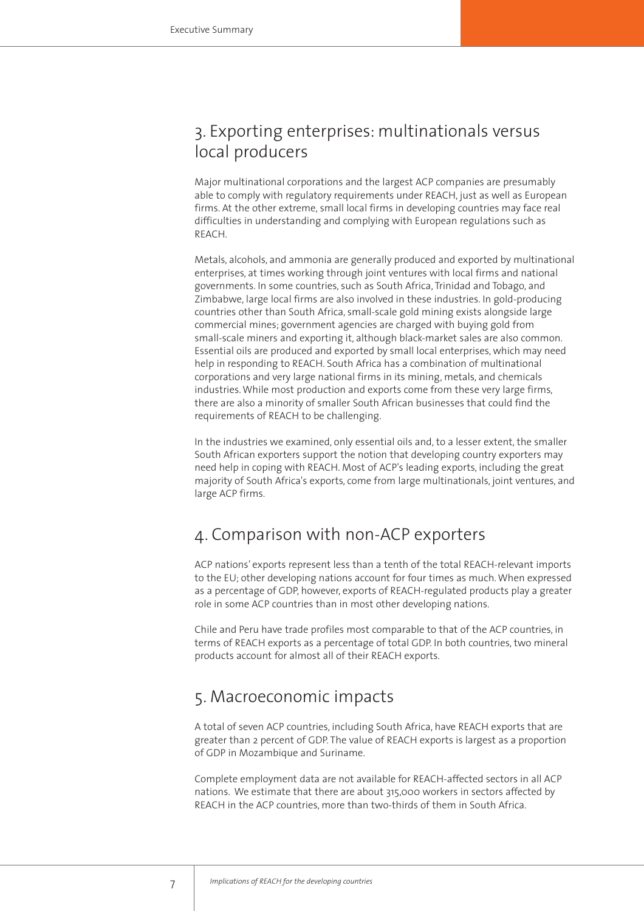## 3. Exporting enterprises: multinationals versus local producers

Major multinational corporations and the largest ACP companies are presumably able to comply with regulatory requirements under REACH, just as well as European firms. At the other extreme, small local firms in developing countries may face real difficulties in understanding and complying with European regulations such as REACH.

Metals, alcohols, and ammonia are generally produced and exported by multinational enterprises, at times working through joint ventures with local firms and national governments. In some countries, such as South Africa, Trinidad and Tobago, and Zimbabwe, large local firms are also involved in these industries. In gold-producing countries other than South Africa, small-scale gold mining exists alongside large commercial mines; government agencies are charged with buying gold from small-scale miners and exporting it, although black-market sales are also common. Essential oils are produced and exported by small local enterprises, which may need help in responding to REACH. South Africa has a combination of multinational corporations and very large national firms in its mining, metals, and chemicals industries. While most production and exports come from these very large firms, there are also a minority of smaller South African businesses that could find the requirements of REACH to be challenging.

In the industries we examined, only essential oils and, to a lesser extent, the smaller South African exporters support the notion that developing country exporters may need help in coping with REACH. Most of ACP's leading exports, including the great majority of South Africa's exports, come from large multinationals, joint ventures, and large ACP firms.

## 4. Comparison with non-ACP exporters

ACP nations' exports represent less than a tenth of the total REACH-relevant imports to the EU; other developing nations account for four times as much. When expressed as a percentage of GDP, however, exports of REACH-regulated products play a greater role in some ACP countries than in most other developing nations.

Chile and Peru have trade profiles most comparable to that of the ACP countries, in terms of REACH exports as a percentage of total GDP. In both countries, two mineral products account for almost all of their REACH exports.

## 5. Macroeconomic impacts

A total of seven ACP countries, including South Africa, have REACH exports that are greater than 2 percent of GDP. The value of REACH exports is largest as a proportion of GDP in Mozambique and Suriname.

Complete employment data are not available for REACH-affected sectors in all ACP nations. We estimate that there are about 315,000 workers in sectors affected by REACH in the ACP countries, more than two-thirds of them in South Africa.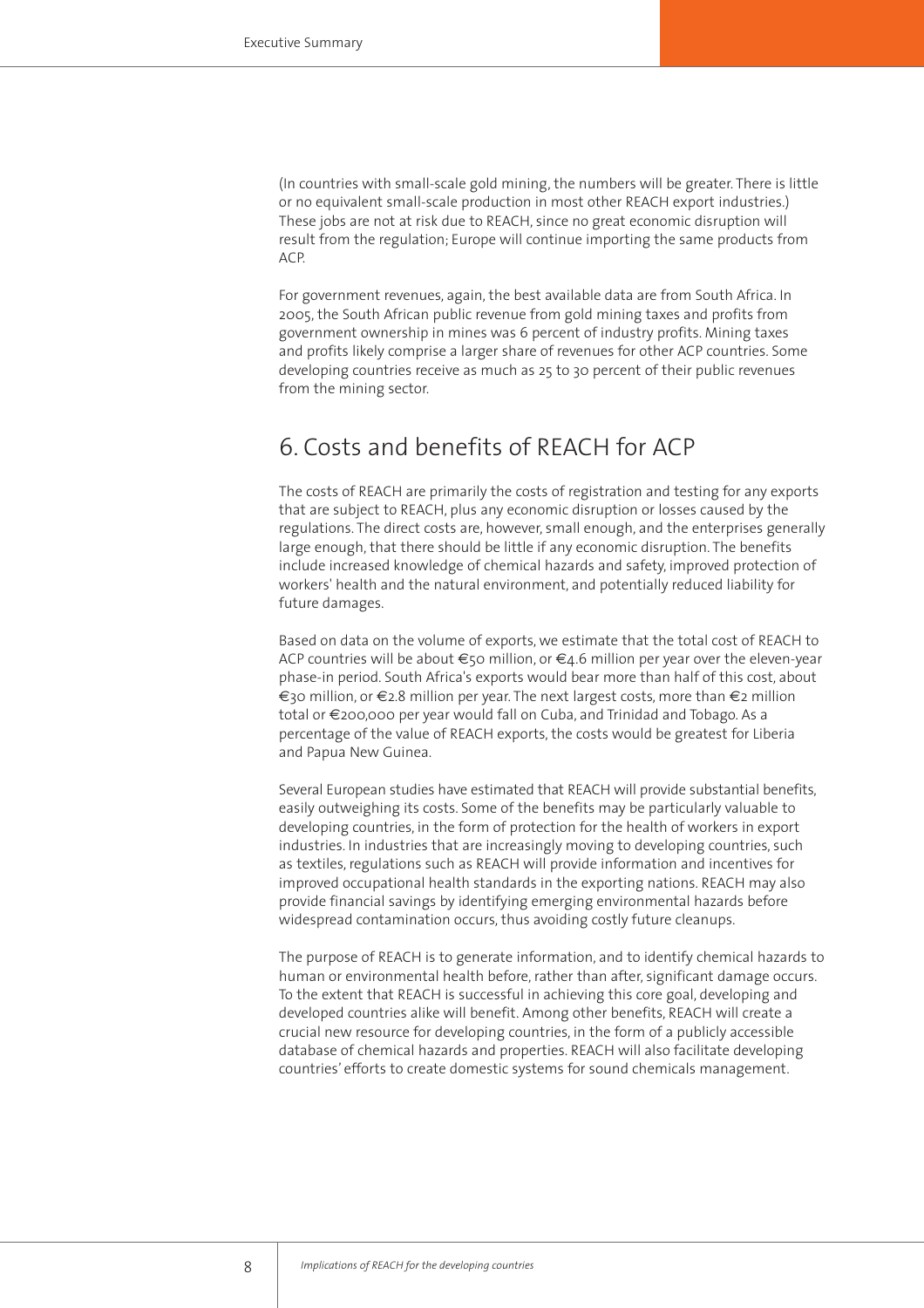(In countries with small-scale gold mining, the numbers will be greater. There is little or no equivalent small-scale production in most other REACH export industries.) These jobs are not at risk due to REACH, since no great economic disruption will result from the regulation; Europe will continue importing the same products from ACP.

For government revenues, again, the best available data are from South Africa. In 2005, the South African public revenue from gold mining taxes and profits from government ownership in mines was 6 percent of industry profits. Mining taxes and profits likely comprise a larger share of revenues for other ACP countries. Some developing countries receive as much as 25 to 30 percent of their public revenues from the mining sector.

## 6. Costs and benefits of REACH for ACP

The costs of REACH are primarily the costs of registration and testing for any exports that are subject to REACH, plus any economic disruption or losses caused by the regulations. The direct costs are, however, small enough, and the enterprises generally large enough, that there should be little if any economic disruption. The benefits include increased knowledge of chemical hazards and safety, improved protection of workers' health and the natural environment, and potentially reduced liability for future damages.

Based on data on the volume of exports, we estimate that the total cost of REACH to ACP countries will be about €50 million, or €4.6 million per year over the eleven-year phase-in period. South Africa's exports would bear more than half of this cost, about €30 million, or €2.8 million per year. The next largest costs, more than €2 million total or €200,000 per year would fall on Cuba, and Trinidad and Tobago. As a percentage of the value of REACH exports, the costs would be greatest for Liberia and Papua New Guinea.

Several European studies have estimated that REACH will provide substantial benefits, easily outweighing its costs. Some of the benefits may be particularly valuable to developing countries, in the form of protection for the health of workers in export industries. In industries that are increasingly moving to developing countries, such as textiles, regulations such as REACH will provide information and incentives for improved occupational health standards in the exporting nations. REACH may also provide financial savings by identifying emerging environmental hazards before widespread contamination occurs, thus avoiding costly future cleanups.

The purpose of REACH is to generate information, and to identify chemical hazards to human or environmental health before, rather than after, significant damage occurs. To the extent that REACH is successful in achieving this core goal, developing and developed countries alike will benefit. Among other benefits, REACH will create a crucial new resource for developing countries, in the form of a publicly accessible database of chemical hazards and properties. REACH will also facilitate developing countries' efforts to create domestic systems for sound chemicals management.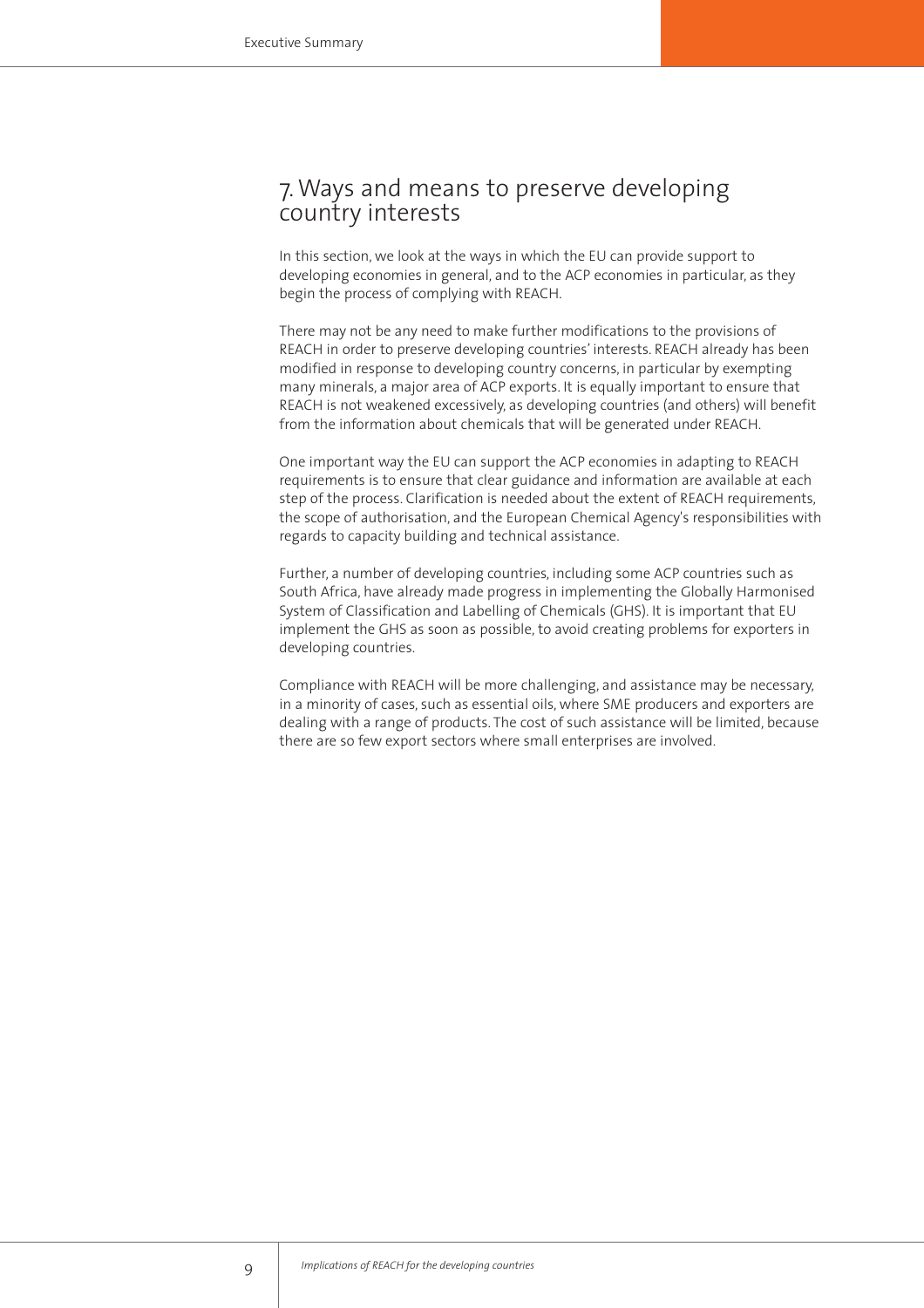## 7. Ways and means to preserve developing country interests

In this section, we look at the ways in which the EU can provide support to developing economies in general, and to the ACP economies in particular, as they begin the process of complying with REACH.

There may not be any need to make further modifications to the provisions of REACH in order to preserve developing countries' interests. REACH already has been modified in response to developing country concerns, in particular by exempting many minerals, a major area of ACP exports. It is equally important to ensure that REACH is not weakened excessively, as developing countries (and others) will benefit from the information about chemicals that will be generated under REACH.

One important way the EU can support the ACP economies in adapting to REACH requirements is to ensure that clear guidance and information are available at each step of the process. Clarification is needed about the extent of REACH requirements, the scope of authorisation, and the European Chemical Agency's responsibilities with regards to capacity building and technical assistance.

Further, a number of developing countries, including some ACP countries such as South Africa, have already made progress in implementing the Globally Harmonised System of Classification and Labelling of Chemicals (GHS). It is important that EU implement the GHS as soon as possible, to avoid creating problems for exporters in developing countries.

Compliance with REACH will be more challenging, and assistance may be necessary, in a minority of cases, such as essential oils, where SME producers and exporters are dealing with a range of products. The cost of such assistance will be limited, because there are so few export sectors where small enterprises are involved.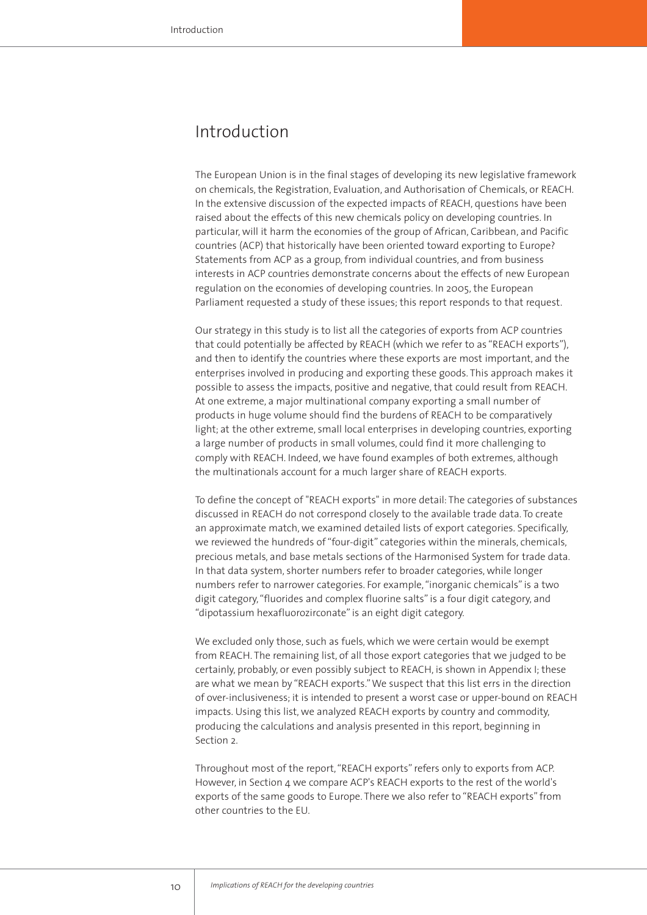# Introduction

The European Union is in the final stages of developing its new legislative framework on chemicals, the Registration, Evaluation, and Authorisation of Chemicals, or REACH. In the extensive discussion of the expected impacts of REACH, questions have been raised about the effects of this new chemicals policy on developing countries. In particular, will it harm the economies of the group of African, Caribbean, and Pacific countries (ACP) that historically have been oriented toward exporting to Europe? Statements from ACP as a group, from individual countries, and from business interests in ACP countries demonstrate concerns about the effects of new European regulation on the economies of developing countries. In 2005, the European Parliament requested a study of these issues; this report responds to that request.

Our strategy in this study is to list all the categories of exports from ACP countries that could potentially be affected by REACH (which we refer to as "REACH exports"), and then to identify the countries where these exports are most important, and the enterprises involved in producing and exporting these goods. This approach makes it possible to assess the impacts, positive and negative, that could result from REACH. At one extreme, a major multinational company exporting a small number of products in huge volume should find the burdens of REACH to be comparatively light; at the other extreme, small local enterprises in developing countries, exporting a large number of products in small volumes, could find it more challenging to comply with REACH. Indeed, we have found examples of both extremes, although the multinationals account for a much larger share of REACH exports.

To define the concept of "REACH exports" in more detail: The categories of substances discussed in REACH do not correspond closely to the available trade data. To create an approximate match, we examined detailed lists of export categories. Specifically, we reviewed the hundreds of "four-digit" categories within the minerals, chemicals, precious metals, and base metals sections of the Harmonised System for trade data. In that data system, shorter numbers refer to broader categories, while longer numbers refer to narrower categories. For example, "inorganic chemicals" is a two digit category, "fluorides and complex fluorine salts" is a four digit category, and "dipotassium hexafluorozirconate" is an eight digit category.

We excluded only those, such as fuels, which we were certain would be exempt from REACH. The remaining list, of all those export categories that we judged to be certainly, probably, or even possibly subject to REACH, is shown in Appendix I; these are what we mean by "REACH exports." We suspect that this list errs in the direction of over-inclusiveness; it is intended to present a worst case or upper-bound on REACH impacts. Using this list, we analyzed REACH exports by country and commodity, producing the calculations and analysis presented in this report, beginning in Section 2.

Throughout most of the report, "REACH exports" refers only to exports from ACP. However, in Section 4 we compare ACP's REACH exports to the rest of the world's exports of the same goods to Europe. There we also refer to "REACH exports" from other countries to the EU.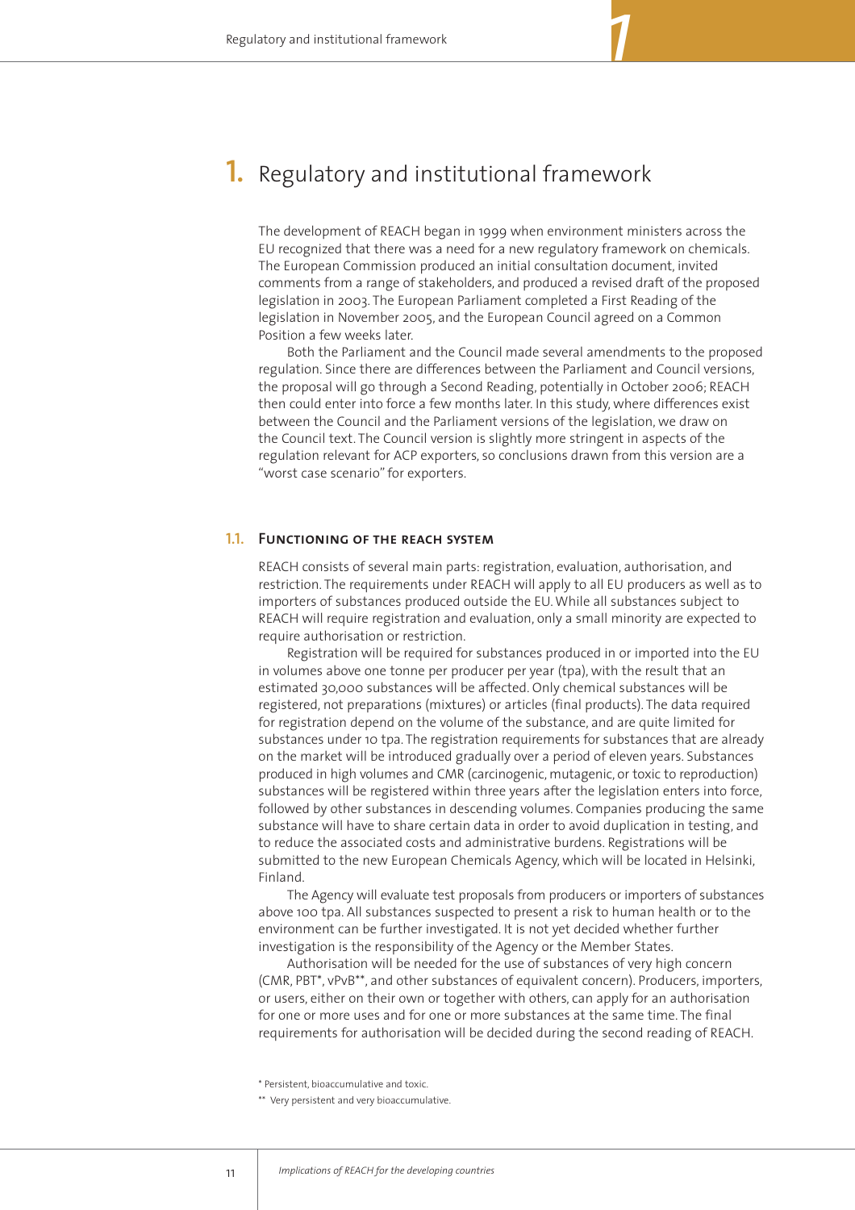# 1. Regulatory and institutional framework

The development of REACH began in 1999 when environment ministers across the EU recognized that there was a need for a new regulatory framework on chemicals. The European Commission produced an initial consultation document, invited comments from a range of stakeholders, and produced a revised draft of the proposed legislation in 2003. The European Parliament completed a First Reading of the legislation in November 2005, and the European Council agreed on a Common Position a few weeks later.

Both the Parliament and the Council made several amendments to the proposed regulation. Since there are differences between the Parliament and Council versions, the proposal will go through a Second Reading, potentially in October 2006; REACH then could enter into force a few months later. In this study, where differences exist between the Council and the Parliament versions of the legislation, we draw on the Council text. The Council version is slightly more stringent in aspects of the regulation relevant for ACP exporters, so conclusions drawn from this version are a "worst case scenario" for exporters.

## 1.1. Functioning of the REACH system

REACH consists of several main parts: registration, evaluation, authorisation, and restriction. The requirements under REACH will apply to all EU producers as well as to importers of substances produced outside the EU. While all substances subject to REACH will require registration and evaluation, only a small minority are expected to require authorisation or restriction.

Registration will be required for substances produced in or imported into the EU in volumes above one tonne per producer per year (tpa), with the result that an estimated 30,000 substances will be affected. Only chemical substances will be registered, not preparations (mixtures) or articles (final products). The data required for registration depend on the volume of the substance, and are quite limited for substances under 10 tpa. The registration requirements for substances that are already on the market will be introduced gradually over a period of eleven years. Substances produced in high volumes and CMR (carcinogenic, mutagenic, or toxic to reproduction) substances will be registered within three years after the legislation enters into force, followed by other substances in descending volumes. Companies producing the same substance will have to share certain data in order to avoid duplication in testing, and to reduce the associated costs and administrative burdens. Registrations will be submitted to the new European Chemicals Agency, which will be located in Helsinki, Finland.

The Agency will evaluate test proposals from producers or importers of substances above 100 tpa. All substances suspected to present a risk to human health or to the environment can be further investigated. It is not yet decided whether further investigation is the responsibility of the Agency or the Member States.

Authorisation will be needed for the use of substances of very high concern (CMR, PBT*, vPvB**, and other substances of equivalent concern). Producers, importers, or users, either on their own or together with others, can apply for an authorisation for one or more uses and for one or more substances at the same time. The final requirements for authorisation will be decided during the second reading of REACH.

\* Persistent, bioaccumulative and toxic.

\*\* Very persistent and very bioaccumulative.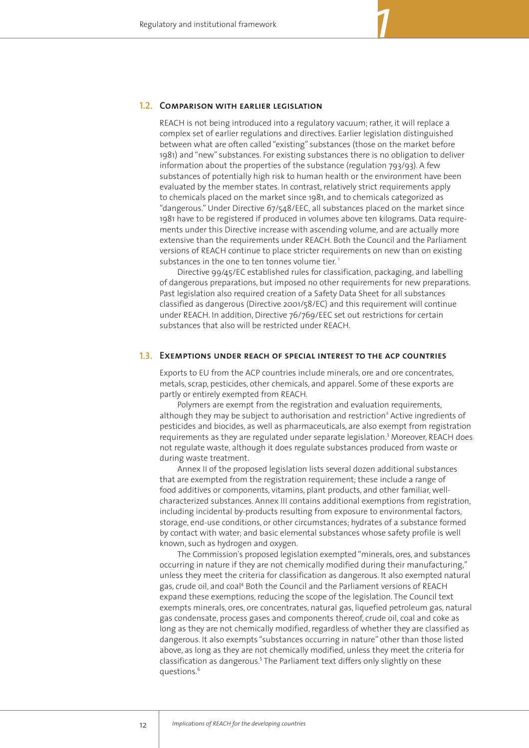## 1.2. Comparison with earlier legislation

REACH is not being introduced into a regulatory vacuum; rather, it will replace a complex set of earlier regulations and directives. Earlier legislation distinguished between what are often called "existing" substances (those on the market before 1981) and "new" substances. For existing substances there is no obligation to deliver information about the properties of the substance (regulation 793/93). A few substances of potentially high risk to human health or the environment have been evaluated by the member states. In contrast, relatively strict requirements apply to chemicals placed on the market since 1981, and to chemicals categorized as "dangerous." Under Directive 67/548/EEC, all substances placed on the market since 1981 have to be registered if produced in volumes above ten kilograms. Data requirements under this Directive increase with ascending volume, and are actually more extensive than the requirements under REACH. Both the Council and the Parliament versions of REACH continue to place stricter requirements on new than on existing substances in the one to ten tonnes volume tier. [1]

Directive 99/45/EC established rules for classification, packaging, and labelling of dangerous preparations, but imposed no other requirements for new preparations. Past legislation also required creation of a Safety Data Sheet for all substances classified as dangerous (Directive 2001/58/EC) and this requirement will continue under REACH. In addition, Directive 76/769/EEC set out restrictions for certain substances that also will be restricted under REACH.

## 1.3. Exemptions under REACH of special interest to the ACP countries

Exports to EU from the ACP countries include minerals, ore and ore concentrates, metals, scrap, pesticides, other chemicals, and apparel. Some of these exports are partly or entirely exempted from REACH.

Polymers are exempt from the registration and evaluation requirements, although they may be subject to authorisation and restriction[2] Active ingredients of pesticides and biocides, as well as pharmaceuticals, are also exempt from registration requirements as they are regulated under separate legislation.[3] Moreover, REACH does not regulate waste, although it does regulate substances produced from waste or during waste treatment.

Annex II of the proposed legislation lists several dozen additional substances that are exempted from the registration requirement; these include a range of food additives or components, vitamins, plant products, and other familiar, well-characterized substances. Annex III contains additional exemptions from registration, including incidental by-products resulting from exposure to environmental factors, storage, end-use conditions, or other circumstances; hydrates of a substance formed by contact with water; and basic elemental substances whose safety profile is well known, such as hydrogen and oxygen.

The Commission's proposed legislation exempted "minerals, ores, and substances occurring in nature if they are not chemically modified during their manufacturing," unless they meet the criteria for classification as dangerous. It also exempted natural gas, crude oil, and coal[4] Both the Council and the Parliament versions of REACH expand these exemptions, reducing the scope of the legislation. The Council text exempts minerals, ores, ore concentrates, natural gas, liquefied petroleum gas, natural gas condensate, process gases and components thereof, crude oil, coal and coke as long as they are not chemically modified, regardless of whether they are classified as dangerous. It also exempts "substances occurring in nature" other than those listed above, as long as they are not chemically modified, unless they meet the criteria for classification as dangerous.[5] The Parliament text differs only slightly on these questions.[6]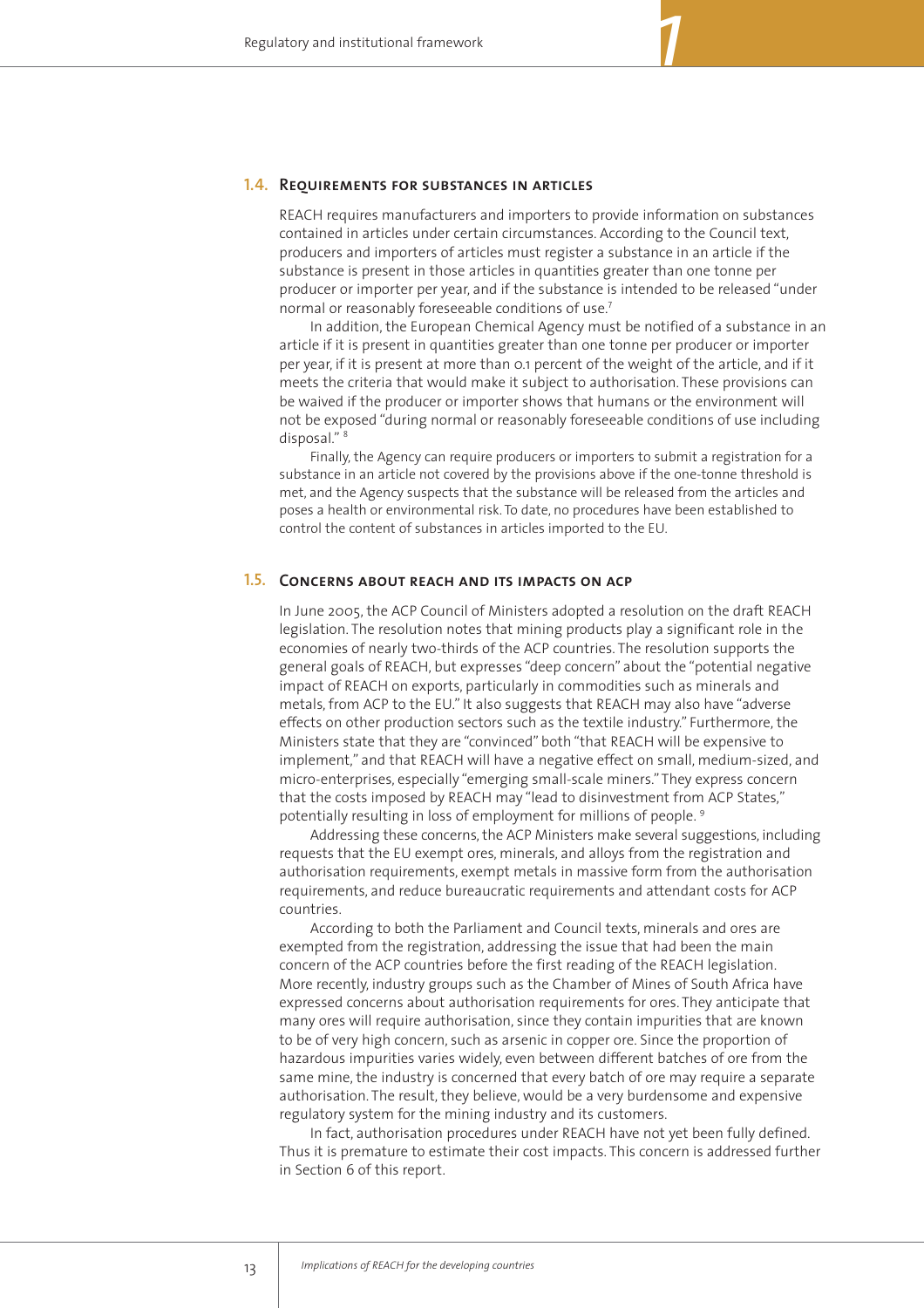## 1.4. Requirements for substances in articles

REACH requires manufacturers and importers to provide information on substances contained in articles under certain circumstances. According to the Council text, producers and importers of articles must register a substance in an article if the substance is present in those articles in quantities greater than one tonne per producer or importer per year, and if the substance is intended to be released "under normal or reasonably foreseeable conditions of use.[7]

In addition, the European Chemical Agency must be notified of a substance in an article if it is present in quantities greater than one tonne per producer or importer per year, if it is present at more than 0.1 percent of the weight of the article, and if it meets the criteria that would make it subject to authorisation. These provisions can be waived if the producer or importer shows that humans or the environment will not be exposed "during normal or reasonably foreseeable conditions of use including disposal." [8]

Finally, the Agency can require producers or importers to submit a registration for a substance in an article not covered by the provisions above if the one-tonne threshold is met, and the Agency suspects that the substance will be released from the articles and poses a health or environmental risk. To date, no procedures have been established to control the content of substances in articles imported to the EU.

## 1.5. Concerns about REACH and its impacts on ACP

In June 2005, the ACP Council of Ministers adopted a resolution on the draft REACH legislation. The resolution notes that mining products play a significant role in the economies of nearly two-thirds of the ACP countries. The resolution supports the general goals of REACH, but expresses "deep concern" about the "potential negative impact of REACH on exports, particularly in commodities such as minerals and metals, from ACP to the EU." It also suggests that REACH may also have "adverse effects on other production sectors such as the textile industry." Furthermore, the Ministers state that they are "convinced" both "that REACH will be expensive to implement," and that REACH will have a negative effect on small, medium-sized, and micro-enterprises, especially "emerging small-scale miners." They express concern that the costs imposed by REACH may "lead to disinvestment from ACP States," potentially resulting in loss of employment for millions of people. [9]

Addressing these concerns, the ACP Ministers make several suggestions, including requests that the EU exempt ores, minerals, and alloys from the registration and authorisation requirements, exempt metals in massive form from the authorisation requirements, and reduce bureaucratic requirements and attendant costs for ACP countries.

According to both the Parliament and Council texts, minerals and ores are exempted from the registration, addressing the issue that had been the main concern of the ACP countries before the first reading of the REACH legislation. More recently, industry groups such as the Chamber of Mines of South Africa have expressed concerns about authorisation requirements for ores. They anticipate that many ores will require authorisation, since they contain impurities that are known to be of very high concern, such as arsenic in copper ore. Since the proportion of hazardous impurities varies widely, even between different batches of ore from the same mine, the industry is concerned that every batch of ore may require a separate authorisation. The result, they believe, would be a very burdensome and expensive regulatory system for the mining industry and its customers.

In fact, authorisation procedures under REACH have not yet been fully defined. Thus it is premature to estimate their cost impacts. This concern is addressed further in Section 6 of this report.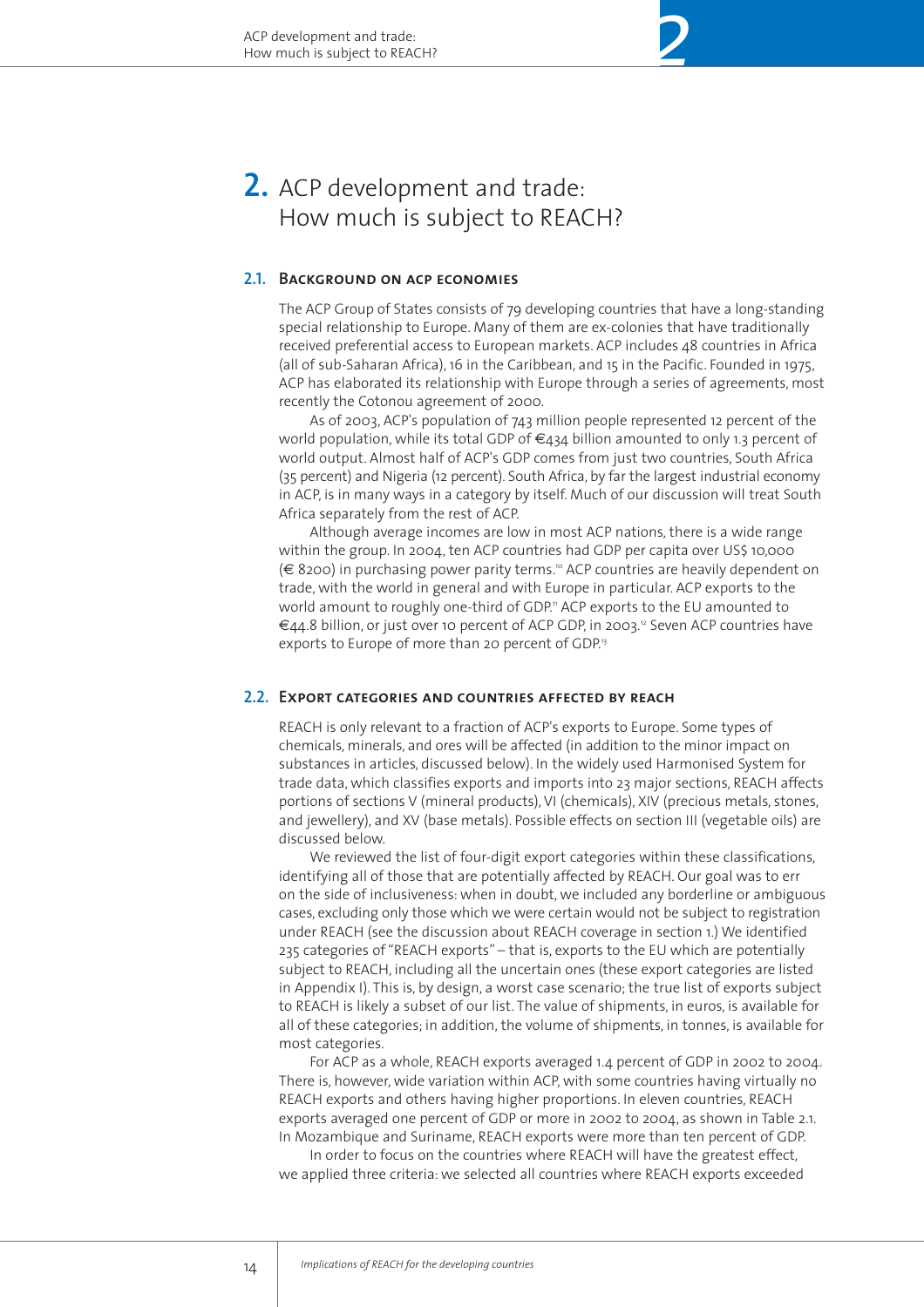# 2. ACP development and trade: How much is subject to REACH?

## 2.1. Background on ACP economies

The ACP Group of States consists of 79 developing countries that have a long-standing special relationship to Europe. Many of them are ex-colonies that have traditionally received preferential access to European markets. ACP includes 48 countries in Africa (all of sub-Saharan Africa), 16 in the Caribbean, and 15 in the Pacific. Founded in 1975, ACP has elaborated its relationship with Europe through a series of agreements, most recently the Cotonou agreement of 2000.

As of 2003, ACP's population of 743 million people represented 12 percent of the world population, while its total GDP of €434 billion amounted to only 1.3 percent of world output. Almost half of ACP's GDP comes from just two countries, South Africa (35 percent) and Nigeria (12 percent). South Africa, by far the largest industrial economy in ACP, is in many ways in a category by itself. Much of our discussion will treat South Africa separately from the rest of ACP.

Although average incomes are low in most ACP nations, there is a wide range within the group. In 2004, ten ACP countries had GDP per capita over US$ 10,000 (€ 8200) in purchasing power parity terms.[10] ACP countries are heavily dependent on trade, with the world in general and with Europe in particular. ACP exports to the world amount to roughly one-third of GDP.[11] ACP exports to the EU amounted to €44.8 billion, or just over 10 percent of ACP GDP, in 2003.[12] Seven ACP countries have exports to Europe of more than 20 percent of GDP.[13]

## 2.2. Export categories and countries affected by REACH

REACH is only relevant to a fraction of ACP's exports to Europe. Some types of chemicals, minerals, and ores will be affected (in addition to the minor impact on substances in articles, discussed below). In the widely used Harmonised System for trade data, which classifies exports and imports into 23 major sections, REACH affects portions of sections V (mineral products), VI (chemicals), XIV (precious metals, stones, and jewellery), and XV (base metals). Possible effects on section III (vegetable oils) are discussed below.

We reviewed the list of four-digit export categories within these classifications, identifying all of those that are potentially affected by REACH. Our goal was to err on the side of inclusiveness: when in doubt, we included any borderline or ambiguous cases, excluding only those which we were certain would not be subject to registration under REACH (see the discussion about REACH coverage in section 1.) We identified 235 categories of "REACH exports" – that is, exports to the EU which are potentially subject to REACH, including all the uncertain ones (these export categories are listed in Appendix I). This is, by design, a worst case scenario; the true list of exports subject to REACH is likely a subset of our list. The value of shipments, in euros, is available for all of these categories; in addition, the volume of shipments, in tonnes, is available for most categories.

For ACP as a whole, REACH exports averaged 1.4 percent of GDP in 2002 to 2004. There is, however, wide variation within ACP, with some countries having virtually no REACH exports and others having higher proportions. In eleven countries, REACH exports averaged one percent of GDP or more in 2002 to 2004, as shown in Table 2.1. In Mozambique and Suriname, REACH exports were more than ten percent of GDP.

In order to focus on the countries where REACH will have the greatest effect, we applied three criteria: we selected all countries where REACH exports exceeded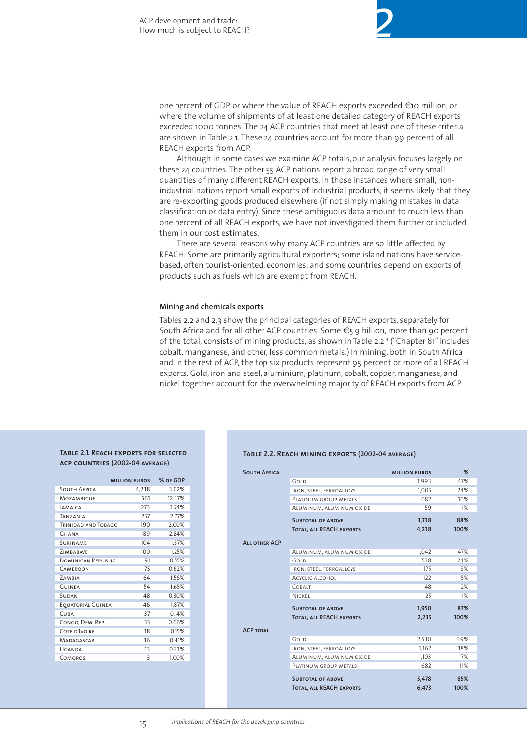one percent of GDP, or where the value of REACH exports exceeded €10 million, or where the volume of shipments of at least one detailed category of REACH exports exceeded 1000 tonnes. The 24 ACP countries that meet at least one of these criteria are shown in Table 2.1. These 24 countries account for more than 99 percent of all REACH exports from ACP.

Although in some cases we examine ACP totals, our analysis focuses largely on these 24 countries. The other 55 ACP nations report a broad range of very small quantities of many different REACH exports. In those instances where small, non-industrial nations report small exports of industrial products, it seems likely that they are re-exporting goods produced elsewhere (if not simply making mistakes in data classification or data entry). Since these ambiguous data amount to much less than one percent of all REACH exports, we have not investigated them further or included them in our cost estimates.

There are several reasons why many ACP countries are so little affected by REACH. Some are primarily agricultural exporters; some island nations have service-based, often tourist-oriented, economies; and some countries depend on exports of products such as fuels which are exempt from REACH.

### Mining and chemicals exports

Tables 2.2 and 2.3 show the principal categories of REACH exports, separately for South Africa and for all other ACP countries. Some €5.9 billion, more than 90 percent of the total, consists of mining products, as shown in Table 2.2[14] ("Chapter 81" includes cobalt, manganese, and other, less common metals.) In mining, both in South Africa and in the rest of ACP, the top six products represent 95 percent or more of all REACH exports. Gold, iron and steel, aluminium, platinum, cobalt, copper, manganese, and nickel together account for the overwhelming majority of REACH exports from ACP.

**Table 2.1. REACH exports for selected ACP countries (2002-04 average)**

| | Million euros | % of GDP |
|---|---|---|
| South Africa | 4,238 | 3.02% |
| Mozambique | 561 | 12.37% |
| Jamaica | 273 | 3.74% |
| Tanzania | 257 | 2.77% |
| Trinidad and Tobago | 190 | 2.00% |
| Ghana | 189 | 2.84% |
| Suriname | 104 | 11.37% |
| Zimbabwe | 100 | 1.25% |
| Dominican Republic | 91 | 0.55% |
| Cameroon | 75 | 0.62% |
| Zambia | 64 | 1.56% |
| Guinea | 54 | 1.65% |
| Sudan | 48 | 0.30% |
| Equatorial Guinea | 46 | 1.87% |
| Cuba | 37 | 0.14% |
| Congo, Dem. Rep. | 35 | 0.66% |
| Cote d'Ivoire | 18 | 0.15% |
| Madagascar | 16 | 0.41% |
| Uganda | 13 | 0.23% |
| Comoros | 3 | 1.00% |

**Table 2.2. REACH mining exports (2002-04 average)**

| | | Million euros | % |
|---|---|---|---|
| **South Africa** | | | |
| | Gold | 1,993 | 47% |
| | Iron, steel, ferroalloys | 1,005 | 24% |
| | Platinum group metals | 682 | 16% |
| | Aluminum, aluminum oxide | 59 | 1% |
| | **Subtotal of above** | **3,738** | **88%** |
| | **Total, all REACH exports** | **4,238** | **100%** |
| **All other ACP** | | | |
| | Aluminum, aluminum oxide | 1,042 | 47% |
| | Gold | 538 | 24% |
| | Iron, steel, ferroalloys | 175 | 8% |
| | Acyclic alcohol | 122 | 5% |
| | Cobalt | 48 | 2% |
| | Nickel | 25 | 1% |
| | **Subtotal of above** | **1,950** | **87%** |
| | **Total, all REACH exports** | **2,235** | **100%** |
| **ACP total** | | | |
| | Gold | 2,530 | 39% |
| | Iron, steel, ferroalloys | 1,162 | 18% |
| | Aluminum, aluminum oxide | 1,103 | 17% |
| | Platinum group metals | 682 | 11% |
| | **Subtotal of above** | **5,478** | **85%** |
| | **Total, all REACH exports** | **6,473** | **100%** |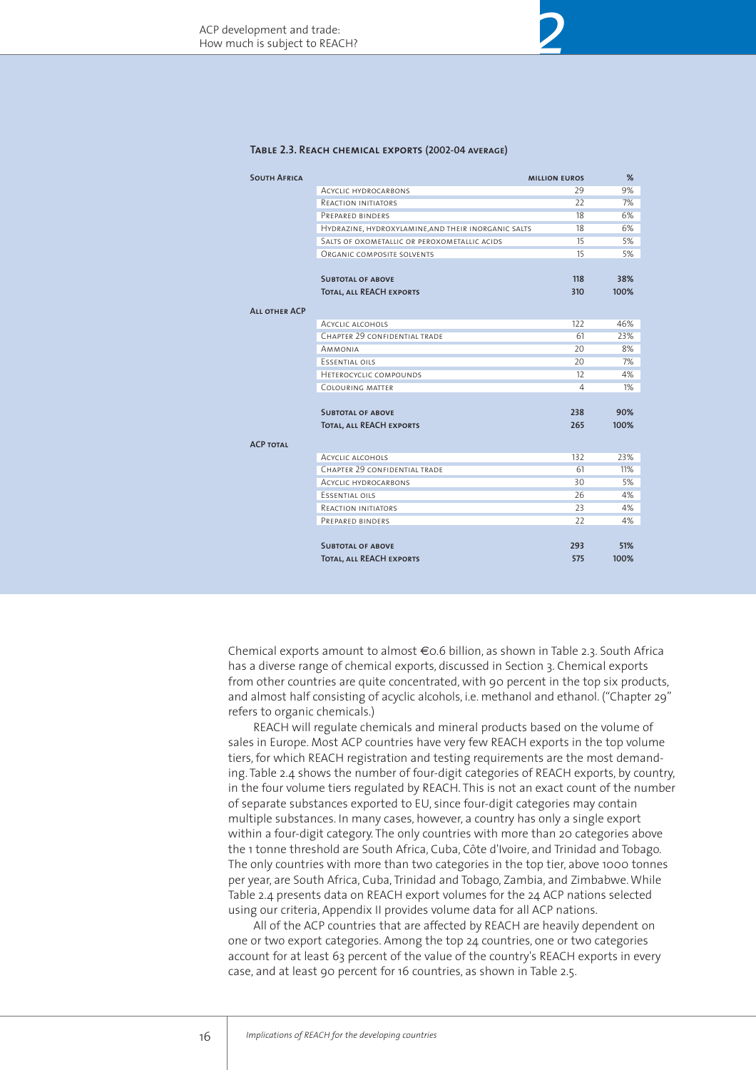**Table 2.3. REACH chemical exports (2002-04 average)**

| | | Million euros | % |
|---|---|---|---|
| **South Africa** | | | |
| | Acyclic hydrocarbons | 29 | 9% |
| | Reaction initiators | 22 | 7% |
| | Prepared binders | 18 | 6% |
| | Hydrazine, hydroxylamine,and their inorganic salts | 18 | 6% |
| | Salts of oxometallic or peroxometallic acids | 15 | 5% |
| | Organic composite solvents | 15 | 5% |
| | **Subtotal of above** | **118** | **38%** |
| | **Total, all REACH exports** | **310** | **100%** |
| **All other ACP** | | | |
| | Acyclic alcohols | 122 | 46% |
| | Chapter 29 confidential trade | 61 | 23% |
| | Ammonia | 20 | 8% |
| | Essential oils | 20 | 7% |
| | Heterocyclic compounds | 12 | 4% |
| | Colouring matter | 4 | 1% |
| | **Subtotal of above** | **238** | **90%** |
| | **Total, all REACH exports** | **265** | **100%** |
| **ACP total** | | | |
| | Acyclic alcohols | 132 | 23% |
| | Chapter 29 confidential trade | 61 | 11% |
| | Acyclic hydrocarbons | 30 | 5% |
| | Essential oils | 26 | 4% |
| | Reaction initiators | 23 | 4% |
| | Prepared binders | 22 | 4% |
| | **Subtotal of above** | **293** | **51%** |
| | **Total, all REACH exports** | **575** | **100%** |

Chemical exports amount to almost €0.6 billion, as shown in Table 2.3. South Africa has a diverse range of chemical exports, discussed in Section 3. Chemical exports from other countries are quite concentrated, with 90 percent in the top six products, and almost half consisting of acyclic alcohols, i.e. methanol and ethanol. ("Chapter 29" refers to organic chemicals.)

REACH will regulate chemicals and mineral products based on the volume of sales in Europe. Most ACP countries have very few REACH exports in the top volume tiers, for which REACH registration and testing requirements are the most demanding. Table 2.4 shows the number of four-digit categories of REACH exports, by country, in the four volume tiers regulated by REACH. This is not an exact count of the number of separate substances exported to EU, since four-digit categories may contain multiple substances. In many cases, however, a country has only a single export within a four-digit category. The only countries with more than 20 categories above the 1 tonne threshold are South Africa, Cuba, Côte d'Ivoire, and Trinidad and Tobago. The only countries with more than two categories in the top tier, above 1000 tonnes per year, are South Africa, Cuba, Trinidad and Tobago, Zambia, and Zimbabwe. While Table 2.4 presents data on REACH export volumes for the 24 ACP nations selected using our criteria, Appendix II provides volume data for all ACP nations.

All of the ACP countries that are affected by REACH are heavily dependent on one or two export categories. Among the top 24 countries, one or two categories account for at least 63 percent of the value of the country's REACH exports in every case, and at least 90 percent for 16 countries, as shown in Table 2.5.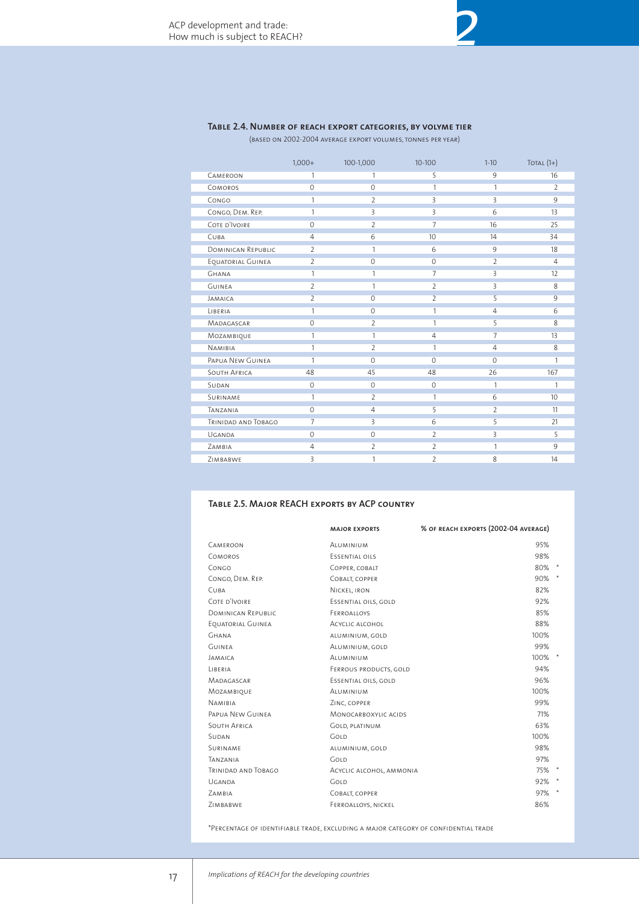### Table 2.4. Number of REACH export categories, by volyme tier

(based on 2002-2004 average export volumes, tonnes per year)

| | 1,000+ | 100-1,000 | 10-100 | 1-10 | Total (1+) |
|---|---|---|---|---|---|
| Cameroon | 1 | 1 | 5 | 9 | 16 |
| Comoros | 0 | 0 | 1 | 1 | 2 |
| Congo | 1 | 2 | 3 | 3 | 9 |
| Congo, Dem. Rep. | 1 | 3 | 3 | 6 | 13 |
| Cote d'Ivoire | 0 | 2 | 7 | 16 | 25 |
| Cuba | 4 | 6 | 10 | 14 | 34 |
| Dominican Republic | 2 | 1 | 6 | 9 | 18 |
| Equatorial Guinea | 2 | 0 | 0 | 2 | 4 |
| Ghana | 1 | 1 | 7 | 3 | 12 |
| Guinea | 2 | 1 | 2 | 3 | 8 |
| Jamaica | 2 | 0 | 2 | 5 | 9 |
| Liberia | 1 | 0 | 1 | 4 | 6 |
| Madagascar | 0 | 2 | 1 | 5 | 8 |
| Mozambique | 1 | 1 | 4 | 7 | 13 |
| Namibia | 1 | 2 | 1 | 4 | 8 |
| Papua New Guinea | 1 | 0 | 0 | 0 | 1 |
| South Africa | 48 | 45 | 48 | 26 | 167 |
| Sudan | 0 | 0 | 0 | 1 | 1 |
| Suriname | 1 | 2 | 1 | 6 | 10 |
| Tanzania | 0 | 4 | 5 | 2 | 11 |
| Trinidad and Tobago | 7 | 3 | 6 | 5 | 21 |
| Uganda | 0 | 0 | 2 | 3 | 5 |
| Zambia | 4 | 2 | 2 | 1 | 9 |
| Zimbabwe | 3 | 1 | 2 | 8 | 14 |

### Table 2.5. Major REACH exports by ACP country

| | major exports | % of REACH exports (2002-04 average) |
|---|---|---|
| Cameroon | Aluminium | 95% |
| Comoros | Essential oils | 98% |
| Congo | Copper, cobalt | 80% * |
| Congo, Dem. Rep. | Cobalt, copper | 90% * |
| Cuba | Nickel, iron | 82% |
| Cote d'Ivoire | Essential oils, gold | 92% |
| Dominican Republic | Ferroalloys | 85% |
| Equatorial Guinea | Acyclic alcohol | 88% |
| Ghana | aluminium, gold | 100% |
| Guinea | Aluminium, gold | 99% |
| Jamaica | Aluminium | 100% * |
| Liberia | Ferrous products, gold | 94% |
| Madagascar | Essential oils, gold | 96% |
| Mozambique | Aluminium | 100% |
| Namibia | Zinc, copper | 99% |
| Papua New Guinea | Monocarboxylic acids | 71% |
| South Africa | Gold, platinum | 63% |
| Sudan | Gold | 100% |
| Suriname | aluminium, gold | 98% |
| Tanzania | Gold | 97% |
| Trinidad and Tobago | Acyclic alcohol, ammonia | 75% * |
| Uganda | Gold | 92% * |
| Zambia | Cobalt, copper | 97% * |
| Zimbabwe | Ferroalloys, nickel | 86% |

*Percentage of identifiable trade, excluding a major category of confidential trade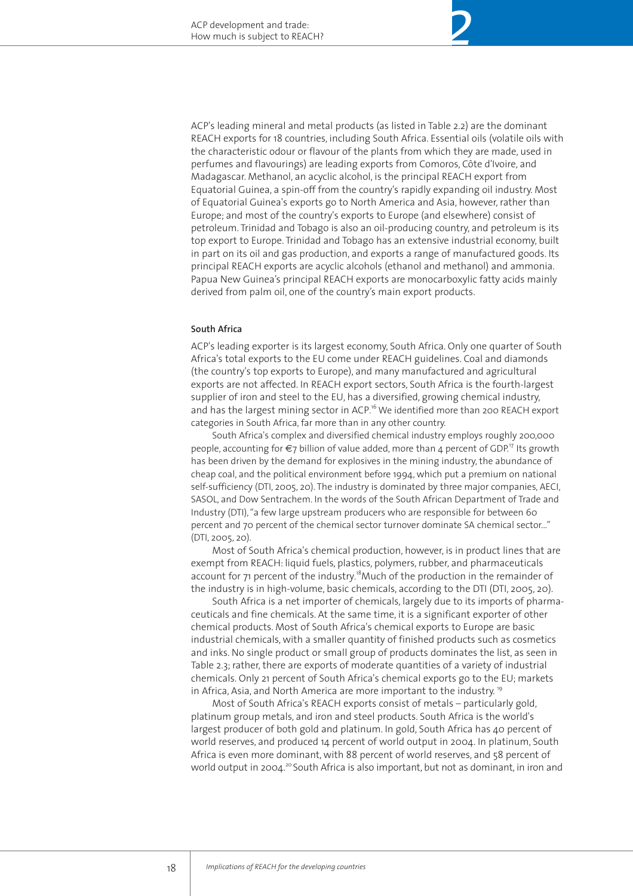ACP's leading mineral and metal products (as listed in Table 2.2) are the dominant REACH exports for 18 countries, including South Africa. Essential oils (volatile oils with the characteristic odour or flavour of the plants from which they are made, used in perfumes and flavourings) are leading exports from Comoros, Côte d'Ivoire, and Madagascar. Methanol, an acyclic alcohol, is the principal REACH export from Equatorial Guinea, a spin-off from the country's rapidly expanding oil industry. Most of Equatorial Guinea's exports go to North America and Asia, however, rather than Europe; and most of the country's exports to Europe (and elsewhere) consist of petroleum. Trinidad and Tobago is also an oil-producing country, and petroleum is its top export to Europe. Trinidad and Tobago has an extensive industrial economy, built in part on its oil and gas production, and exports a range of manufactured goods. Its principal REACH exports are acyclic alcohols (ethanol and methanol) and ammonia. Papua New Guinea's principal REACH exports are monocarboxylic fatty acids mainly derived from palm oil, one of the country's main export products.

#### South Africa

ACP's leading exporter is its largest economy, South Africa. Only one quarter of South Africa's total exports to the EU come under REACH guidelines. Coal and diamonds (the country's top exports to Europe), and many manufactured and agricultural exports are not affected. In REACH export sectors, South Africa is the fourth-largest supplier of iron and steel to the EU, has a diversified, growing chemical industry, and has the largest mining sector in ACP.[16] We identified more than 200 REACH export categories in South Africa, far more than in any other country.

South Africa's complex and diversified chemical industry employs roughly 200,000 people, accounting for €7 billion of value added, more than 4 percent of GDP.[17] Its growth has been driven by the demand for explosives in the mining industry, the abundance of cheap coal, and the political environment before 1994, which put a premium on national self-sufficiency (DTI, 2005, 20). The industry is dominated by three major companies, AECI, SASOL, and Dow Sentrachem. In the words of the South African Department of Trade and Industry (DTI), "a few large upstream producers who are responsible for between 60 percent and 70 percent of the chemical sector turnover dominate SA chemical sector..." (DTI, 2005, 20).

Most of South Africa's chemical production, however, is in product lines that are exempt from REACH: liquid fuels, plastics, polymers, rubber, and pharmaceuticals account for 71 percent of the industry.[18] Much of the production in the remainder of the industry is in high-volume, basic chemicals, according to the DTI (DTI, 2005, 20).

South Africa is a net importer of chemicals, largely due to its imports of pharmaceuticals and fine chemicals. At the same time, it is a significant exporter of other chemical products. Most of South Africa's chemical exports to Europe are basic industrial chemicals, with a smaller quantity of finished products such as cosmetics and inks. No single product or small group of products dominates the list, as seen in Table 2.3; rather, there are exports of moderate quantities of a variety of industrial chemicals. Only 21 percent of South Africa's chemical exports go to the EU; markets in Africa, Asia, and North America are more important to the industry.[19]

Most of South Africa's REACH exports consist of metals – particularly gold, platinum group metals, and iron and steel products. South Africa is the world's largest producer of both gold and platinum. In gold, South Africa has 40 percent of world reserves, and produced 14 percent of world output in 2004. In platinum, South Africa is even more dominant, with 88 percent of world reserves, and 58 percent of world output in 2004.[20] South Africa is also important, but not as dominant, in iron and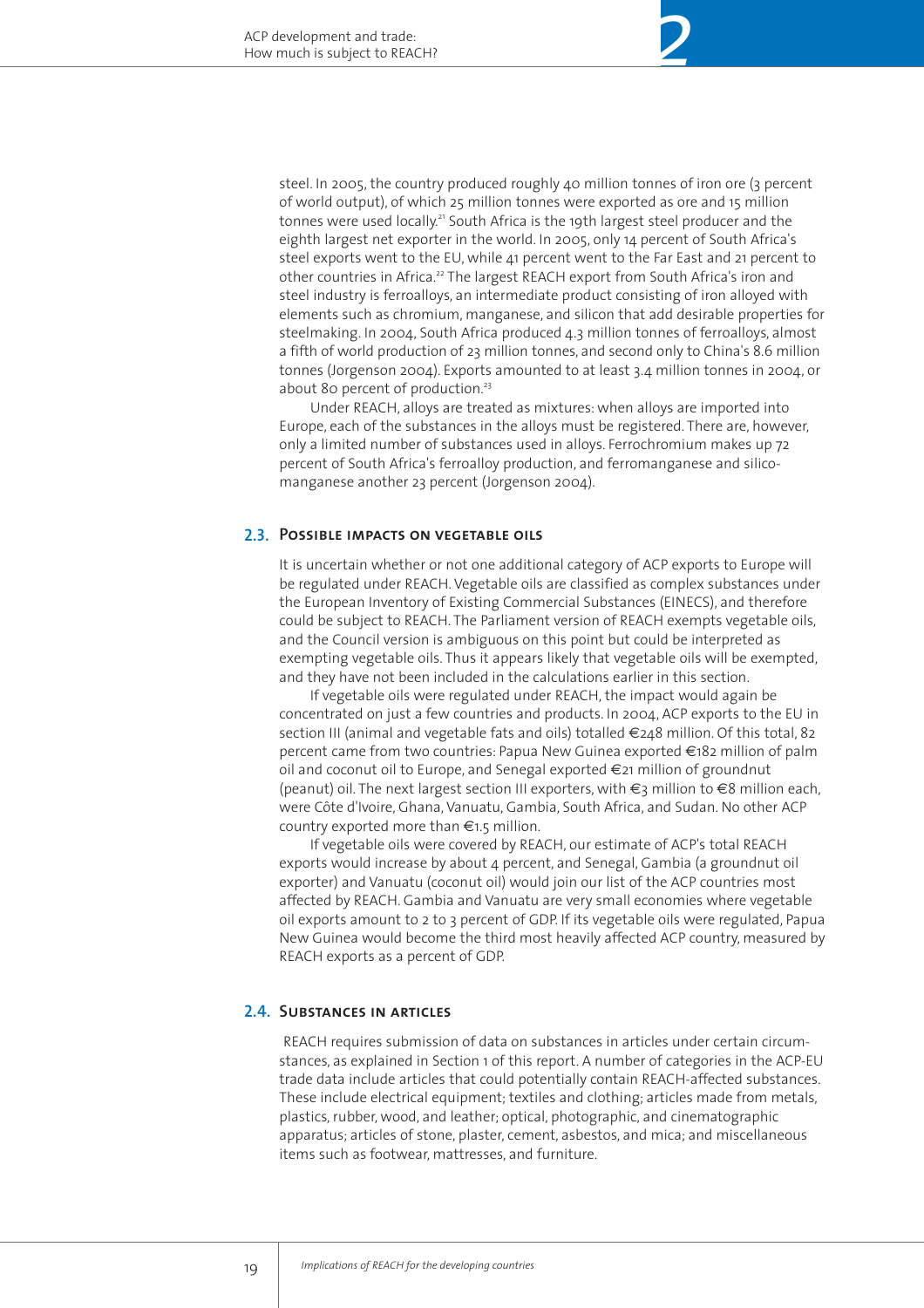steel. In 2005, the country produced roughly 40 million tonnes of iron ore (3 percent of world output), of which 25 million tonnes were exported as ore and 15 million tonnes were used locally.[21] South Africa is the 19th largest steel producer and the eighth largest net exporter in the world. In 2005, only 14 percent of South Africa's steel exports went to the EU, while 41 percent went to the Far East and 21 percent to other countries in Africa.[22] The largest REACH export from South Africa's iron and steel industry is ferroalloys, an intermediate product consisting of iron alloyed with elements such as chromium, manganese, and silicon that add desirable properties for steelmaking. In 2004, South Africa produced 4.3 million tonnes of ferroalloys, almost a fifth of world production of 23 million tonnes, and second only to China's 8.6 million tonnes (Jorgenson 2004). Exports amounted to at least 3.4 million tonnes in 2004, or about 80 percent of production.[23]

Under REACH, alloys are treated as mixtures: when alloys are imported into Europe, each of the substances in the alloys must be registered. There are, however, only a limited number of substances used in alloys. Ferrochromium makes up 72 percent of South Africa's ferroalloy production, and ferromanganese and silico-manganese another 23 percent (Jorgenson 2004).

## 2.3. Possible impacts on vegetable oils

It is uncertain whether or not one additional category of ACP exports to Europe will be regulated under REACH. Vegetable oils are classified as complex substances under the European Inventory of Existing Commercial Substances (EINECS), and therefore could be subject to REACH. The Parliament version of REACH exempts vegetable oils, and the Council version is ambiguous on this point but could be interpreted as exempting vegetable oils. Thus it appears likely that vegetable oils will be exempted, and they have not been included in the calculations earlier in this section.

If vegetable oils were regulated under REACH, the impact would again be concentrated on just a few countries and products. In 2004, ACP exports to the EU in section III (animal and vegetable fats and oils) totalled €248 million. Of this total, 82 percent came from two countries: Papua New Guinea exported €182 million of palm oil and coconut oil to Europe, and Senegal exported €21 million of groundnut (peanut) oil. The next largest section III exporters, with €3 million to €8 million each, were Côte d'Ivoire, Ghana, Vanuatu, Gambia, South Africa, and Sudan. No other ACP country exported more than €1.5 million.

If vegetable oils were covered by REACH, our estimate of ACP's total REACH exports would increase by about 4 percent, and Senegal, Gambia (a groundnut oil exporter) and Vanuatu (coconut oil) would join our list of the ACP countries most affected by REACH. Gambia and Vanuatu are very small economies where vegetable oil exports amount to 2 to 3 percent of GDP. If its vegetable oils were regulated, Papua New Guinea would become the third most heavily affected ACP country, measured by REACH exports as a percent of GDP.

## 2.4. Substances in articles

REACH requires submission of data on substances in articles under certain circumstances, as explained in Section 1 of this report. A number of categories in the ACP-EU trade data include articles that could potentially contain REACH-affected substances. These include electrical equipment; textiles and clothing; articles made from metals, plastics, rubber, wood, and leather; optical, photographic, and cinematographic apparatus; articles of stone, plaster, cement, asbestos, and mica; and miscellaneous items such as footwear, mattresses, and furniture.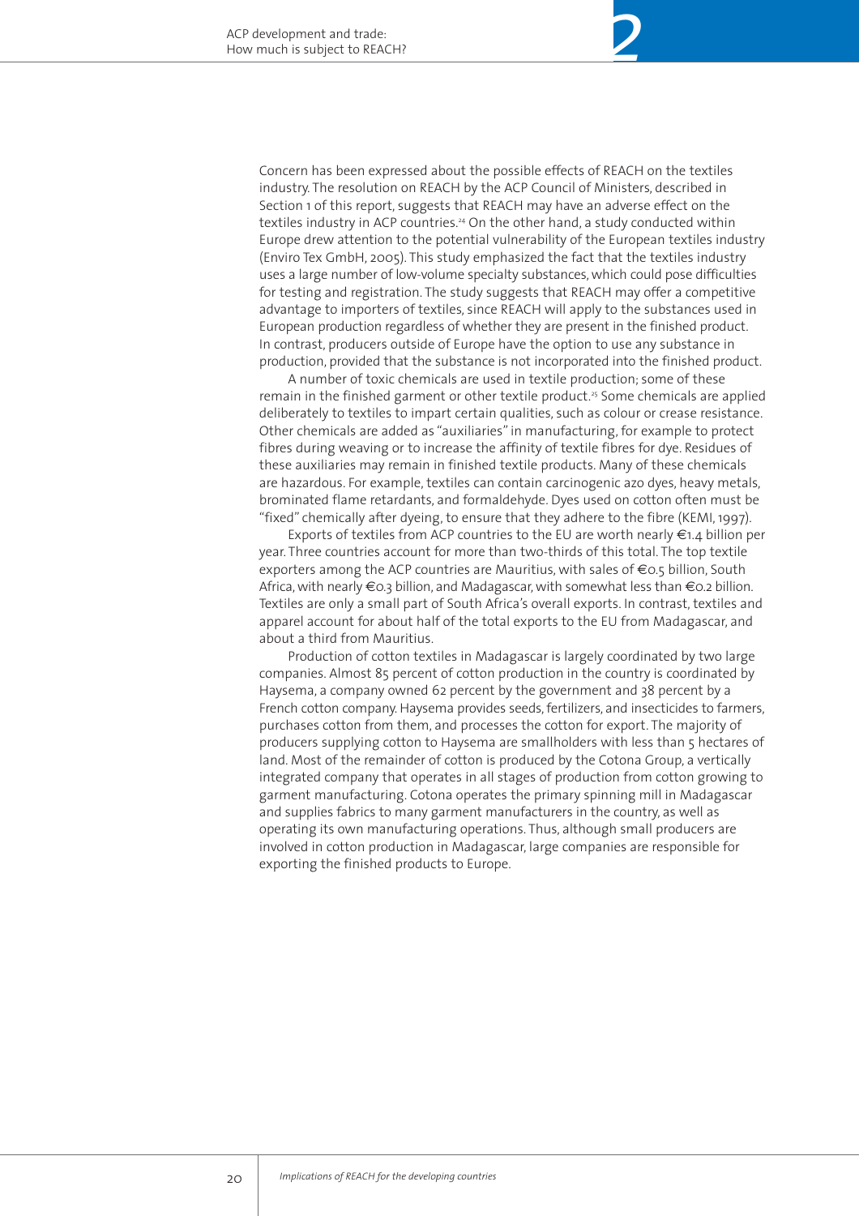Concern has been expressed about the possible effects of REACH on the textiles industry. The resolution on REACH by the ACP Council of Ministers, described in Section 1 of this report, suggests that REACH may have an adverse effect on the textiles industry in ACP countries.[24] On the other hand, a study conducted within Europe drew attention to the potential vulnerability of the European textiles industry (Enviro Tex GmbH, 2005). This study emphasized the fact that the textiles industry uses a large number of low-volume specialty substances, which could pose difficulties for testing and registration. The study suggests that REACH may offer a competitive advantage to importers of textiles, since REACH will apply to the substances used in European production regardless of whether they are present in the finished product. In contrast, producers outside of Europe have the option to use any substance in production, provided that the substance is not incorporated into the finished product.

A number of toxic chemicals are used in textile production; some of these remain in the finished garment or other textile product.[25] Some chemicals are applied deliberately to textiles to impart certain qualities, such as colour or crease resistance. Other chemicals are added as "auxiliaries" in manufacturing, for example to protect fibres during weaving or to increase the affinity of textile fibres for dye. Residues of these auxiliaries may remain in finished textile products. Many of these chemicals are hazardous. For example, textiles can contain carcinogenic azo dyes, heavy metals, brominated flame retardants, and formaldehyde. Dyes used on cotton often must be "fixed" chemically after dyeing, to ensure that they adhere to the fibre (KEMI, 1997).

Exports of textiles from ACP countries to the EU are worth nearly €1.4 billion per year. Three countries account for more than two-thirds of this total. The top textile exporters among the ACP countries are Mauritius, with sales of €0.5 billion, South Africa, with nearly €0.3 billion, and Madagascar, with somewhat less than €0.2 billion. Textiles are only a small part of South Africa's overall exports. In contrast, textiles and apparel account for about half of the total exports to the EU from Madagascar, and about a third from Mauritius.

Production of cotton textiles in Madagascar is largely coordinated by two large companies. Almost 85 percent of cotton production in the country is coordinated by Haysema, a company owned 62 percent by the government and 38 percent by a French cotton company. Haysema provides seeds, fertilizers, and insecticides to farmers, purchases cotton from them, and processes the cotton for export. The majority of producers supplying cotton to Haysema are smallholders with less than 5 hectares of land. Most of the remainder of cotton is produced by the Cotona Group, a vertically integrated company that operates in all stages of production from cotton growing to garment manufacturing. Cotona operates the primary spinning mill in Madagascar and supplies fabrics to many garment manufacturers in the country, as well as operating its own manufacturing operations. Thus, although small producers are involved in cotton production in Madagascar, large companies are responsible for exporting the finished products to Europe.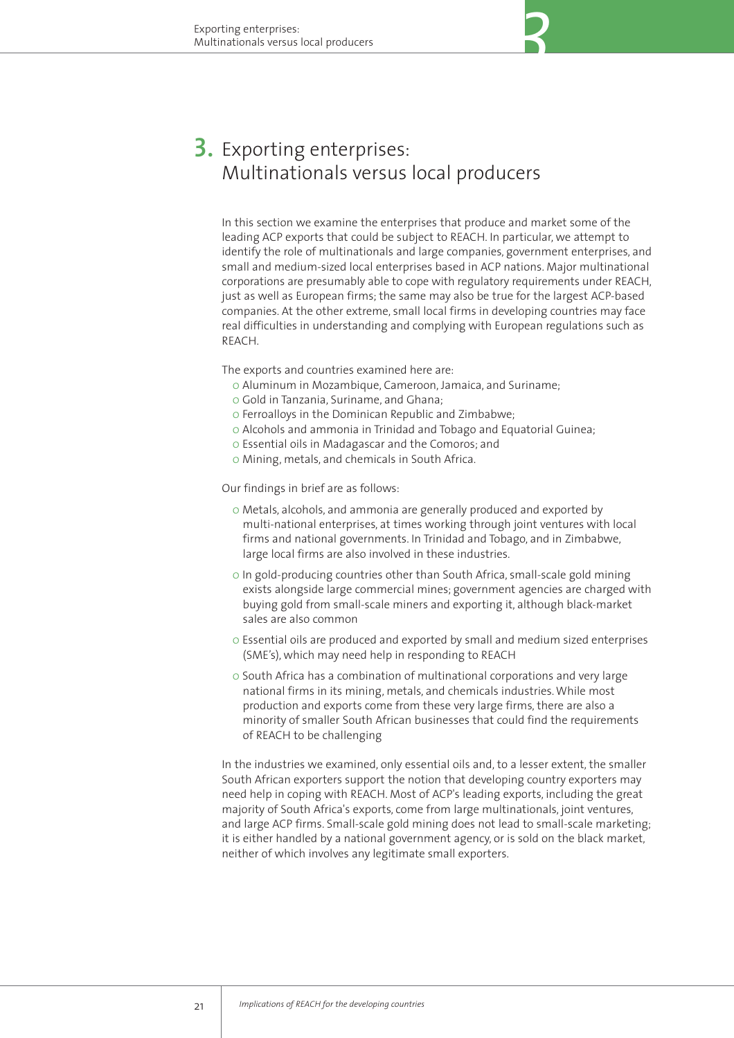# 3. Exporting enterprises: Multinationals versus local producers

In this section we examine the enterprises that produce and market some of the leading ACP exports that could be subject to REACH. In particular, we attempt to identify the role of multinationals and large companies, government enterprises, and small and medium-sized local enterprises based in ACP nations. Major multinational corporations are presumably able to cope with regulatory requirements under REACH, just as well as European firms; the same may also be true for the largest ACP-based companies. At the other extreme, small local firms in developing countries may face real difficulties in understanding and complying with European regulations such as REACH.

The exports and countries examined here are:

- Aluminum in Mozambique, Cameroon, Jamaica, and Suriname;
- Gold in Tanzania, Suriname, and Ghana;
- Ferroalloys in the Dominican Republic and Zimbabwe;
- Alcohols and ammonia in Trinidad and Tobago and Equatorial Guinea;
- Essential oils in Madagascar and the Comoros; and
- Mining, metals, and chemicals in South Africa.

Our findings in brief are as follows:

- Metals, alcohols, and ammonia are generally produced and exported by multi-national enterprises, at times working through joint ventures with local firms and national governments. In Trinidad and Tobago, and in Zimbabwe, large local firms are also involved in these industries.
- In gold-producing countries other than South Africa, small-scale gold mining exists alongside large commercial mines; government agencies are charged with buying gold from small-scale miners and exporting it, although black-market sales are also common
- Essential oils are produced and exported by small and medium sized enterprises (SME's), which may need help in responding to REACH
- South Africa has a combination of multinational corporations and very large national firms in its mining, metals, and chemicals industries. While most production and exports come from these very large firms, there are also a minority of smaller South African businesses that could find the requirements of REACH to be challenging

In the industries we examined, only essential oils and, to a lesser extent, the smaller South African exporters support the notion that developing country exporters may need help in coping with REACH. Most of ACP's leading exports, including the great majority of South Africa's exports, come from large multinationals, joint ventures, and large ACP firms. Small-scale gold mining does not lead to small-scale marketing; it is either handled by a national government agency, or is sold on the black market, neither of which involves any legitimate small exporters.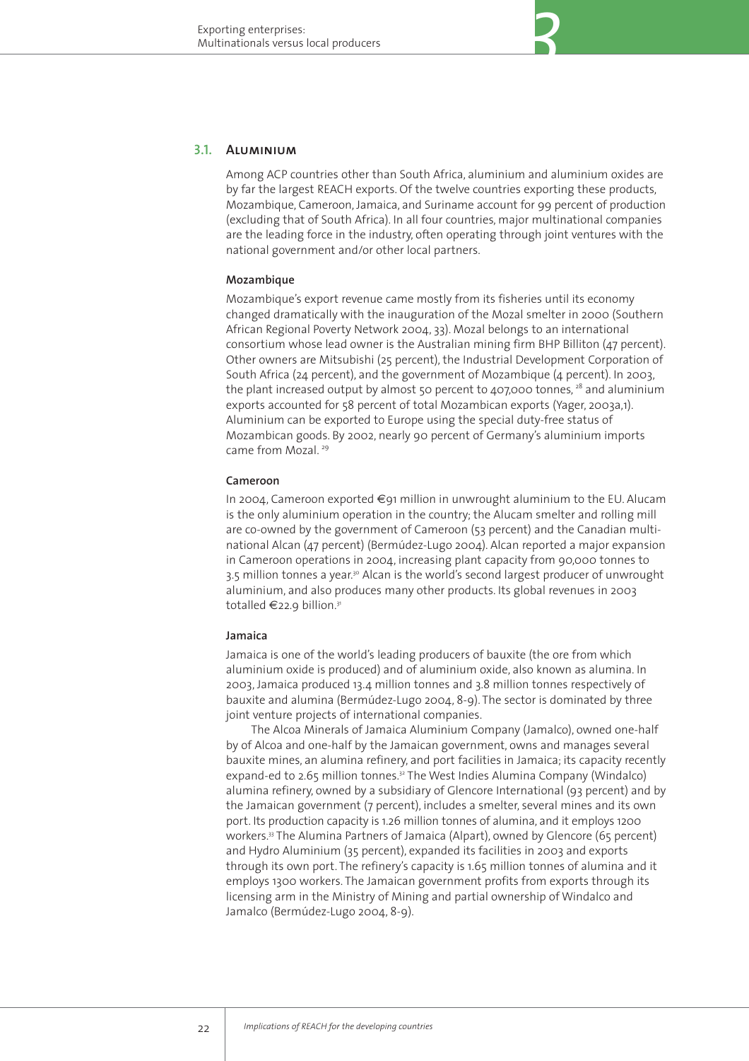## 3.1. Aluminium

Among ACP countries other than South Africa, aluminium and aluminium oxides are by far the largest REACH exports. Of the twelve countries exporting these products, Mozambique, Cameroon, Jamaica, and Suriname account for 99 percent of production (excluding that of South Africa). In all four countries, major multinational companies are the leading force in the industry, often operating through joint ventures with the national government and/or other local partners.

### Mozambique

Mozambique's export revenue came mostly from its fisheries until its economy changed dramatically with the inauguration of the Mozal smelter in 2000 (Southern African Regional Poverty Network 2004, 33). Mozal belongs to an international consortium whose lead owner is the Australian mining firm BHP Billiton (47 percent). Other owners are Mitsubishi (25 percent), the Industrial Development Corporation of South Africa (24 percent), and the government of Mozambique (4 percent). In 2003, the plant increased output by almost 50 percent to 407,000 tonnes, [28] and aluminium exports accounted for 58 percent of total Mozambican exports (Yager, 2003a,1). Aluminium can be exported to Europe using the special duty-free status of Mozambican goods. By 2002, nearly 90 percent of Germany's aluminium imports came from Mozal. [29]

### Cameroon

In 2004, Cameroon exported €91 million in unwrought aluminium to the EU. Alucam is the only aluminium operation in the country; the Alucam smelter and rolling mill are co-owned by the government of Cameroon (53 percent) and the Canadian multinational Alcan (47 percent) (Bermúdez-Lugo 2004). Alcan reported a major expansion in Cameroon operations in 2004, increasing plant capacity from 90,000 tonnes to 3.5 million tonnes a year.[30] Alcan is the world's second largest producer of unwrought aluminium, and also produces many other products. Its global revenues in 2003 totalled €22.9 billion.[31]

### Jamaica

Jamaica is one of the world's leading producers of bauxite (the ore from which aluminium oxide is produced) and of aluminium oxide, also known as alumina. In 2003, Jamaica produced 13.4 million tonnes and 3.8 million tonnes respectively of bauxite and alumina (Bermúdez-Lugo 2004, 8-9). The sector is dominated by three joint venture projects of international companies.

The Alcoa Minerals of Jamaica Aluminium Company (Jamalco), owned one-half by of Alcoa and one-half by the Jamaican government, owns and manages several bauxite mines, an alumina refinery, and port facilities in Jamaica; its capacity recently expand-ed to 2.65 million tonnes.[32] The West Indies Alumina Company (Windalco) alumina refinery, owned by a subsidiary of Glencore International (93 percent) and by the Jamaican government (7 percent), includes a smelter, several mines and its own port. Its production capacity is 1.26 million tonnes of alumina, and it employs 1200 workers.[33] The Alumina Partners of Jamaica (Alpart), owned by Glencore (65 percent) and Hydro Aluminium (35 percent), expanded its facilities in 2003 and exports through its own port. The refinery's capacity is 1.65 million tonnes of alumina and it employs 1300 workers. The Jamaican government profits from exports through its licensing arm in the Ministry of Mining and partial ownership of Windalco and Jamalco (Bermúdez-Lugo 2004, 8-9).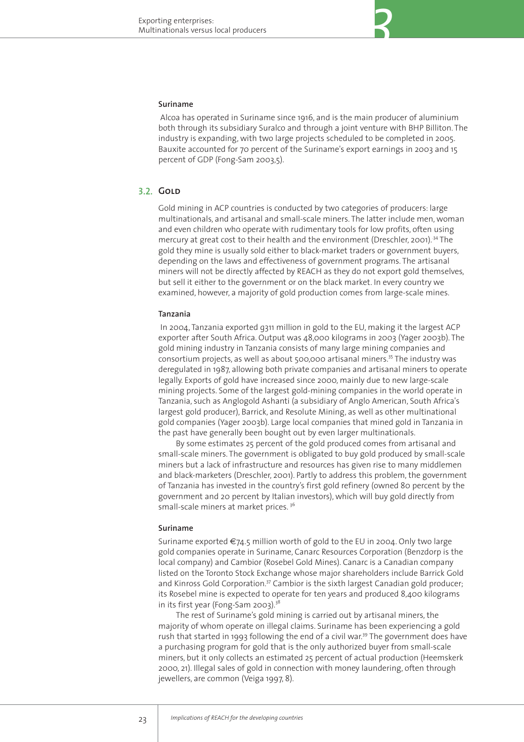**Suriname**

Alcoa has operated in Suriname since 1916, and is the main producer of aluminium both through its subsidiary Suralco and through a joint venture with BHP Billiton. The industry is expanding, with two large projects scheduled to be completed in 2005. Bauxite accounted for 70 percent of the Suriname's export earnings in 2003 and 15 percent of GDP (Fong-Sam 2003,5).

## 3.2. Gold

Gold mining in ACP countries is conducted by two categories of producers: large multinationals, and artisanal and small-scale miners. The latter include men, woman and even children who operate with rudimentary tools for low profits, often using mercury at great cost to their health and the environment (Dreschler, 2001).[34] The gold they mine is usually sold either to black-market traders or government buyers, depending on the laws and effectiveness of government programs. The artisanal miners will not be directly affected by REACH as they do not export gold themselves, but sell it either to the government or on the black market. In every country we examined, however, a majority of gold production comes from large-scale mines.

**Tanzania**

In 2004, Tanzania exported 9311 million in gold to the EU, making it the largest ACP exporter after South Africa. Output was 48,000 kilograms in 2003 (Yager 2003b). The gold mining industry in Tanzania consists of many large mining companies and consortium projects, as well as about 500,000 artisanal miners.[35] The industry was deregulated in 1987, allowing both private companies and artisanal miners to operate legally. Exports of gold have increased since 2000, mainly due to new large-scale mining projects. Some of the largest gold-mining companies in the world operate in Tanzania, such as Anglogold Ashanti (a subsidiary of Anglo American, South Africa's largest gold producer), Barrick, and Resolute Mining, as well as other multinational gold companies (Yager 2003b). Large local companies that mined gold in Tanzania in the past have generally been bought out by even larger multinationals.

By some estimates 25 percent of the gold produced comes from artisanal and small-scale miners. The government is obligated to buy gold produced by small-scale miners but a lack of infrastructure and resources has given rise to many middlemen and black-marketers (Dreschler, 2001). Partly to address this problem, the government of Tanzania has invested in the country's first gold refinery (owned 80 percent by the government and 20 percent by Italian investors), which will buy gold directly from small-scale miners at market prices.[36]

**Suriname**

Suriname exported €74.5 million worth of gold to the EU in 2004. Only two large gold companies operate in Suriname, Canarc Resources Corporation (Benzdorp is the local company) and Cambior (Rosebel Gold Mines). Canarc is a Canadian company listed on the Toronto Stock Exchange whose major shareholders include Barrick Gold and Kinross Gold Corporation.[37] Cambior is the sixth largest Canadian gold producer; its Rosebel mine is expected to operate for ten years and produced 8,400 kilograms in its first year (Fong-Sam 2003).[38]

The rest of Suriname's gold mining is carried out by artisanal miners, the majority of whom operate on illegal claims. Suriname has been experiencing a gold rush that started in 1993 following the end of a civil war.[39] The government does have a purchasing program for gold that is the only authorized buyer from small-scale miners, but it only collects an estimated 25 percent of actual production (Heemskerk 2000, 21). Illegal sales of gold in connection with money laundering, often through jewellers, are common (Veiga 1997, 8).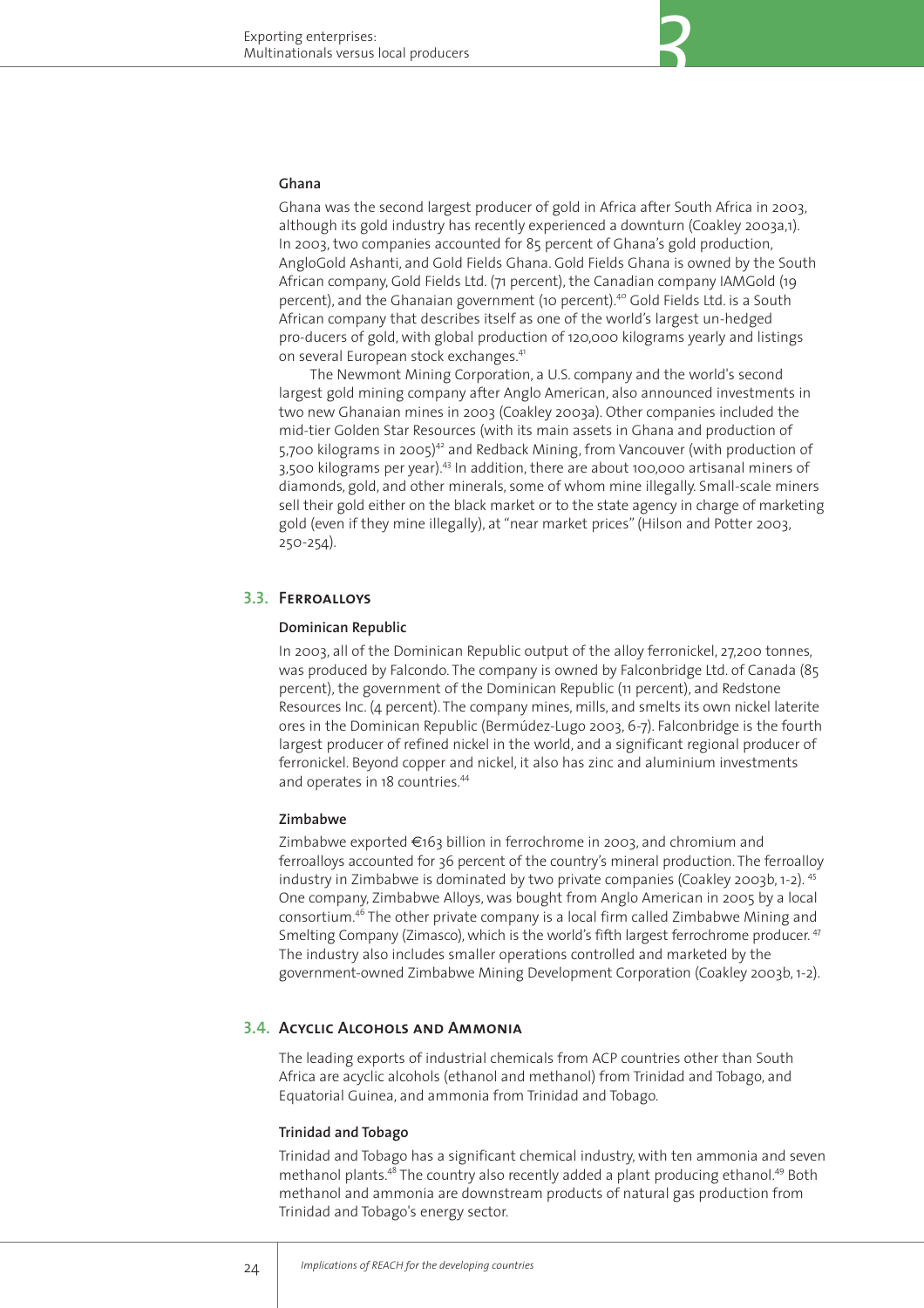#### Ghana

Ghana was the second largest producer of gold in Africa after South Africa in 2003, although its gold industry has recently experienced a downturn (Coakley 2003a,1). In 2003, two companies accounted for 85 percent of Ghana's gold production, AngloGold Ashanti, and Gold Fields Ghana. Gold Fields Ghana is owned by the South African company, Gold Fields Ltd. (71 percent), the Canadian company IAMGold (19 percent), and the Ghanaian government (10 percent).[40] Gold Fields Ltd. is a South African company that describes itself as one of the world's largest un-hedged pro-ducers of gold, with global production of 120,000 kilograms yearly and listings on several European stock exchanges.[41]

The Newmont Mining Corporation, a U.S. company and the world's second largest gold mining company after Anglo American, also announced investments in two new Ghanaian mines in 2003 (Coakley 2003a). Other companies included the mid-tier Golden Star Resources (with its main assets in Ghana and production of 5,700 kilograms in 2005)[42] and Redback Mining, from Vancouver (with production of 3,500 kilograms per year).[43] In addition, there are about 100,000 artisanal miners of diamonds, gold, and other minerals, some of whom mine illegally. Small-scale miners sell their gold either on the black market or to the state agency in charge of marketing gold (even if they mine illegally), at "near market prices" (Hilson and Potter 2003, 250-254).

### 3.3. Ferroalloys

#### Dominican Republic

In 2003, all of the Dominican Republic output of the alloy ferronickel, 27,200 tonnes, was produced by Falcondo. The company is owned by Falconbridge Ltd. of Canada (85 percent), the government of the Dominican Republic (11 percent), and Redstone Resources Inc. (4 percent). The company mines, mills, and smelts its own nickel laterite ores in the Dominican Republic (Bermúdez-Lugo 2003, 6-7). Falconbridge is the fourth largest producer of refined nickel in the world, and a significant regional producer of ferronickel. Beyond copper and nickel, it also has zinc and aluminium investments and operates in 18 countries.[44]

#### Zimbabwe

Zimbabwe exported €163 billion in ferrochrome in 2003, and chromium and ferroalloys accounted for 36 percent of the country's mineral production. The ferroalloy industry in Zimbabwe is dominated by two private companies (Coakley 2003b, 1-2).[45] One company, Zimbabwe Alloys, was bought from Anglo American in 2005 by a local consortium.[46] The other private company is a local firm called Zimbabwe Mining and Smelting Company (Zimasco), which is the world's fifth largest ferrochrome producer.[47] The industry also includes smaller operations controlled and marketed by the government-owned Zimbabwe Mining Development Corporation (Coakley 2003b, 1-2).

### 3.4. Acyclic Alcohols and Ammonia

The leading exports of industrial chemicals from ACP countries other than South Africa are acyclic alcohols (ethanol and methanol) from Trinidad and Tobago, and Equatorial Guinea, and ammonia from Trinidad and Tobago.

#### Trinidad and Tobago

Trinidad and Tobago has a significant chemical industry, with ten ammonia and seven methanol plants.[48] The country also recently added a plant producing ethanol.[49] Both methanol and ammonia are downstream products of natural gas production from Trinidad and Tobago's energy sector.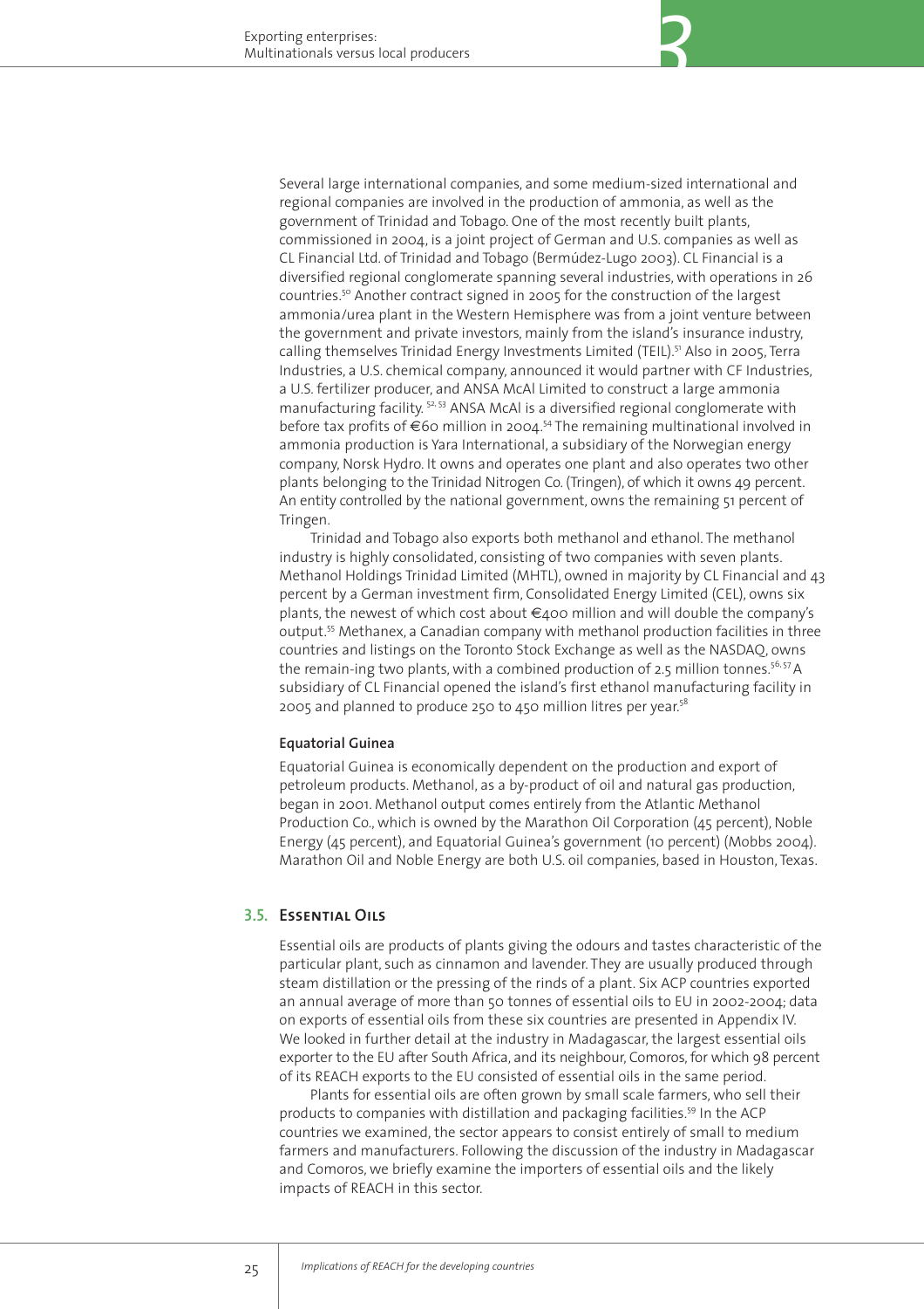Several large international companies, and some medium-sized international and regional companies are involved in the production of ammonia, as well as the government of Trinidad and Tobago. One of the most recently built plants, commissioned in 2004, is a joint project of German and U.S. companies as well as CL Financial Ltd. of Trinidad and Tobago (Bermúdez-Lugo 2003). CL Financial is a diversified regional conglomerate spanning several industries, with operations in 26 countries.[50] Another contract signed in 2005 for the construction of the largest ammonia/urea plant in the Western Hemisphere was from a joint venture between the government and private investors, mainly from the island's insurance industry, calling themselves Trinidad Energy Investments Limited (TEIL).[51] Also in 2005, Terra Industries, a U.S. chemical company, announced it would partner with CF Industries, a U.S. fertilizer producer, and ANSA McAl Limited to construct a large ammonia manufacturing facility.[52, 53] ANSA McAl is a diversified regional conglomerate with before tax profits of €60 million in 2004.[54] The remaining multinational involved in ammonia production is Yara International, a subsidiary of the Norwegian energy company, Norsk Hydro. It owns and operates one plant and also operates two other plants belonging to the Trinidad Nitrogen Co. (Tringen), of which it owns 49 percent. An entity controlled by the national government, owns the remaining 51 percent of Tringen.

Trinidad and Tobago also exports both methanol and ethanol. The methanol industry is highly consolidated, consisting of two companies with seven plants. Methanol Holdings Trinidad Limited (MHTL), owned in majority by CL Financial and 43 percent by a German investment firm, Consolidated Energy Limited (CEL), owns six plants, the newest of which cost about €400 million and will double the company's output.[55] Methanex, a Canadian company with methanol production facilities in three countries and listings on the Toronto Stock Exchange as well as the NASDAQ, owns the remain-ing two plants, with a combined production of 2.5 million tonnes.[56, 57] A subsidiary of CL Financial opened the island's first ethanol manufacturing facility in 2005 and planned to produce 250 to 450 million litres per year.[58]

#### Equatorial Guinea

Equatorial Guinea is economically dependent on the production and export of petroleum products. Methanol, as a by-product of oil and natural gas production, began in 2001. Methanol output comes entirely from the Atlantic Methanol Production Co., which is owned by the Marathon Oil Corporation (45 percent), Noble Energy (45 percent), and Equatorial Guinea's government (10 percent) (Mobbs 2004). Marathon Oil and Noble Energy are both U.S. oil companies, based in Houston, Texas.

### 3.5. Essential Oils

Essential oils are products of plants giving the odours and tastes characteristic of the particular plant, such as cinnamon and lavender. They are usually produced through steam distillation or the pressing of the rinds of a plant. Six ACP countries exported an annual average of more than 50 tonnes of essential oils to EU in 2002-2004; data on exports of essential oils from these six countries are presented in Appendix IV. We looked in further detail at the industry in Madagascar, the largest essential oils exporter to the EU after South Africa, and its neighbour, Comoros, for which 98 percent of its REACH exports to the EU consisted of essential oils in the same period.

Plants for essential oils are often grown by small scale farmers, who sell their products to companies with distillation and packaging facilities.[59] In the ACP countries we examined, the sector appears to consist entirely of small to medium farmers and manufacturers. Following the discussion of the industry in Madagascar and Comoros, we briefly examine the importers of essential oils and the likely impacts of REACH in this sector.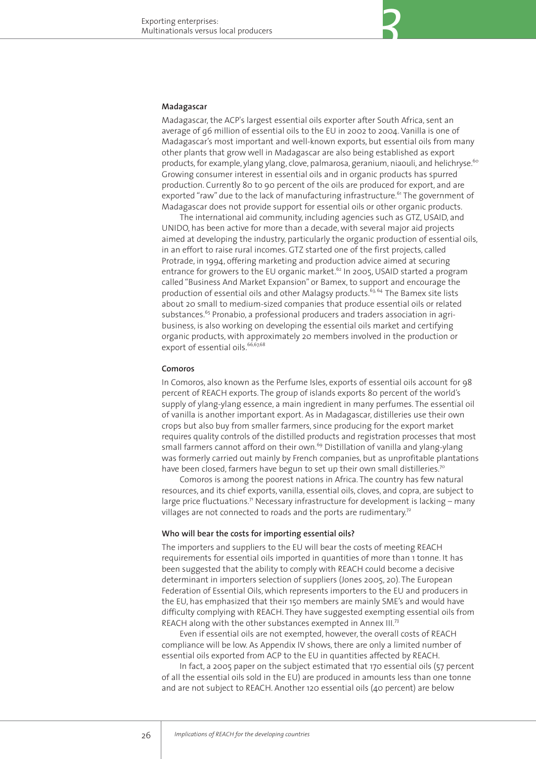### Madagascar

Madagascar, the ACP's largest essential oils exporter after South Africa, sent an average of 96 million of essential oils to the EU in 2002 to 2004. Vanilla is one of Madagascar's most important and well-known exports, but essential oils from many other plants that grow well in Madagascar are also being established as export products, for example, ylang ylang, clove, palmarosa, geranium, niaouli, and helichryse.[60] Growing consumer interest in essential oils and in organic products has spurred production. Currently 80 to 90 percent of the oils are produced for export, and are exported "raw" due to the lack of manufacturing infrastructure.[61] The government of Madagascar does not provide support for essential oils or other organic products.

The international aid community, including agencies such as GTZ, USAID, and UNIDO, has been active for more than a decade, with several major aid projects aimed at developing the industry, particularly the organic production of essential oils, in an effort to raise rural incomes. GTZ started one of the first projects, called Protrade, in 1994, offering marketing and production advice aimed at securing entrance for growers to the EU organic market.[62] In 2005, USAID started a program called "Business And Market Expansion" or Bamex, to support and encourage the production of essential oils and other Malagsy products.[63, 64] The Bamex site lists about 20 small to medium-sized companies that produce essential oils or related substances.[65] Pronabio, a professional producers and traders association in agri-business, is also working on developing the essential oils market and certifying organic products, with approximately 20 members involved in the production or export of essential oils.[66,67,68]

### Comoros

In Comoros, also known as the Perfume Isles, exports of essential oils account for 98 percent of REACH exports. The group of islands exports 80 percent of the world's supply of ylang-ylang essence, a main ingredient in many perfumes. The essential oil of vanilla is another important export. As in Madagascar, distilleries use their own crops but also buy from smaller farmers, since producing for the export market requires quality controls of the distilled products and registration processes that most small farmers cannot afford on their own.[69] Distillation of vanilla and ylang-ylang was formerly carried out mainly by French companies, but as unprofitable plantations have been closed, farmers have begun to set up their own small distilleries.[70]

Comoros is among the poorest nations in Africa. The country has few natural resources, and its chief exports, vanilla, essential oils, cloves, and copra, are subject to large price fluctuations.[71] Necessary infrastructure for development is lacking – many villages are not connected to roads and the ports are rudimentary.[72]

### Who will bear the costs for importing essential oils?

The importers and suppliers to the EU will bear the costs of meeting REACH requirements for essential oils imported in quantities of more than 1 tonne. It has been suggested that the ability to comply with REACH could become a decisive determinant in importers selection of suppliers (Jones 2005, 20). The European Federation of Essential Oils, which represents importers to the EU and producers in the EU, has emphasized that their 150 members are mainly SME's and would have difficulty complying with REACH. They have suggested exempting essential oils from REACH along with the other substances exempted in Annex III.[73]

Even if essential oils are not exempted, however, the overall costs of REACH compliance will be low. As Appendix IV shows, there are only a limited number of essential oils exported from ACP to the EU in quantities affected by REACH.

In fact, a 2005 paper on the subject estimated that 170 essential oils (57 percent of all the essential oils sold in the EU) are produced in amounts less than one tonne and are not subject to REACH. Another 120 essential oils (40 percent) are below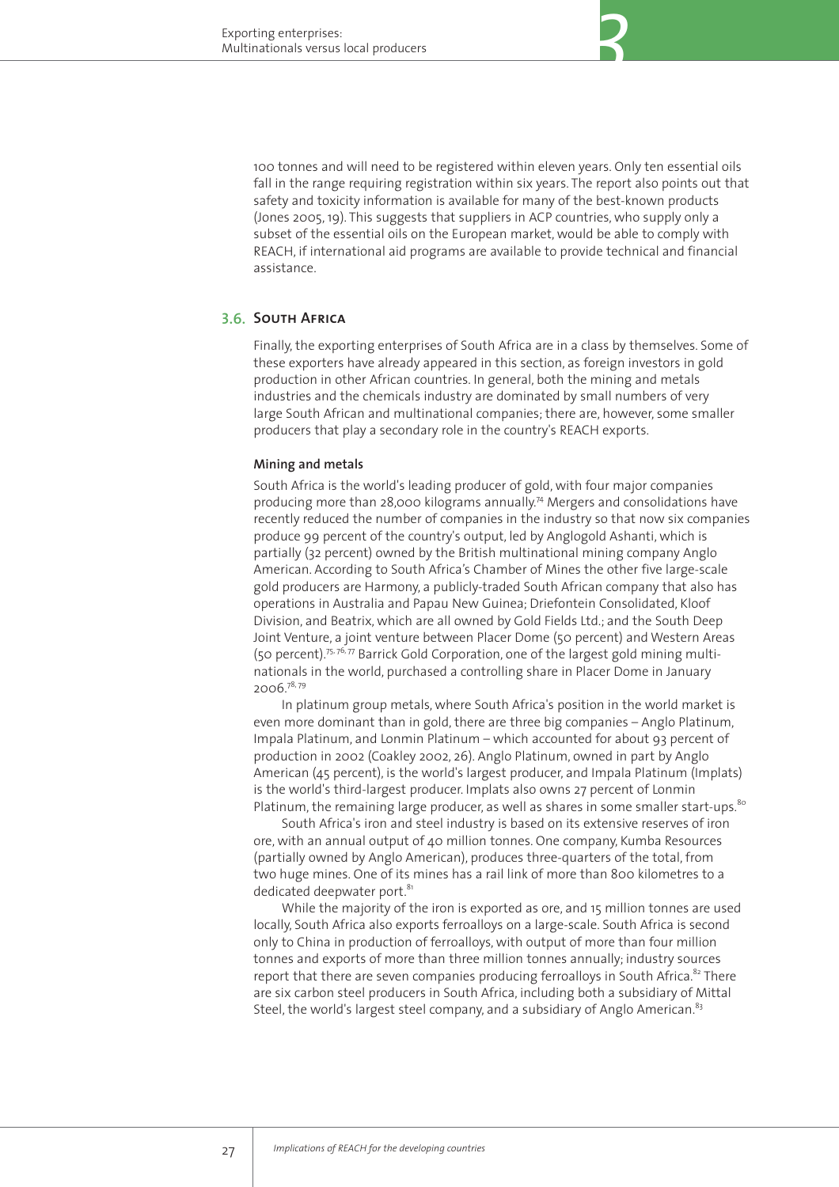100 tonnes and will need to be registered within eleven years. Only ten essential oils fall in the range requiring registration within six years. The report also points out that safety and toxicity information is available for many of the best-known products (Jones 2005, 19). This suggests that suppliers in ACP countries, who supply only a subset of the essential oils on the European market, would be able to comply with REACH, if international aid programs are available to provide technical and financial assistance.

## 3.6. South Africa

Finally, the exporting enterprises of South Africa are in a class by themselves. Some of these exporters have already appeared in this section, as foreign investors in gold production in other African countries. In general, both the mining and metals industries and the chemicals industry are dominated by small numbers of very large South African and multinational companies; there are, however, some smaller producers that play a secondary role in the country's REACH exports.

### Mining and metals

South Africa is the world's leading producer of gold, with four major companies producing more than 28,000 kilograms annually.[74] Mergers and consolidations have recently reduced the number of companies in the industry so that now six companies produce 99 percent of the country's output, led by Anglogold Ashanti, which is partially (32 percent) owned by the British multinational mining company Anglo American. According to South Africa's Chamber of Mines the other five large-scale gold producers are Harmony, a publicly-traded South African company that also has operations in Australia and Papau New Guinea; Driefontein Consolidated, Kloof Division, and Beatrix, which are all owned by Gold Fields Ltd.; and the South Deep Joint Venture, a joint venture between Placer Dome (50 percent) and Western Areas (50 percent).[75, 76, 77] Barrick Gold Corporation, one of the largest gold mining multinationals in the world, purchased a controlling share in Placer Dome in January 2006.[78, 79]

In platinum group metals, where South Africa's position in the world market is even more dominant than in gold, there are three big companies – Anglo Platinum, Impala Platinum, and Lonmin Platinum – which accounted for about 93 percent of production in 2002 (Coakley 2002, 26). Anglo Platinum, owned in part by Anglo American (45 percent), is the world's largest producer, and Impala Platinum (Implats) is the world's third-largest producer. Implats also owns 27 percent of Lonmin Platinum, the remaining large producer, as well as shares in some smaller start-ups.[80]

South Africa's iron and steel industry is based on its extensive reserves of iron ore, with an annual output of 40 million tonnes. One company, Kumba Resources (partially owned by Anglo American), produces three-quarters of the total, from two huge mines. One of its mines has a rail link of more than 800 kilometres to a dedicated deepwater port.[81]

While the majority of the iron is exported as ore, and 15 million tonnes are used locally, South Africa also exports ferroalloys on a large-scale. South Africa is second only to China in production of ferroalloys, with output of more than four million tonnes and exports of more than three million tonnes annually; industry sources report that there are seven companies producing ferroalloys in South Africa.[82] There are six carbon steel producers in South Africa, including both a subsidiary of Mittal Steel, the world's largest steel company, and a subsidiary of Anglo American.[83]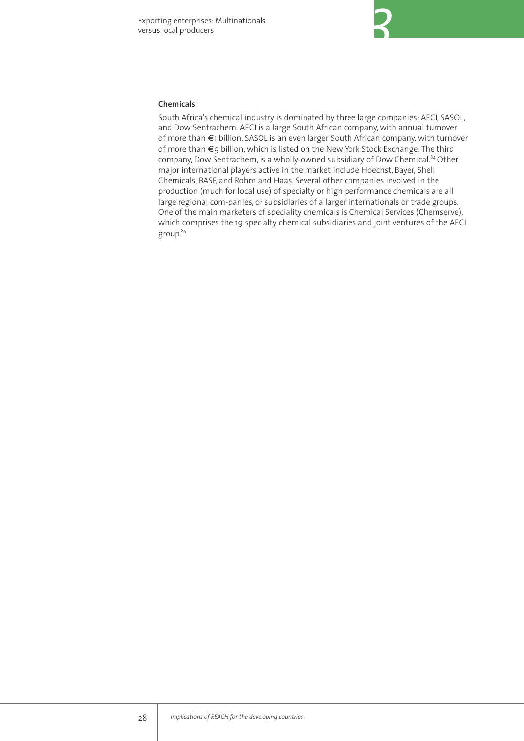**Chemicals**

South Africa's chemical industry is dominated by three large companies: AECI, SASOL, and Dow Sentrachem. AECI is a large South African company, with annual turnover of more than €1 billion. SASOL is an even larger South African company, with turnover of more than €9 billion, which is listed on the New York Stock Exchange. The third company, Dow Sentrachem, is a wholly-owned subsidiary of Dow Chemical.[84] Other major international players active in the market include Hoechst, Bayer, Shell Chemicals, BASF, and Rohm and Haas. Several other companies involved in the production (much for local use) of specialty or high performance chemicals are all large regional com-panies, or subsidiaries of a larger internationals or trade groups. One of the main marketers of speciality chemicals is Chemical Services (Chemserve), which comprises the 19 specialty chemical subsidiaries and joint ventures of the AECI group.[85]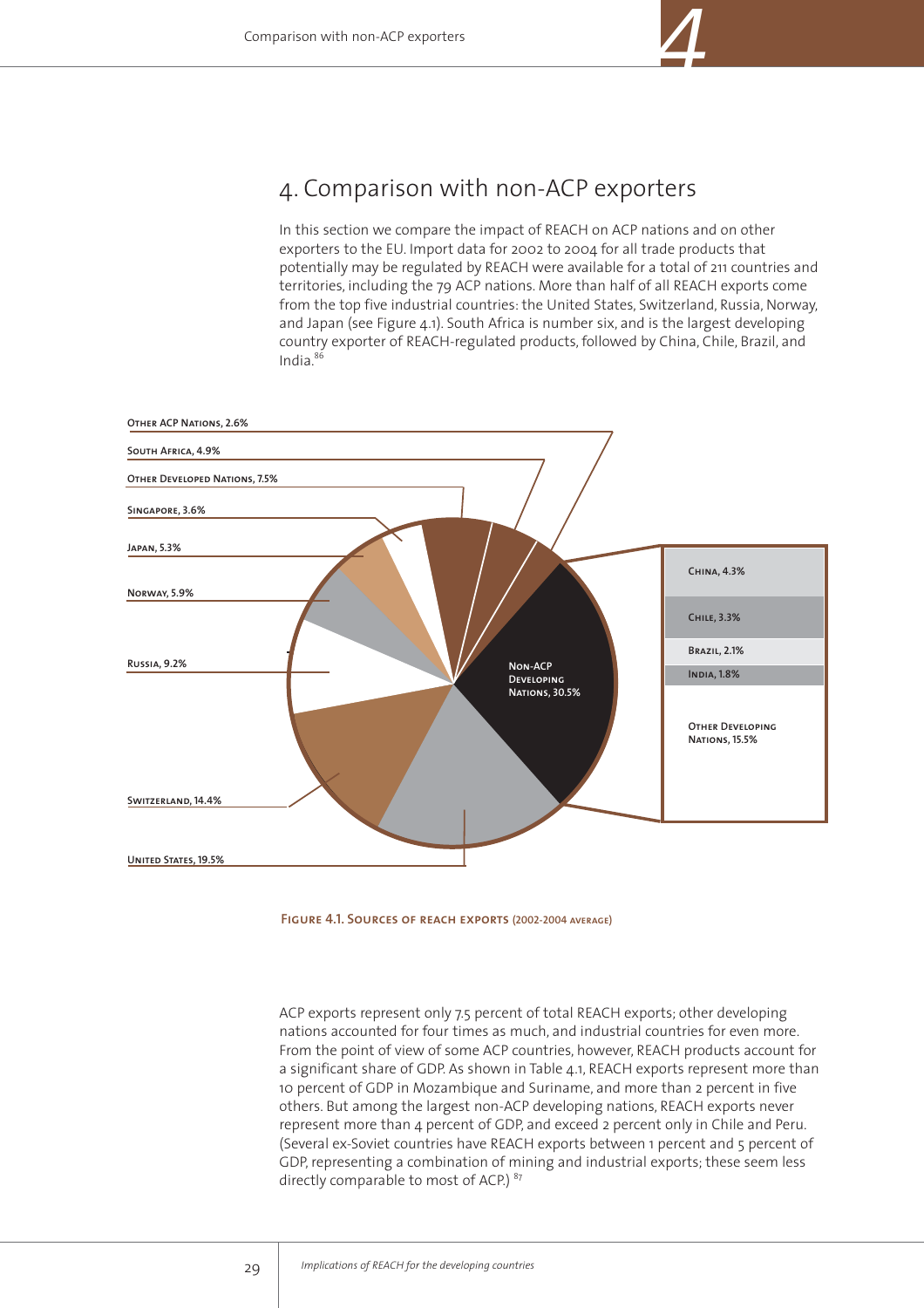# 4. Comparison with non-ACP exporters

In this section we compare the impact of REACH on ACP nations and on other exporters to the EU. Import data for 2002 to 2004 for all trade products that potentially may be regulated by REACH were available for a total of 211 countries and territories, including the 79 ACP nations. More than half of all REACH exports come from the top five industrial countries: the United States, Switzerland, Russia, Norway, and Japan (see Figure 4.1). South Africa is number six, and is the largest developing country exporter of REACH-regulated products, followed by China, Chile, Brazil, and India.[86]

Other ACP Nations, 2.6%
South Africa, 4.9%
Other Developed Nations, 7.5%
Singapore, 3.6%
Japan, 5.3%
Norway, 5.9%
Russia, 9.2%
Switzerland, 14.4%
United States, 19.5%
Non-ACP Developing Nations, 30.5%
China, 4.3%
Chile, 3.3%
Brazil, 2.1%
India, 1.8%
Other Developing Nations, 15.5%

**Figure 4.1. Sources of REACH exports** (2002-2004 average)

ACP exports represent only 7.5 percent of total REACH exports; other developing nations accounted for four times as much, and industrial countries for even more. From the point of view of some ACP countries, however, REACH products account for a significant share of GDP. As shown in Table 4.1, REACH exports represent more than 10 percent of GDP in Mozambique and Suriname, and more than 2 percent in five others. But among the largest non-ACP developing nations, REACH exports never represent more than 4 percent of GDP, and exceed 2 percent only in Chile and Peru. (Several ex-Soviet countries have REACH exports between 1 percent and 5 percent of GDP, representing a combination of mining and industrial exports; these seem less directly comparable to most of ACP.) [87]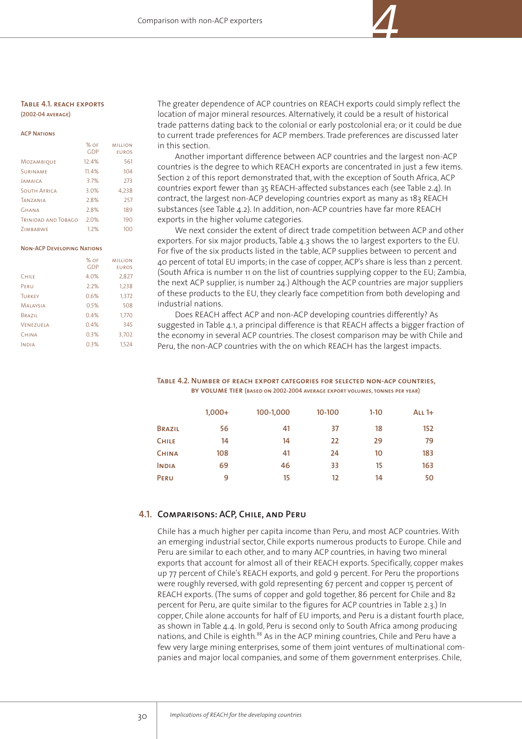**Table 4.1. REACH exports (2002-04 average)**

**ACP Nations**

| | % of GDP | million euros |
|---|---|---|
| Mozambique | 12.4% | 561 |
| Suriname | 11.4% | 104 |
| Jamaica | 3.7% | 273 |
| South Africa | 3.0% | 4,238 |
| Tanzania | 2.8% | 257 |
| Ghana | 2.8% | 189 |
| Trinidad and Tobago | 2.0% | 190 |
| Zimbabwe | 1.2% | 100 |

**Non-ACP Developing Nations**

| | % of GDP | million euros |
|---|---|---|
| Chile | 4.0% | 2,827 |
| Peru | 2.2% | 1,238 |
| Turkey | 0.6% | 1,372 |
| Malaysia | 0.5% | 508 |
| Brazil | 0.4% | 1,770 |
| Venezuela | 0.4% | 345 |
| China | 0.3% | 3,702 |
| India | 0.3% | 1,524 |

The greater dependence of ACP countries on REACH exports could simply reflect the location of major mineral resources. Alternatively, it could be a result of historical trade patterns dating back to the colonial or early postcolonial era; or it could be due to current trade preferences for ACP members. Trade preferences are discussed later in this section.

Another important difference between ACP countries and the largest non-ACP countries is the degree to which REACH exports are concentrated in just a few items. Section 2 of this report demonstrated that, with the exception of South Africa, ACP countries export fewer than 35 REACH-affected substances each (see Table 2.4). In contract, the largest non-ACP developing countries export as many as 183 REACH substances (see Table 4.2). In addition, non-ACP countries have far more REACH exports in the higher volume categories.

We next consider the extent of direct trade competition between ACP and other exporters. For six major products, Table 4.3 shows the 10 largest exporters to the EU. For five of the six products listed in the table, ACP supplies between 10 percent and 40 percent of total EU imports; in the case of copper, ACP's share is less than 2 percent. (South Africa is number 11 on the list of countries supplying copper to the EU; Zambia, the next ACP supplier, is number 24.) Although the ACP countries are major suppliers of these products to the EU, they clearly face competition from both developing and industrial nations.

Does REACH affect ACP and non-ACP developing countries differently? As suggested in Table 4.1, a principal difference is that REACH affects a bigger fraction of the economy in several ACP countries. The closest comparison may be with Chile and Peru, the non-ACP countries with the on which REACH has the largest impacts.

**Table 4.2. Number of REACH export categories for selected non-ACP countries, by volume tier (based on 2002-2004 average export volumes, tonnes per year)**

| | 1,000+ | 100-1,000 | 10-100 | 1-10 | All 1+ |
|---|---|---|---|---|---|
| **Brazil** | 56 | 41 | 37 | 18 | 152 |
| **Chile** | 14 | 14 | 22 | 29 | 79 |
| **China** | 108 | 41 | 24 | 10 | 183 |
| **India** | 69 | 46 | 33 | 15 | 163 |
| **Peru** | 9 | 15 | 12 | 14 | 50 |

## 4.1. Comparisons: ACP, Chile, and Peru

Chile has a much higher per capita income than Peru, and most ACP countries. With an emerging industrial sector, Chile exports numerous products to Europe. Chile and Peru are similar to each other, and to many ACP countries, in having two mineral exports that account for almost all of their REACH exports. Specifically, copper makes up 77 percent of Chile's REACH exports, and gold 9 percent. For Peru the proportions were roughly reversed, with gold representing 67 percent and copper 15 percent of REACH exports. (The sums of copper and gold together, 86 percent for Chile and 82 percent for Peru, are quite similar to the figures for ACP countries in Table 2.3.) In copper, Chile alone accounts for half of EU imports, and Peru is a distant fourth place, as shown in Table 4.4. In gold, Peru is second only to South Africa among producing nations, and Chile is eighth.[88] As in the ACP mining countries, Chile and Peru have a few very large mining enterprises, some of them joint ventures of multinational companies and major local companies, and some of them government enterprises. Chile,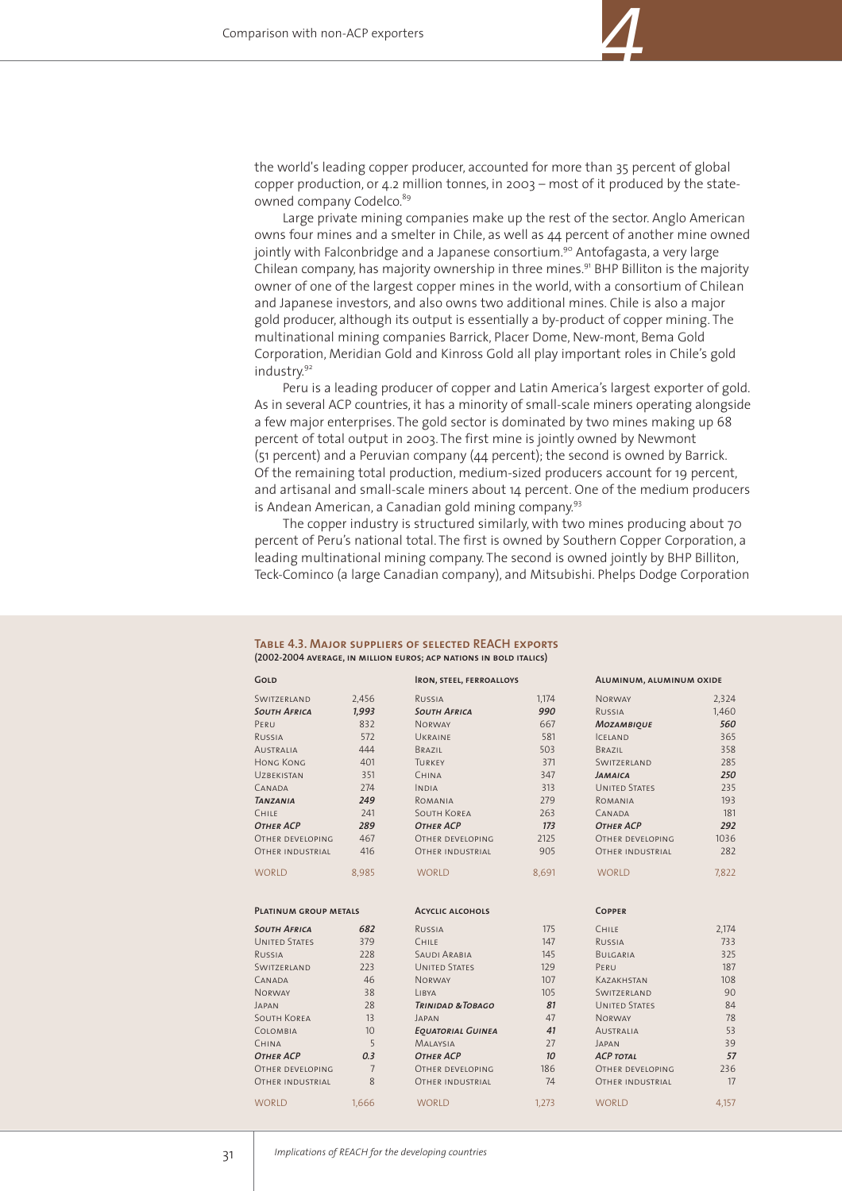the world's leading copper producer, accounted for more than 35 percent of global copper production, or 4.2 million tonnes, in 2003 – most of it produced by the state-owned company Codelco.[89]

Large private mining companies make up the rest of the sector. Anglo American owns four mines and a smelter in Chile, as well as 44 percent of another mine owned jointly with Falconbridge and a Japanese consortium.[90] Antofagasta, a very large Chilean company, has majority ownership in three mines.[91] BHP Billiton is the majority owner of one of the largest copper mines in the world, with a consortium of Chilean and Japanese investors, and also owns two additional mines. Chile is also a major gold producer, although its output is essentially a by-product of copper mining. The multinational mining companies Barrick, Placer Dome, New-mont, Bema Gold Corporation, Meridian Gold and Kinross Gold all play important roles in Chile's gold industry.[92]

Peru is a leading producer of copper and Latin America's largest exporter of gold. As in several ACP countries, it has a minority of small-scale miners operating alongside a few major enterprises. The gold sector is dominated by two mines making up 68 percent of total output in 2003. The first mine is jointly owned by Newmont (51 percent) and a Peruvian company (44 percent); the second is owned by Barrick. Of the remaining total production, medium-sized producers account for 19 percent, and artisanal and small-scale miners about 14 percent. One of the medium producers is Andean American, a Canadian gold mining company.[93]

The copper industry is structured similarly, with two mines producing about 70 percent of Peru's national total. The first is owned by Southern Copper Corporation, a leading multinational mining company. The second is owned jointly by BHP Billiton, Teck-Cominco (a large Canadian company), and Mitsubishi. Phelps Dodge Corporation

**Table 4.3. Major suppliers of selected REACH exports**
**(2002-2004 average, in million euros; ACP nations in bold italics)**

| Gold | | Iron, steel, ferroalloys | | Aluminum, aluminum oxide | |
|---|---|---|---|---|---|
| Switzerland | 2,456 | Russia | 1,174 | Norway | 2,324 |
| ***South Africa*** | ***1,993*** | ***South Africa*** | ***990*** | Russia | 1,460 |
| Peru | 832 | Norway | 667 | ***Mozambique*** | ***560*** |
| Russia | 572 | Ukraine | 581 | Iceland | 365 |
| Australia | 444 | Brazil | 503 | Brazil | 358 |
| Hong Kong | 401 | Turkey | 371 | Switzerland | 285 |
| Uzbekistan | 351 | China | 347 | ***Jamaica*** | ***250*** |
| Canada | 274 | India | 313 | United States | 235 |
| ***Tanzania*** | ***249*** | Romania | 279 | Romania | 193 |
| Chile | 241 | South Korea | 263 | Canada | 181 |
| ***Other ACP*** | ***289*** | ***Other ACP*** | ***173*** | ***Other ACP*** | ***292*** |
| Other developing | 467 | Other developing | 2125 | Other developing | 1036 |
| Other industrial | 416 | Other industrial | 905 | Other industrial | 282 |
| World | 8,985 | World | 8,691 | World | 7,822 |

| Platinum group metals | | Acyclic alcohols | | Copper | |
|---|---|---|---|---|---|
| ***South Africa*** | ***682*** | Russia | 175 | Chile | 2,174 |
| United States | 379 | Chile | 147 | Russia | 733 |
| Russia | 228 | Saudi Arabia | 145 | Bulgaria | 325 |
| Switzerland | 223 | United States | 129 | Peru | 187 |
| Canada | 46 | Norway | 107 | Kazakhstan | 108 |
| Norway | 38 | Libya | 105 | Switzerland | 90 |
| Japan | 28 | ***Trinidad & Tobago*** | ***81*** | United States | 84 |
| South Korea | 13 | Japan | 47 | Norway | 78 |
| Colombia | 10 | ***Equatorial Guinea*** | ***41*** | Australia | 53 |
| China | 5 | Malaysia | 27 | Japan | 39 |
| ***Other ACP*** | ***0.3*** | ***Other ACP*** | ***10*** | ***ACP total*** | ***57*** |
| Other developing | 7 | Other developing | 186 | Other developing | 236 |
| Other industrial | 8 | Other industrial | 74 | Other industrial | 17 |
| World | 1,666 | World | 1,273 | World | 4,157 |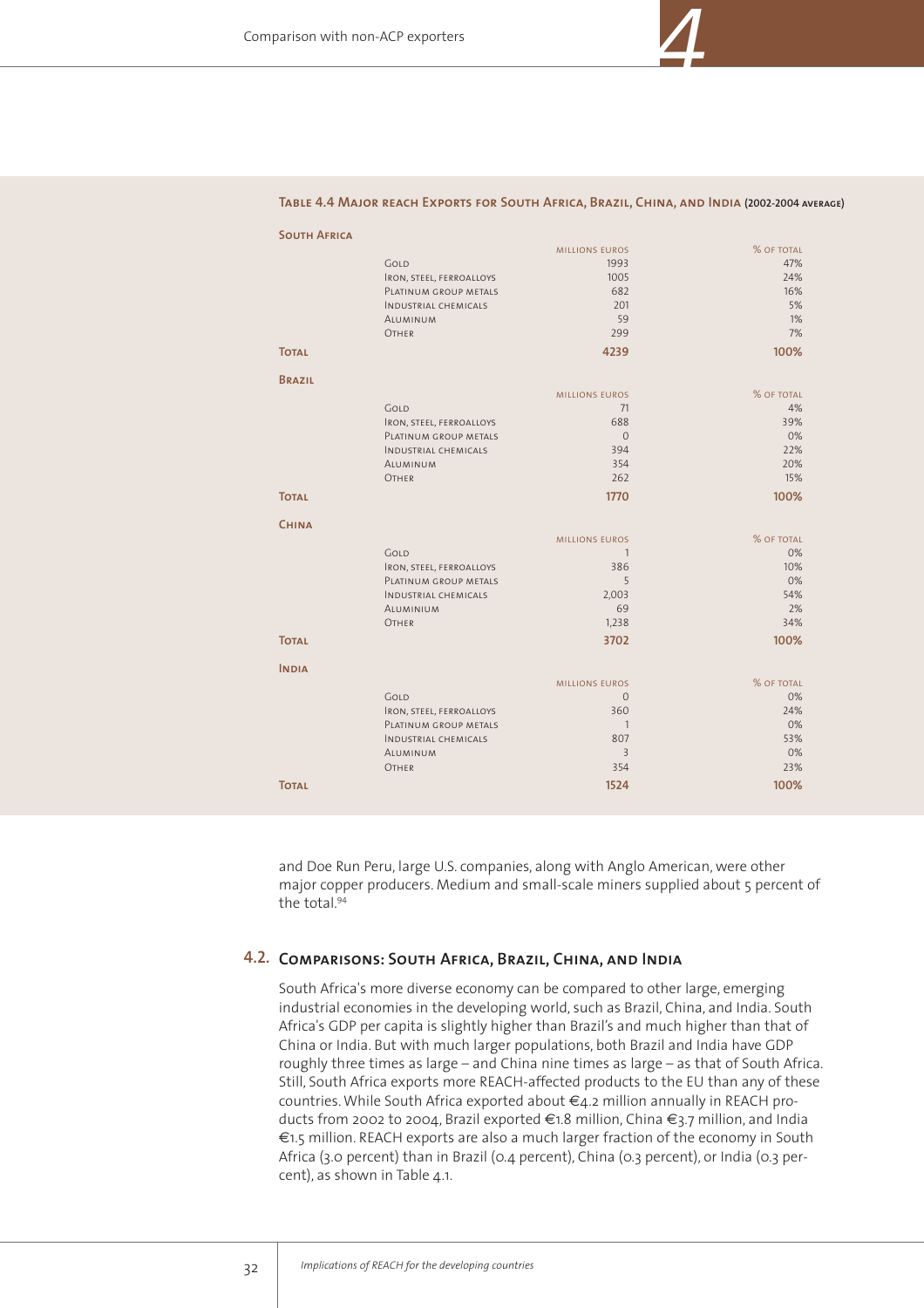**Table 4.4 Major REACH Exports for South Africa, Brazil, China, and India (2002-2004 average)**

| | | Millions Euros | % of Total |
|---|---|---|---|
| **South Africa** | | | |
| | Gold | 1993 | 47% |
| | Iron, steel, ferroalloys | 1005 | 24% |
| | Platinum group metals | 682 | 16% |
| | Industrial chemicals | 201 | 5% |
| | Aluminum | 59 | 1% |
| | Other | 299 | 7% |
| **Total** | | **4239** | **100%** |
| **Brazil** | | | |
| | Gold | 71 | 4% |
| | Iron, steel, ferroalloys | 688 | 39% |
| | Platinum group metals | 0 | 0% |
| | Industrial chemicals | 394 | 22% |
| | Aluminum | 354 | 20% |
| | Other | 262 | 15% |
| **Total** | | **1770** | **100%** |
| **China** | | | |
| | Gold | 1 | 0% |
| | Iron, steel, ferroalloys | 386 | 10% |
| | Platinum group metals | 5 | 0% |
| | Industrial chemicals | 2,003 | 54% |
| | Aluminium | 69 | 2% |
| | Other | 1,238 | 34% |
| **Total** | | **3702** | **100%** |
| **India** | | | |
| | Gold | 0 | 0% |
| | Iron, steel, ferroalloys | 360 | 24% |
| | Platinum group metals | 1 | 0% |
| | Industrial chemicals | 807 | 53% |
| | Aluminum | 3 | 0% |
| | Other | 354 | 23% |
| **Total** | | **1524** | **100%** |

and Doe Run Peru, large U.S. companies, along with Anglo American, were other major copper producers. Medium and small-scale miners supplied about 5 percent of the total.[94]

## 4.2. Comparisons: South Africa, Brazil, China, and India

South Africa's more diverse economy can be compared to other large, emerging industrial economies in the developing world, such as Brazil, China, and India. South Africa's GDP per capita is slightly higher than Brazil's and much higher than that of China or India. But with much larger populations, both Brazil and India have GDP roughly three times as large – and China nine times as large – as that of South Africa. Still, South Africa exports more REACH-affected products to the EU than any of these countries. While South Africa exported about €4.2 million annually in REACH products from 2002 to 2004, Brazil exported €1.8 million, China €3.7 million, and India €1.5 million. REACH exports are also a much larger fraction of the economy in South Africa (3.0 percent) than in Brazil (0.4 percent), China (0.3 percent), or India (0.3 percent), as shown in Table 4.1.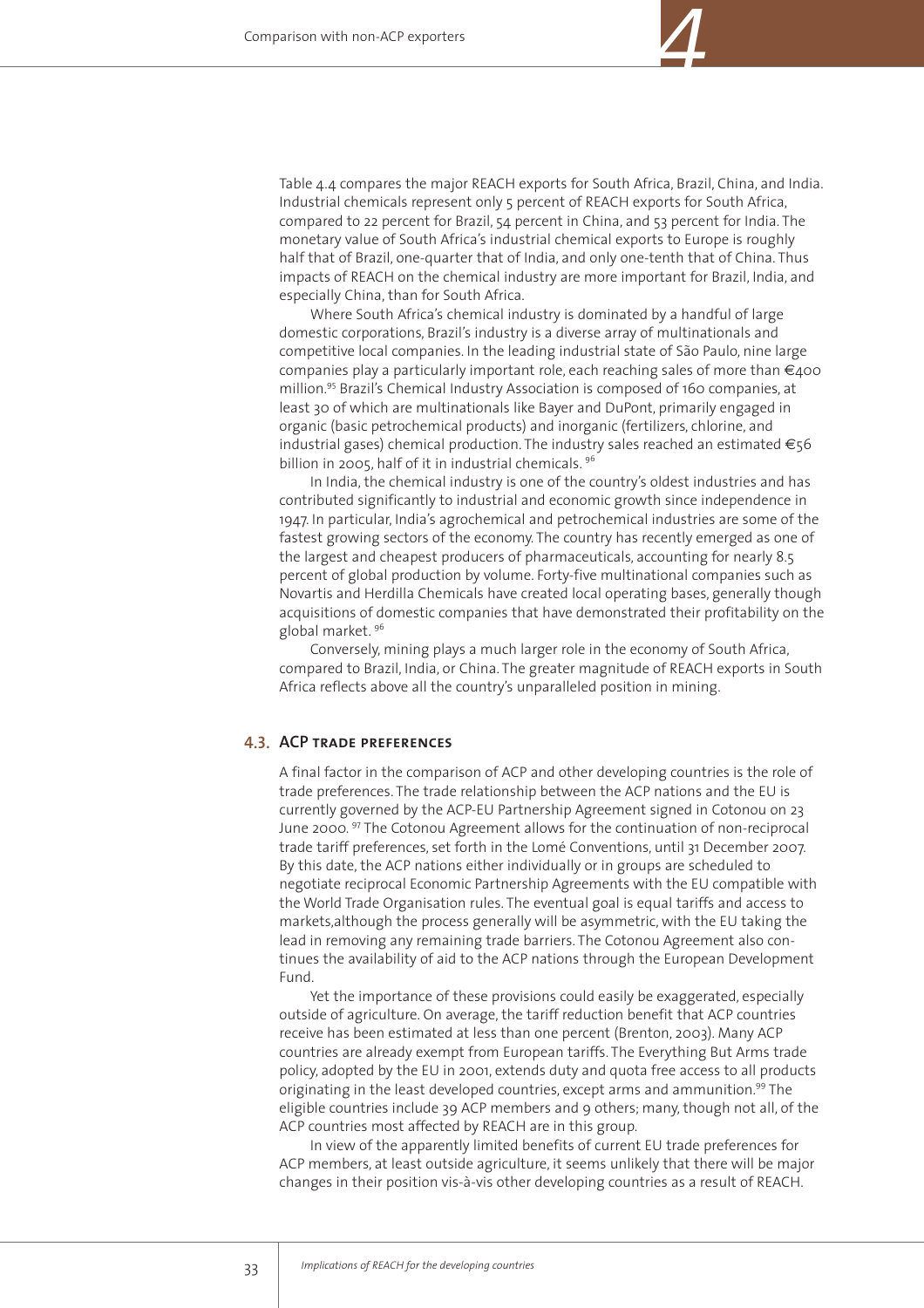Table 4.4 compares the major REACH exports for South Africa, Brazil, China, and India. Industrial chemicals represent only 5 percent of REACH exports for South Africa, compared to 22 percent for Brazil, 54 percent in China, and 53 percent for India. The monetary value of South Africa's industrial chemical exports to Europe is roughly half that of Brazil, one-quarter that of India, and only one-tenth that of China. Thus impacts of REACH on the chemical industry are more important for Brazil, India, and especially China, than for South Africa.

Where South Africa's chemical industry is dominated by a handful of large domestic corporations, Brazil's industry is a diverse array of multinationals and competitive local companies. In the leading industrial state of São Paulo, nine large companies play a particularly important role, each reaching sales of more than €400 million.[95] Brazil's Chemical Industry Association is composed of 160 companies, at least 30 of which are multinationals like Bayer and DuPont, primarily engaged in organic (basic petrochemical products) and inorganic (fertilizers, chlorine, and industrial gases) chemical production. The industry sales reached an estimated €56 billion in 2005, half of it in industrial chemicals.[96]

In India, the chemical industry is one of the country's oldest industries and has contributed significantly to industrial and economic growth since independence in 1947. In particular, India's agrochemical and petrochemical industries are some of the fastest growing sectors of the economy. The country has recently emerged as one of the largest and cheapest producers of pharmaceuticals, accounting for nearly 8.5 percent of global production by volume. Forty-five multinational companies such as Novartis and Herdilla Chemicals have created local operating bases, generally though acquisitions of domestic companies that have demonstrated their profitability on the global market.[96]

Conversely, mining plays a much larger role in the economy of South Africa, compared to Brazil, India, or China. The greater magnitude of REACH exports in South Africa reflects above all the country's unparalleled position in mining.

## 4.3. ACP TRADE PREFERENCES

A final factor in the comparison of ACP and other developing countries is the role of trade preferences. The trade relationship between the ACP nations and the EU is currently governed by the ACP-EU Partnership Agreement signed in Cotonou on 23 June 2000.[97] The Cotonou Agreement allows for the continuation of non-reciprocal trade tariff preferences, set forth in the Lomé Conventions, until 31 December 2007. By this date, the ACP nations either individually or in groups are scheduled to negotiate reciprocal Economic Partnership Agreements with the EU compatible with the World Trade Organisation rules. The eventual goal is equal tariffs and access to markets,although the process generally will be asymmetric, with the EU taking the lead in removing any remaining trade barriers. The Cotonou Agreement also continues the availability of aid to the ACP nations through the European Development Fund.

Yet the importance of these provisions could easily be exaggerated, especially outside of agriculture. On average, the tariff reduction benefit that ACP countries receive has been estimated at less than one percent (Brenton, 2003). Many ACP countries are already exempt from European tariffs. The Everything But Arms trade policy, adopted by the EU in 2001, extends duty and quota free access to all products originating in the least developed countries, except arms and ammunition.[99] The eligible countries include 39 ACP members and 9 others; many, though not all, of the ACP countries most affected by REACH are in this group.

In view of the apparently limited benefits of current EU trade preferences for ACP members, at least outside agriculture, it seems unlikely that there will be major changes in their position vis-à-vis other developing countries as a result of REACH.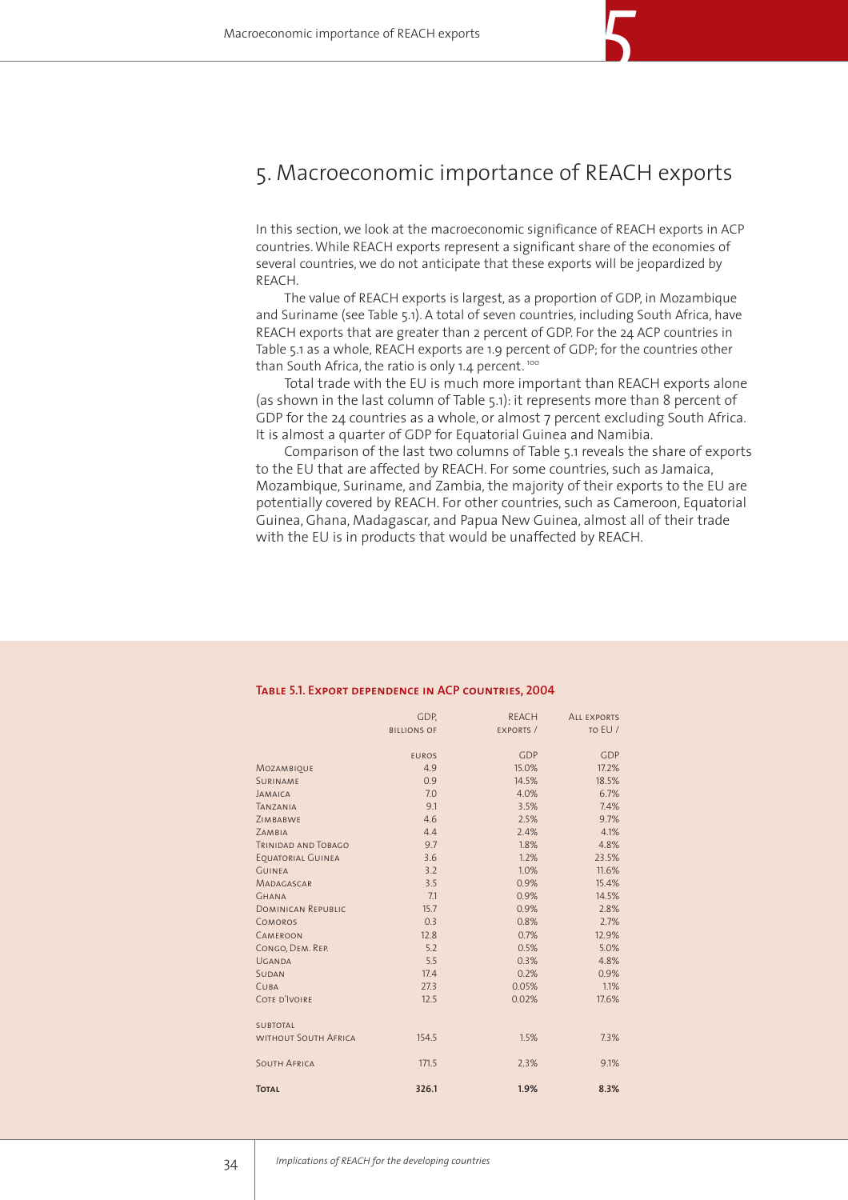# 5. Macroeconomic importance of REACH exports

In this section, we look at the macroeconomic significance of REACH exports in ACP countries. While REACH exports represent a significant share of the economies of several countries, we do not anticipate that these exports will be jeopardized by REACH.

The value of REACH exports is largest, as a proportion of GDP, in Mozambique and Suriname (see Table 5.1). A total of seven countries, including South Africa, have REACH exports that are greater than 2 percent of GDP. For the 24 ACP countries in Table 5.1 as a whole, REACH exports are 1.9 percent of GDP; for the countries other than South Africa, the ratio is only 1.4 percent.[100]

Total trade with the EU is much more important than REACH exports alone (as shown in the last column of Table 5.1): it represents more than 8 percent of GDP for the 24 countries as a whole, or almost 7 percent excluding South Africa. It is almost a quarter of GDP for Equatorial Guinea and Namibia.

Comparison of the last two columns of Table 5.1 reveals the share of exports to the EU that are affected by REACH. For some countries, such as Jamaica, Mozambique, Suriname, and Zambia, the majority of their exports to the EU are potentially covered by REACH. For other countries, such as Cameroon, Equatorial Guinea, Ghana, Madagascar, and Papua New Guinea, almost all of their trade with the EU is in products that would be unaffected by REACH.

**Table 5.1. Export dependence in ACP countries, 2004**

| | GDP, billions of euros | REACH exports / GDP | All exports to EU / GDP |
|---|---|---|---|
| Mozambique | 4.9 | 15.0% | 17.2% |
| Suriname | 0.9 | 14.5% | 18.5% |
| Jamaica | 7.0 | 4.0% | 6.7% |
| Tanzania | 9.1 | 3.5% | 7.4% |
| Zimbabwe | 4.6 | 2.5% | 9.7% |
| Zambia | 4.4 | 2.4% | 4.1% |
| Trinidad and Tobago | 9.7 | 1.8% | 4.8% |
| Equatorial Guinea | 3.6 | 1.2% | 23.5% |
| Guinea | 3.2 | 1.0% | 11.6% |
| Madagascar | 3.5 | 0.9% | 15.4% |
| Ghana | 7.1 | 0.9% | 14.5% |
| Dominican Republic | 15.7 | 0.9% | 2.8% |
| Comoros | 0.3 | 0.8% | 2.7% |
| Cameroon | 12.8 | 0.7% | 12.9% |
| Congo, Dem. Rep. | 5.2 | 0.5% | 5.0% |
| Uganda | 5.5 | 0.3% | 4.8% |
| Sudan | 17.4 | 0.2% | 0.9% |
| Cuba | 27.3 | 0.05% | 1.1% |
| Cote d'Ivoire | 12.5 | 0.02% | 17.6% |
| Subtotal without South Africa | 154.5 | 1.5% | 7.3% |
| South Africa | 171.5 | 2.3% | 9.1% |
| **Total** | **326.1** | **1.9%** | **8.3%** |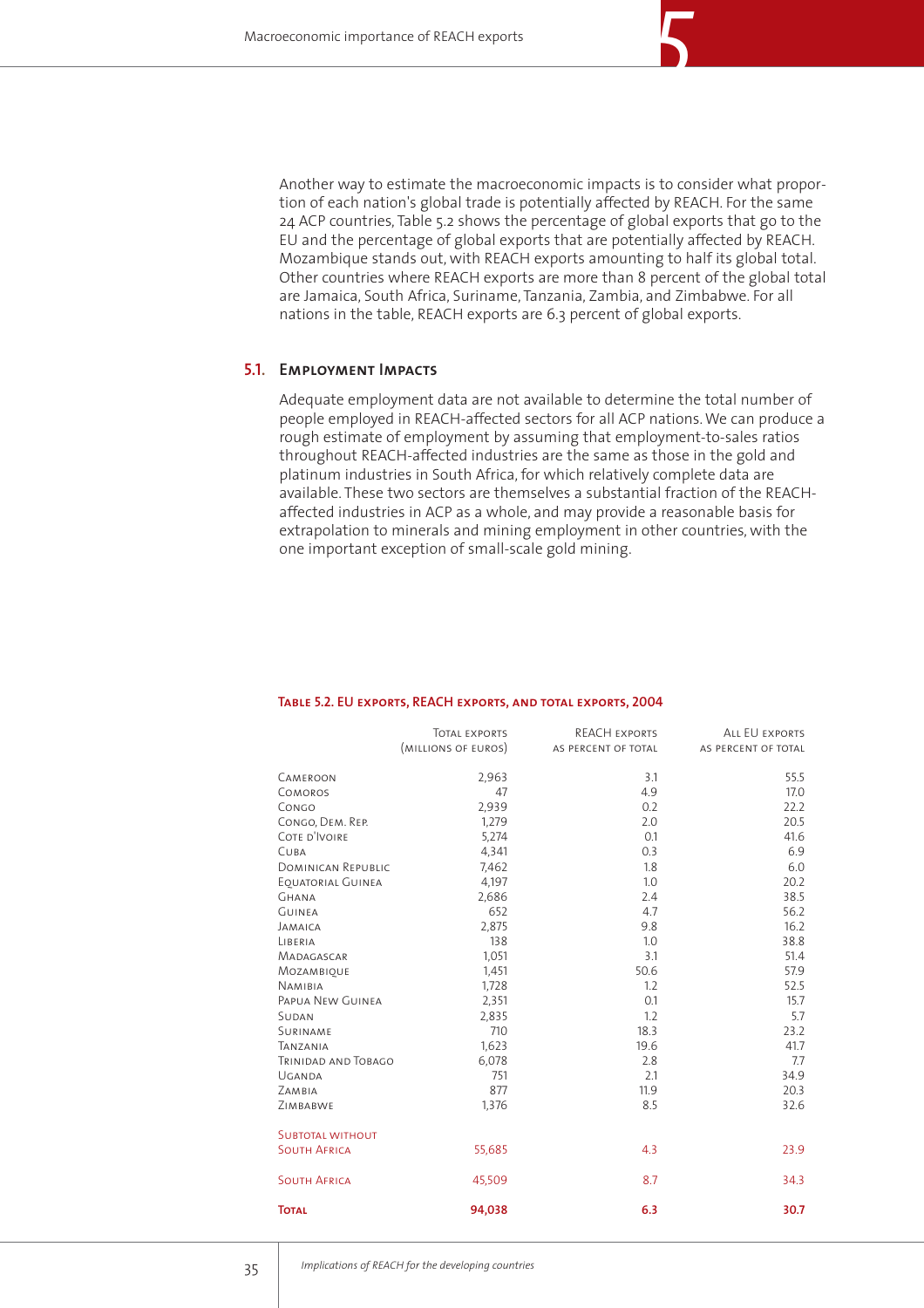Another way to estimate the macroeconomic impacts is to consider what proportion of each nation's global trade is potentially affected by REACH. For the same 24 ACP countries, Table 5.2 shows the percentage of global exports that go to the EU and the percentage of global exports that are potentially affected by REACH. Mozambique stands out, with REACH exports amounting to half its global total. Other countries where REACH exports are more than 8 percent of the global total are Jamaica, South Africa, Suriname, Tanzania, Zambia, and Zimbabwe. For all nations in the table, REACH exports are 6.3 percent of global exports.

## 5.1. Employment Impacts

Adequate employment data are not available to determine the total number of people employed in REACH-affected sectors for all ACP nations. We can produce a rough estimate of employment by assuming that employment-to-sales ratios throughout REACH-affected industries are the same as those in the gold and platinum industries in South Africa, for which relatively complete data are available. These two sectors are themselves a substantial fraction of the REACH-affected industries in ACP as a whole, and may provide a reasonable basis for extrapolation to minerals and mining employment in other countries, with the one important exception of small-scale gold mining.

**Table 5.2. EU exports, REACH exports, and total exports, 2004**

| | Total exports (millions of euros) | REACH exports as percent of total | All EU exports as percent of total |
|---|---|---|---|
| Cameroon | 2,963 | 3.1 | 55.5 |
| Comoros | 47 | 4.9 | 17.0 |
| Congo | 2,939 | 0.2 | 22.2 |
| Congo, Dem. Rep. | 1,279 | 2.0 | 20.5 |
| Cote d'Ivoire | 5,274 | 0.1 | 41.6 |
| Cuba | 4,341 | 0.3 | 6.9 |
| Dominican Republic | 7,462 | 1.8 | 6.0 |
| Equatorial Guinea | 4,197 | 1.0 | 20.2 |
| Ghana | 2,686 | 2.4 | 38.5 |
| Guinea | 652 | 4.7 | 56.2 |
| Jamaica | 2,875 | 9.8 | 16.2 |
| Liberia | 138 | 1.0 | 38.8 |
| Madagascar | 1,051 | 3.1 | 51.4 |
| Mozambique | 1,451 | 50.6 | 57.9 |
| Namibia | 1,728 | 1.2 | 52.5 |
| Papua New Guinea | 2,351 | 0.1 | 15.7 |
| Sudan | 2,835 | 1.2 | 5.7 |
| Suriname | 710 | 18.3 | 23.2 |
| Tanzania | 1,623 | 19.6 | 41.7 |
| Trinidad and Tobago | 6,078 | 2.8 | 7.7 |
| Uganda | 751 | 2.1 | 34.9 |
| Zambia | 877 | 11.9 | 20.3 |
| Zimbabwe | 1,376 | 8.5 | 32.6 |
| Subtotal without South Africa | 55,685 | 4.3 | 23.9 |
| South Africa | 45,509 | 8.7 | 34.3 |
| **Total** | **94,038** | **6.3** | **30.7** |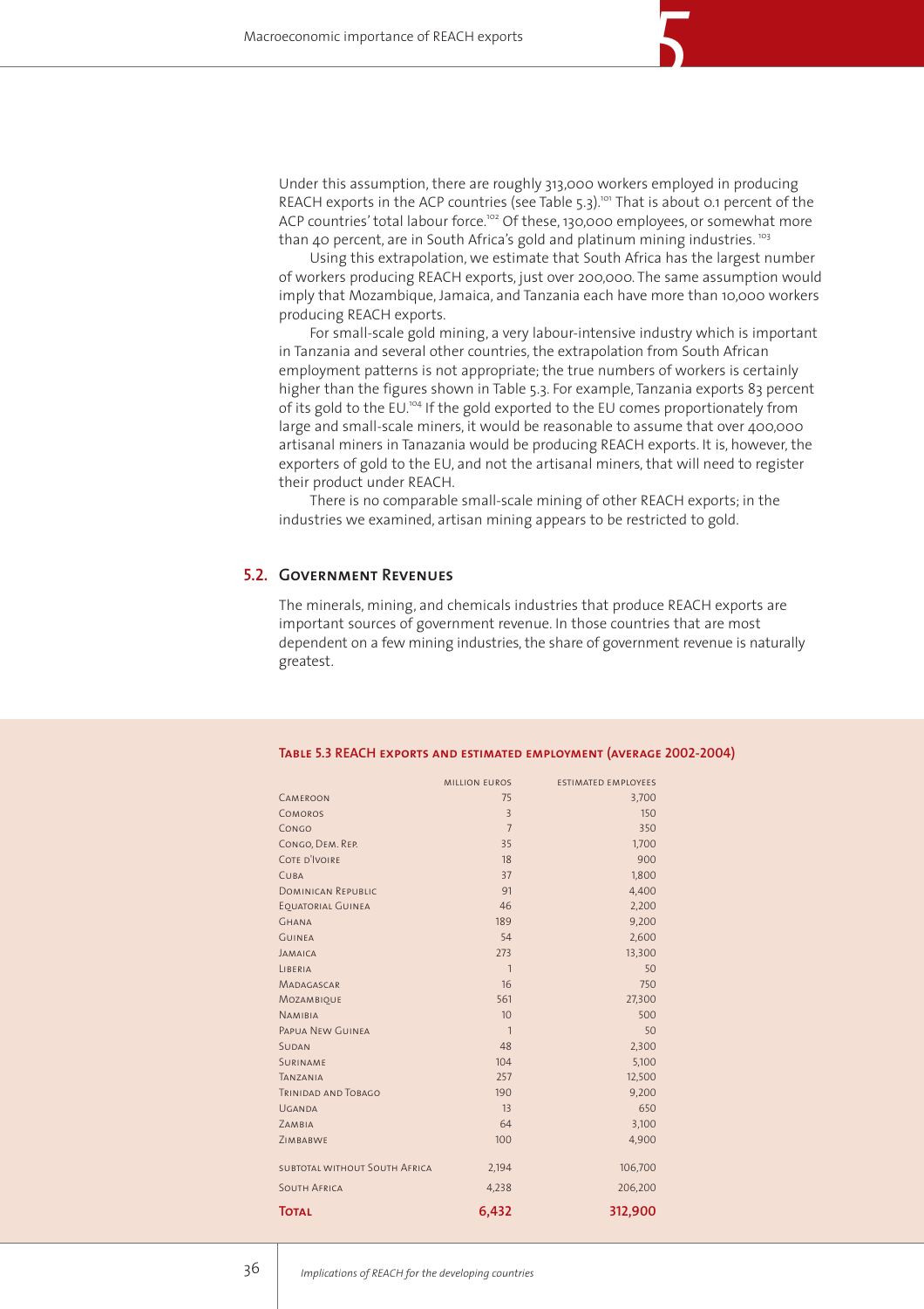Under this assumption, there are roughly 313,000 workers employed in producing REACH exports in the ACP countries (see Table 5.3).[101] That is about 0.1 percent of the ACP countries' total labour force.[102] Of these, 130,000 employees, or somewhat more than 40 percent, are in South Africa's gold and platinum mining industries.[103]

Using this extrapolation, we estimate that South Africa has the largest number of workers producing REACH exports, just over 200,000. The same assumption would imply that Mozambique, Jamaica, and Tanzania each have more than 10,000 workers producing REACH exports.

For small-scale gold mining, a very labour-intensive industry which is important in Tanzania and several other countries, the extrapolation from South African employment patterns is not appropriate; the true numbers of workers is certainly higher than the figures shown in Table 5.3. For example, Tanzania exports 83 percent of its gold to the EU.[104] If the gold exported to the EU comes proportionately from large and small-scale miners, it would be reasonable to assume that over 400,000 artisanal miners in Tanazania would be producing REACH exports. It is, however, the exporters of gold to the EU, and not the artisanal miners, that will need to register their product under REACH.

There is no comparable small-scale mining of other REACH exports; in the industries we examined, artisan mining appears to be restricted to gold.

## 5.2. Government Revenues

The minerals, mining, and chemicals industries that produce REACH exports are important sources of government revenue. In those countries that are most dependent on a few mining industries, the share of government revenue is naturally greatest.

**Table 5.3 REACH exports and estimated employment (average 2002-2004)**

| | Million euros | Estimated employees |
|---|---|---|
| Cameroon | 75 | 3,700 |
| Comoros | 3 | 150 |
| Congo | 7 | 350 |
| Congo, Dem. Rep. | 35 | 1,700 |
| Cote d'Ivoire | 18 | 900 |
| Cuba | 37 | 1,800 |
| Dominican Republic | 91 | 4,400 |
| Equatorial Guinea | 46 | 2,200 |
| Ghana | 189 | 9,200 |
| Guinea | 54 | 2,600 |
| Jamaica | 273 | 13,300 |
| Liberia | 1 | 50 |
| Madagascar | 16 | 750 |
| Mozambique | 561 | 27,300 |
| Namibia | 10 | 500 |
| Papua New Guinea | 1 | 50 |
| Sudan | 48 | 2,300 |
| Suriname | 104 | 5,100 |
| Tanzania | 257 | 12,500 |
| Trinidad and Tobago | 190 | 9,200 |
| Uganda | 13 | 650 |
| Zambia | 64 | 3,100 |
| Zimbabwe | 100 | 4,900 |
| Subtotal without South Africa | 2,194 | 106,700 |
| South Africa | 4,238 | 206,200 |
| **Total** | **6,432** | **312,900** |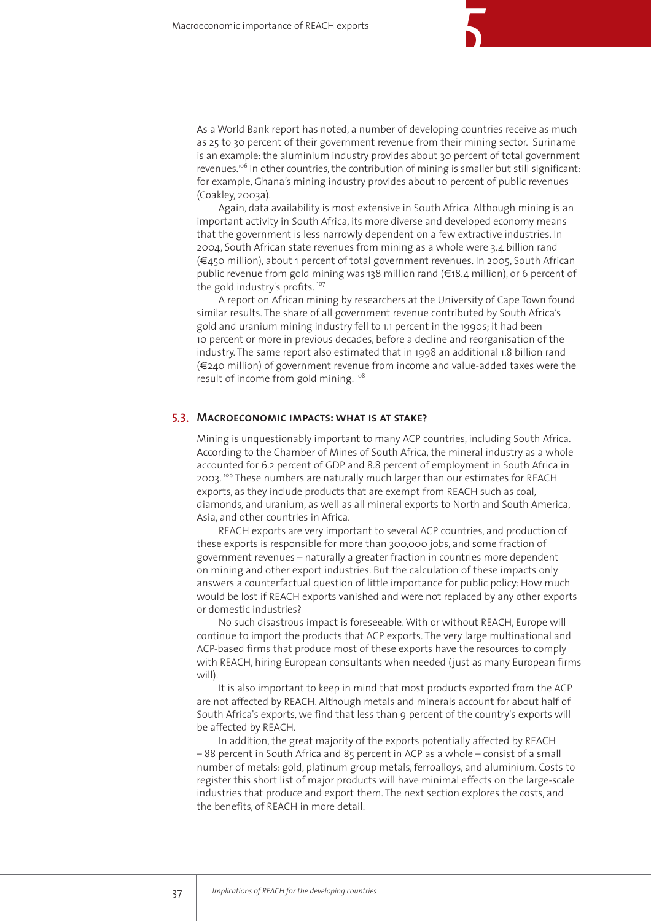As a World Bank report has noted, a number of developing countries receive as much as 25 to 30 percent of their government revenue from their mining sector. Suriname is an example: the aluminium industry provides about 30 percent of total government revenues.[106] In other countries, the contribution of mining is smaller but still significant: for example, Ghana's mining industry provides about 10 percent of public revenues (Coakley, 2003a).

Again, data availability is most extensive in South Africa. Although mining is an important activity in South Africa, its more diverse and developed economy means that the government is less narrowly dependent on a few extractive industries. In 2004, South African state revenues from mining as a whole were 3.4 billion rand (€450 million), about 1 percent of total government revenues. In 2005, South African public revenue from gold mining was 138 million rand (€18.4 million), or 6 percent of the gold industry's profits.[107]

A report on African mining by researchers at the University of Cape Town found similar results. The share of all government revenue contributed by South Africa's gold and uranium mining industry fell to 1.1 percent in the 1990s; it had been 10 percent or more in previous decades, before a decline and reorganisation of the industry. The same report also estimated that in 1998 an additional 1.8 billion rand (€240 million) of government revenue from income and value-added taxes were the result of income from gold mining.[108]

### 5.3. Macroeconomic impacts: what is at stake?

Mining is unquestionably important to many ACP countries, including South Africa. According to the Chamber of Mines of South Africa, the mineral industry as a whole accounted for 6.2 percent of GDP and 8.8 percent of employment in South Africa in 2003.[109] These numbers are naturally much larger than our estimates for REACH exports, as they include products that are exempt from REACH such as coal, diamonds, and uranium, as well as all mineral exports to North and South America, Asia, and other countries in Africa.

REACH exports are very important to several ACP countries, and production of these exports is responsible for more than 300,000 jobs, and some fraction of government revenues – naturally a greater fraction in countries more dependent on mining and other export industries. But the calculation of these impacts only answers a counterfactual question of little importance for public policy: How much would be lost if REACH exports vanished and were not replaced by any other exports or domestic industries?

No such disastrous impact is foreseeable. With or without REACH, Europe will continue to import the products that ACP exports. The very large multinational and ACP-based firms that produce most of these exports have the resources to comply with REACH, hiring European consultants when needed (just as many European firms will).

It is also important to keep in mind that most products exported from the ACP are not affected by REACH. Although metals and minerals account for about half of South Africa's exports, we find that less than 9 percent of the country's exports will be affected by REACH.

In addition, the great majority of the exports potentially affected by REACH – 88 percent in South Africa and 85 percent in ACP as a whole – consist of a small number of metals: gold, platinum group metals, ferroalloys, and aluminium. Costs to register this short list of major products will have minimal effects on the large-scale industries that produce and export them. The next section explores the costs, and the benefits, of REACH in more detail.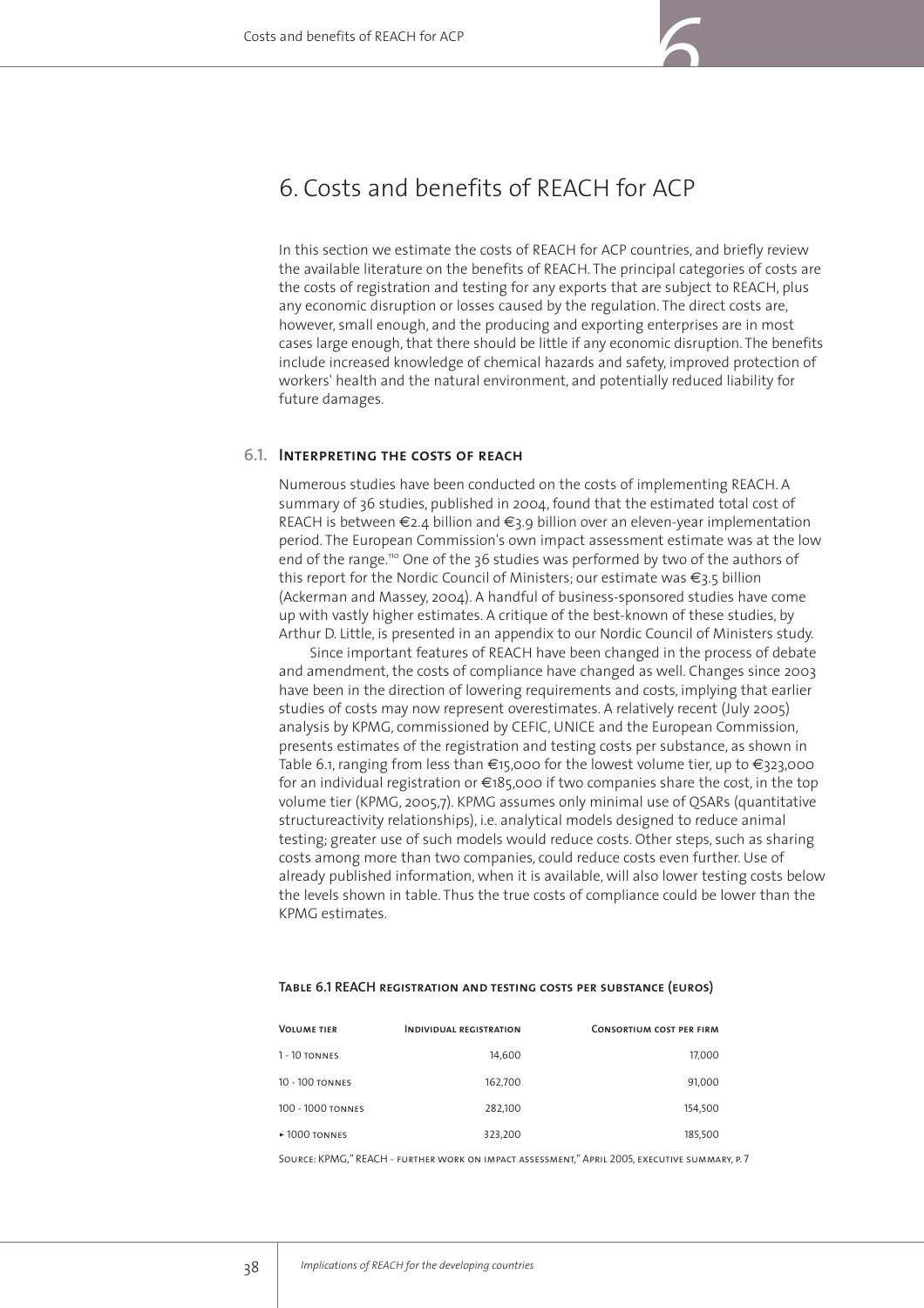# 6. Costs and benefits of REACH for ACP

In this section we estimate the costs of REACH for ACP countries, and briefly review the available literature on the benefits of REACH. The principal categories of costs are the costs of registration and testing for any exports that are subject to REACH, plus any economic disruption or losses caused by the regulation. The direct costs are, however, small enough, and the producing and exporting enterprises are in most cases large enough, that there should be little if any economic disruption. The benefits include increased knowledge of chemical hazards and safety, improved protection of workers' health and the natural environment, and potentially reduced liability for future damages.

## 6.1. Interpreting the costs of REACH

Numerous studies have been conducted on the costs of implementing REACH. A summary of 36 studies, published in 2004, found that the estimated total cost of REACH is between €2.4 billion and €3.9 billion over an eleven-year implementation period. The European Commission's own impact assessment estimate was at the low end of the range.[110] One of the 36 studies was performed by two of the authors of this report for the Nordic Council of Ministers; our estimate was €3.5 billion (Ackerman and Massey, 2004). A handful of business-sponsored studies have come up with vastly higher estimates. A critique of the best-known of these studies, by Arthur D. Little, is presented in an appendix to our Nordic Council of Ministers study.

Since important features of REACH have been changed in the process of debate and amendment, the costs of compliance have changed as well. Changes since 2003 have been in the direction of lowering requirements and costs, implying that earlier studies of costs may now represent overestimates. A relatively recent (July 2005) analysis by KPMG, commissioned by CEFIC, UNICE and the European Commission, presents estimates of the registration and testing costs per substance, as shown in Table 6.1, ranging from less than €15,000 for the lowest volume tier, up to €323,000 for an individual registration or €185,000 if two companies share the cost, in the top volume tier (KPMG, 2005,7). KPMG assumes only minimal use of QSARs (quantitative structureactivity relationships), i.e. analytical models designed to reduce animal testing; greater use of such models would reduce costs. Other steps, such as sharing costs among more than two companies, could reduce costs even further. Use of already published information, when it is available, will also lower testing costs below the levels shown in table. Thus the true costs of compliance could be lower than the KPMG estimates.

**Table 6.1 REACH registration and testing costs per substance (euros)**

| Volume tier | Individual registration | Consortium cost per firm |
|---|---|---|
| 1 - 10 tonnes | 14,600 | 17,000 |
| 10 - 100 tonnes | 162,700 | 91,000 |
| 100 - 1000 tonnes | 282,100 | 154,500 |
| ▸ 1000 tonnes | 323,200 | 185,500 |

Source: KPMG," REACH - further work on impact assessment," April 2005, executive summary, p. 7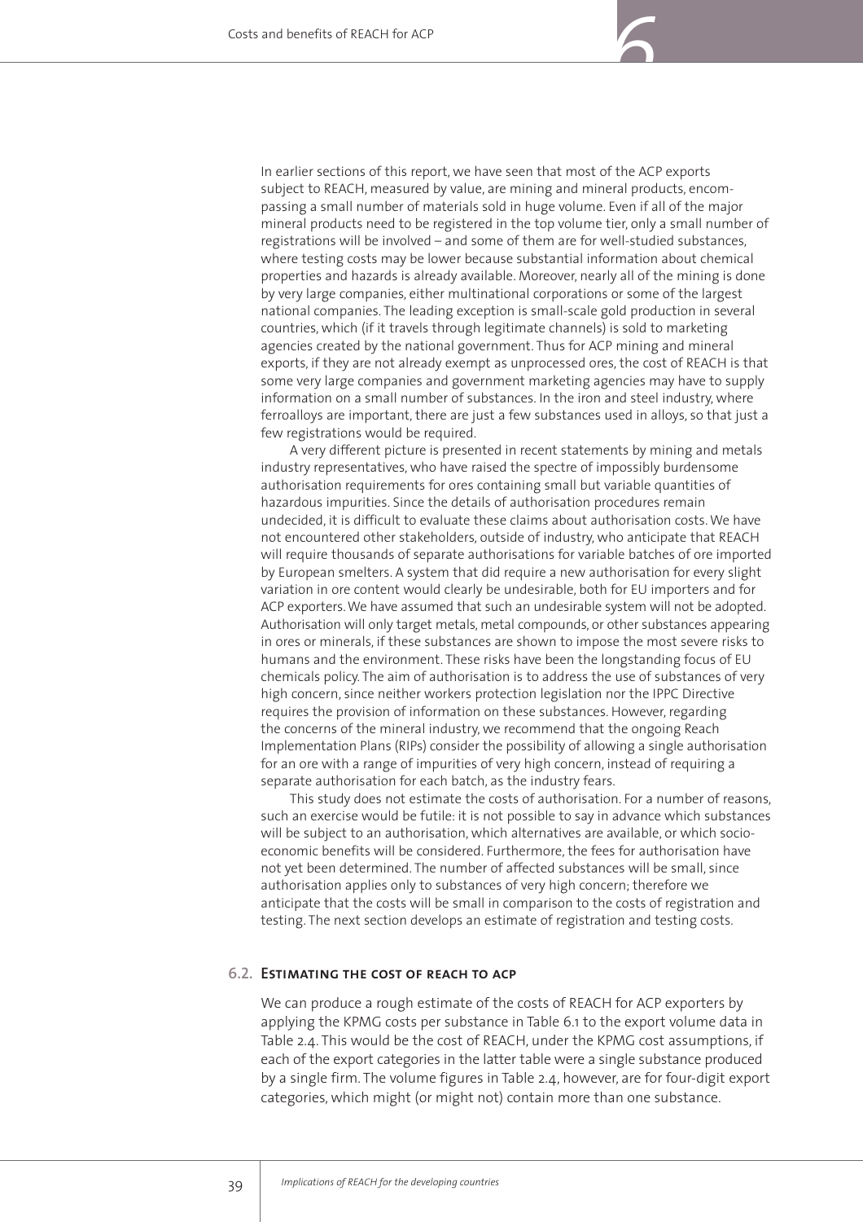In earlier sections of this report, we have seen that most of the ACP exports subject to REACH, measured by value, are mining and mineral products, encompassing a small number of materials sold in huge volume. Even if all of the major mineral products need to be registered in the top volume tier, only a small number of registrations will be involved – and some of them are for well-studied substances, where testing costs may be lower because substantial information about chemical properties and hazards is already available. Moreover, nearly all of the mining is done by very large companies, either multinational corporations or some of the largest national companies. The leading exception is small-scale gold production in several countries, which (if it travels through legitimate channels) is sold to marketing agencies created by the national government. Thus for ACP mining and mineral exports, if they are not already exempt as unprocessed ores, the cost of REACH is that some very large companies and government marketing agencies may have to supply information on a small number of substances. In the iron and steel industry, where ferroalloys are important, there are just a few substances used in alloys, so that just a few registrations would be required.

A very different picture is presented in recent statements by mining and metals industry representatives, who have raised the spectre of impossibly burdensome authorisation requirements for ores containing small but variable quantities of hazardous impurities. Since the details of authorisation procedures remain undecided, it is difficult to evaluate these claims about authorisation costs. We have not encountered other stakeholders, outside of industry, who anticipate that REACH will require thousands of separate authorisations for variable batches of ore imported by European smelters. A system that did require a new authorisation for every slight variation in ore content would clearly be undesirable, both for EU importers and for ACP exporters. We have assumed that such an undesirable system will not be adopted. Authorisation will only target metals, metal compounds, or other substances appearing in ores or minerals, if these substances are shown to impose the most severe risks to humans and the environment. These risks have been the longstanding focus of EU chemicals policy. The aim of authorisation is to address the use of substances of very high concern, since neither workers protection legislation nor the IPPC Directive requires the provision of information on these substances. However, regarding the concerns of the mineral industry, we recommend that the ongoing Reach Implementation Plans (RIPs) consider the possibility of allowing a single authorisation for an ore with a range of impurities of very high concern, instead of requiring a separate authorisation for each batch, as the industry fears.

This study does not estimate the costs of authorisation. For a number of reasons, such an exercise would be futile: it is not possible to say in advance which substances will be subject to an authorisation, which alternatives are available, or which socio-economic benefits will be considered. Furthermore, the fees for authorisation have not yet been determined. The number of affected substances will be small, since authorisation applies only to substances of very high concern; therefore we anticipate that the costs will be small in comparison to the costs of registration and testing. The next section develops an estimate of registration and testing costs.

## 6.2. Estimating the cost of REACH to ACP

We can produce a rough estimate of the costs of REACH for ACP exporters by applying the KPMG costs per substance in Table 6.1 to the export volume data in Table 2.4. This would be the cost of REACH, under the KPMG cost assumptions, if each of the export categories in the latter table were a single substance produced by a single firm. The volume figures in Table 2.4, however, are for four-digit export categories, which might (or might not) contain more than one substance.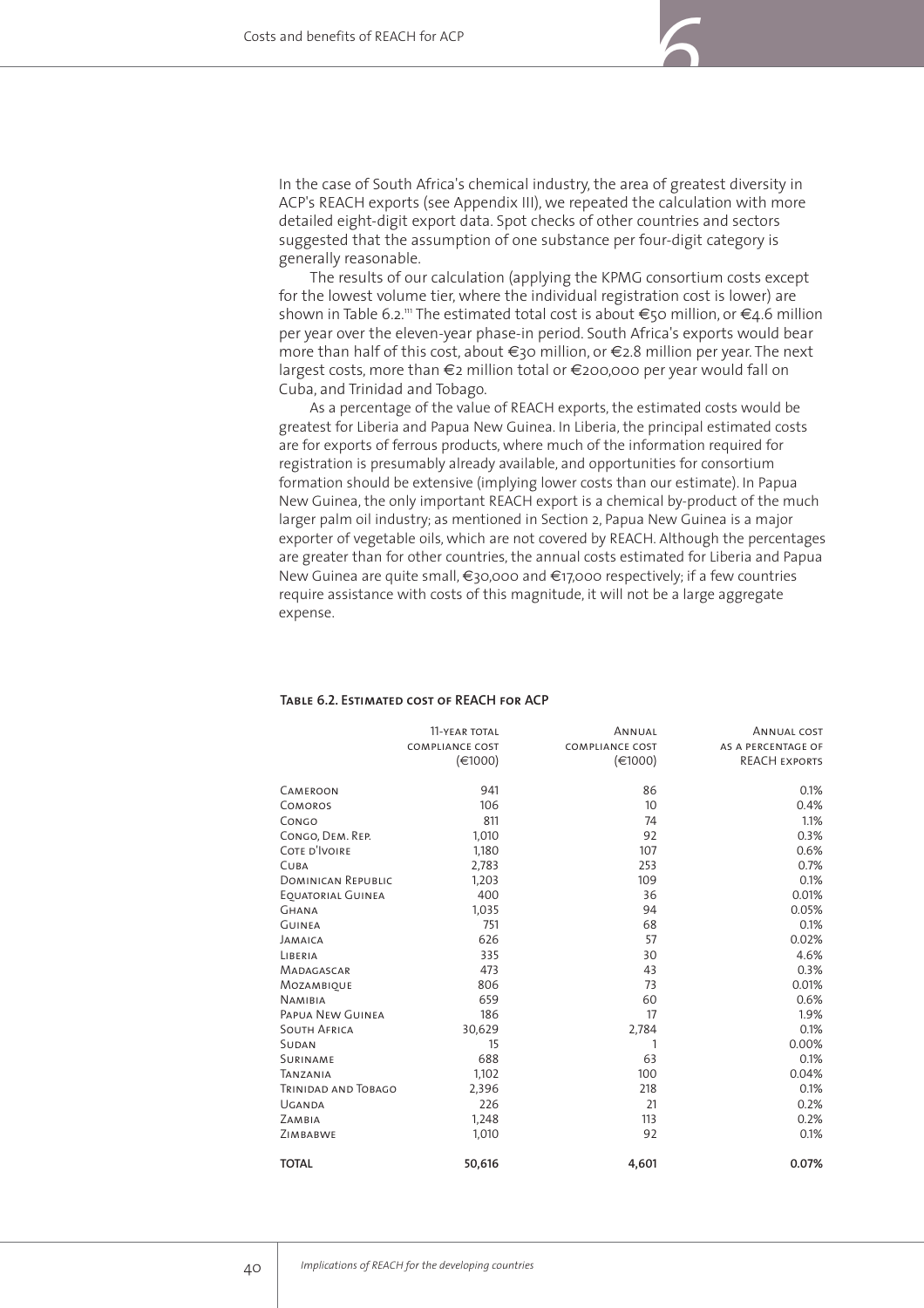In the case of South Africa's chemical industry, the area of greatest diversity in ACP's REACH exports (see Appendix III), we repeated the calculation with more detailed eight-digit export data. Spot checks of other countries and sectors suggested that the assumption of one substance per four-digit category is generally reasonable.

The results of our calculation (applying the KPMG consortium costs except for the lowest volume tier, where the individual registration cost is lower) are shown in Table 6.2.[111] The estimated total cost is about €50 million, or €4.6 million per year over the eleven-year phase-in period. South Africa's exports would bear more than half of this cost, about €30 million, or €2.8 million per year. The next largest costs, more than €2 million total or €200,000 per year would fall on Cuba, and Trinidad and Tobago.

As a percentage of the value of REACH exports, the estimated costs would be greatest for Liberia and Papua New Guinea. In Liberia, the principal estimated costs are for exports of ferrous products, where much of the information required for registration is presumably already available, and opportunities for consortium formation should be extensive (implying lower costs than our estimate). In Papua New Guinea, the only important REACH export is a chemical by-product of the much larger palm oil industry; as mentioned in Section 2, Papua New Guinea is a major exporter of vegetable oils, which are not covered by REACH. Although the percentages are greater than for other countries, the annual costs estimated for Liberia and Papua New Guinea are quite small, €30,000 and €17,000 respectively; if a few countries require assistance with costs of this magnitude, it will not be a large aggregate expense.

**Table 6.2. Estimated cost of REACH for ACP**

| | 11-year total compliance cost (€1000) | Annual compliance cost (€1000) | Annual cost as a percentage of REACH exports |
|---|---|---|---|
| Cameroon | 941 | 86 | 0.1% |
| Comoros | 106 | 10 | 0.4% |
| Congo | 811 | 74 | 1.1% |
| Congo, Dem. Rep. | 1,010 | 92 | 0.3% |
| Cote d'Ivoire | 1,180 | 107 | 0.6% |
| Cuba | 2,783 | 253 | 0.7% |
| Dominican Republic | 1,203 | 109 | 0.1% |
| Equatorial Guinea | 400 | 36 | 0.01% |
| Ghana | 1,035 | 94 | 0.05% |
| Guinea | 751 | 68 | 0.1% |
| Jamaica | 626 | 57 | 0.02% |
| Liberia | 335 | 30 | 4.6% |
| Madagascar | 473 | 43 | 0.3% |
| Mozambique | 806 | 73 | 0.01% |
| Namibia | 659 | 60 | 0.6% |
| Papua New Guinea | 186 | 17 | 1.9% |
| South Africa | 30,629 | 2,784 | 0.1% |
| Sudan | 15 | 1 | 0.00% |
| Suriname | 688 | 63 | 0.1% |
| Tanzania | 1,102 | 100 | 0.04% |
| Trinidad and Tobago | 2,396 | 218 | 0.1% |
| Uganda | 226 | 21 | 0.2% |
| Zambia | 1,248 | 113 | 0.2% |
| Zimbabwe | 1,010 | 92 | 0.1% |
| **TOTAL** | **50,616** | **4,601** | **0.07%** |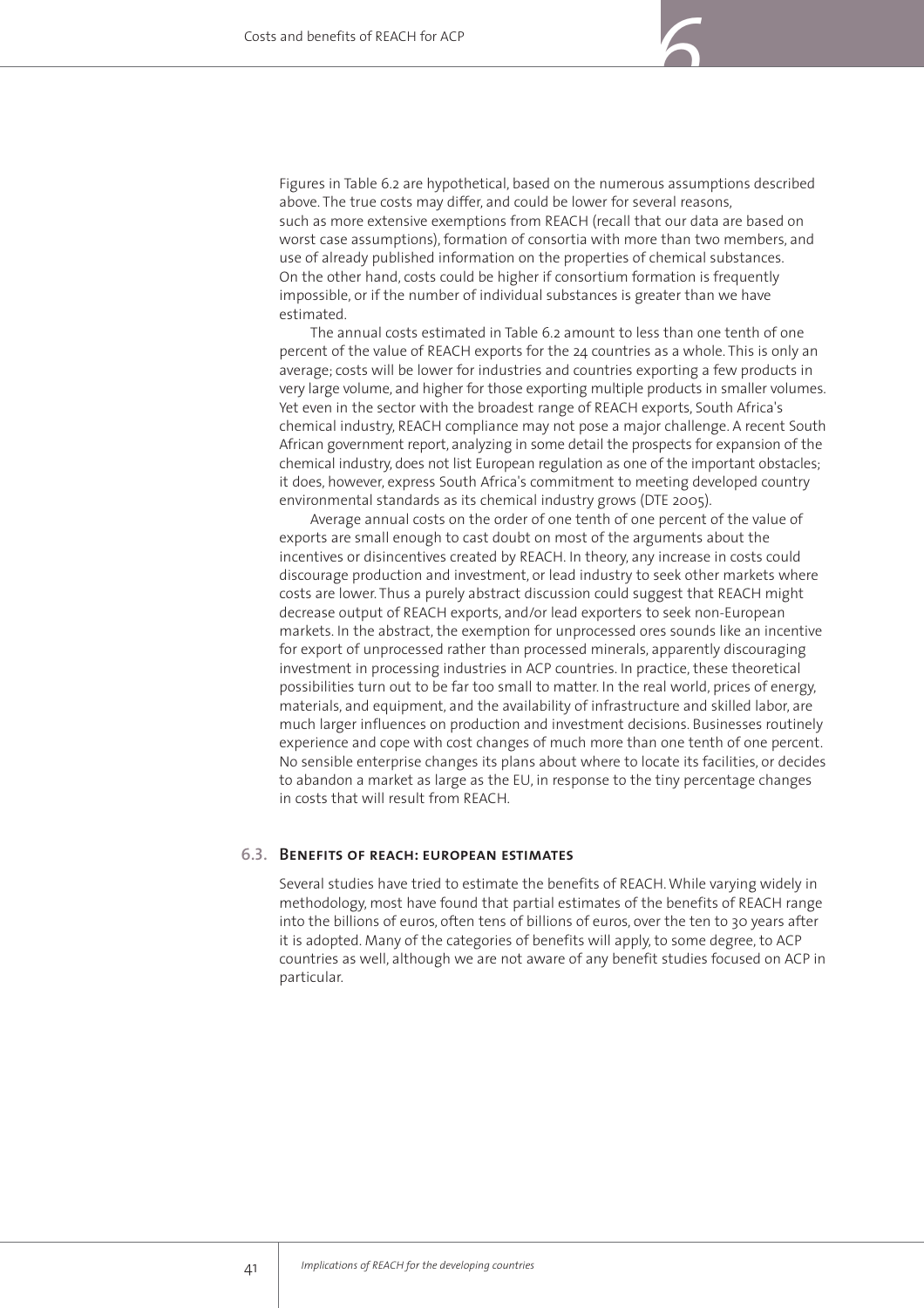Figures in Table 6.2 are hypothetical, based on the numerous assumptions described above. The true costs may differ, and could be lower for several reasons, such as more extensive exemptions from REACH (recall that our data are based on worst case assumptions), formation of consortia with more than two members, and use of already published information on the properties of chemical substances. On the other hand, costs could be higher if consortium formation is frequently impossible, or if the number of individual substances is greater than we have estimated.

The annual costs estimated in Table 6.2 amount to less than one tenth of one percent of the value of REACH exports for the 24 countries as a whole. This is only an average; costs will be lower for industries and countries exporting a few products in very large volume, and higher for those exporting multiple products in smaller volumes. Yet even in the sector with the broadest range of REACH exports, South Africa's chemical industry, REACH compliance may not pose a major challenge. A recent South African government report, analyzing in some detail the prospects for expansion of the chemical industry, does not list European regulation as one of the important obstacles; it does, however, express South Africa's commitment to meeting developed country environmental standards as its chemical industry grows (DTE 2005).

Average annual costs on the order of one tenth of one percent of the value of exports are small enough to cast doubt on most of the arguments about the incentives or disincentives created by REACH. In theory, any increase in costs could discourage production and investment, or lead industry to seek other markets where costs are lower. Thus a purely abstract discussion could suggest that REACH might decrease output of REACH exports, and/or lead exporters to seek non-European markets. In the abstract, the exemption for unprocessed ores sounds like an incentive for export of unprocessed rather than processed minerals, apparently discouraging investment in processing industries in ACP countries. In practice, these theoretical possibilities turn out to be far too small to matter. In the real world, prices of energy, materials, and equipment, and the availability of infrastructure and skilled labor, are much larger influences on production and investment decisions. Businesses routinely experience and cope with cost changes of much more than one tenth of one percent. No sensible enterprise changes its plans about where to locate its facilities, or decides to abandon a market as large as the EU, in response to the tiny percentage changes in costs that will result from REACH.

## 6.3. Benefits of REACH: European estimates

Several studies have tried to estimate the benefits of REACH. While varying widely in methodology, most have found that partial estimates of the benefits of REACH range into the billions of euros, often tens of billions of euros, over the ten to 30 years after it is adopted. Many of the categories of benefits will apply, to some degree, to ACP countries as well, although we are not aware of any benefit studies focused on ACP in particular.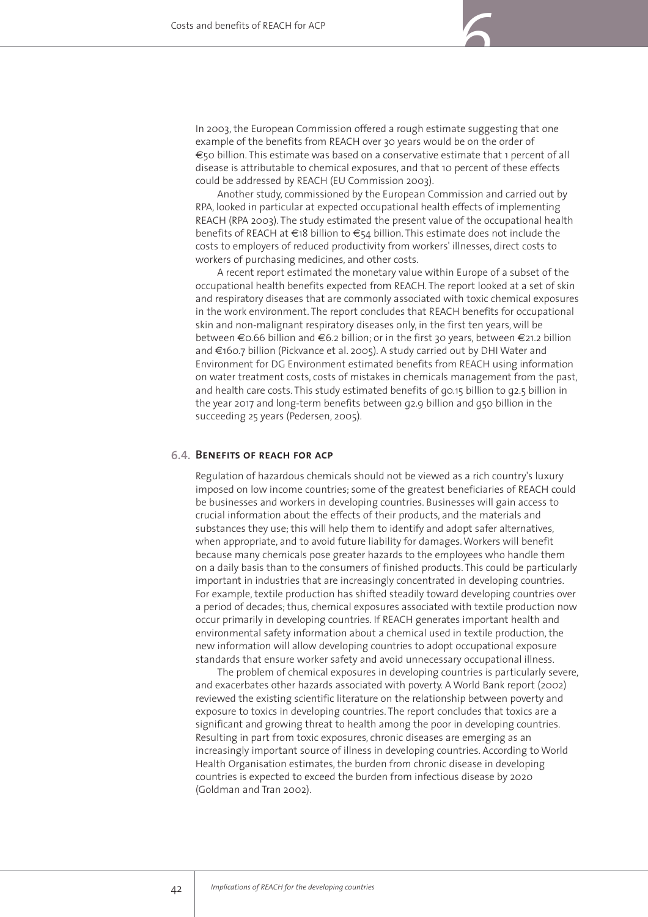In 2003, the European Commission offered a rough estimate suggesting that one example of the benefits from REACH over 30 years would be on the order of €50 billion. This estimate was based on a conservative estimate that 1 percent of all disease is attributable to chemical exposures, and that 10 percent of these effects could be addressed by REACH (EU Commission 2003).

Another study, commissioned by the European Commission and carried out by RPA, looked in particular at expected occupational health effects of implementing REACH (RPA 2003). The study estimated the present value of the occupational health benefits of REACH at €18 billion to €54 billion. This estimate does not include the costs to employers of reduced productivity from workers' illnesses, direct costs to workers of purchasing medicines, and other costs.

A recent report estimated the monetary value within Europe of a subset of the occupational health benefits expected from REACH. The report looked at a set of skin and respiratory diseases that are commonly associated with toxic chemical exposures in the work environment. The report concludes that REACH benefits for occupational skin and non-malignant respiratory diseases only, in the first ten years, will be between €0.66 billion and €6.2 billion; or in the first 30 years, between €21.2 billion and €160.7 billion (Pickvance et al. 2005). A study carried out by DHI Water and Environment for DG Environment estimated benefits from REACH using information on water treatment costs, costs of mistakes in chemicals management from the past, and health care costs. This study estimated benefits of 90.15 billion to 92.5 billion in the year 2017 and long-term benefits between 92.9 billion and 950 billion in the succeeding 25 years (Pedersen, 2005).

## 6.4. Benefits of REACH for ACP

Regulation of hazardous chemicals should not be viewed as a rich country's luxury imposed on low income countries; some of the greatest beneficiaries of REACH could be businesses and workers in developing countries. Businesses will gain access to crucial information about the effects of their products, and the materials and substances they use; this will help them to identify and adopt safer alternatives, when appropriate, and to avoid future liability for damages. Workers will benefit because many chemicals pose greater hazards to the employees who handle them on a daily basis than to the consumers of finished products. This could be particularly important in industries that are increasingly concentrated in developing countries. For example, textile production has shifted steadily toward developing countries over a period of decades; thus, chemical exposures associated with textile production now occur primarily in developing countries. If REACH generates important health and environmental safety information about a chemical used in textile production, the new information will allow developing countries to adopt occupational exposure standards that ensure worker safety and avoid unnecessary occupational illness.

The problem of chemical exposures in developing countries is particularly severe, and exacerbates other hazards associated with poverty. A World Bank report (2002) reviewed the existing scientific literature on the relationship between poverty and exposure to toxics in developing countries. The report concludes that toxics are a significant and growing threat to health among the poor in developing countries. Resulting in part from toxic exposures, chronic diseases are emerging as an increasingly important source of illness in developing countries. According to World Health Organisation estimates, the burden from chronic disease in developing countries is expected to exceed the burden from infectious disease by 2020 (Goldman and Tran 2002).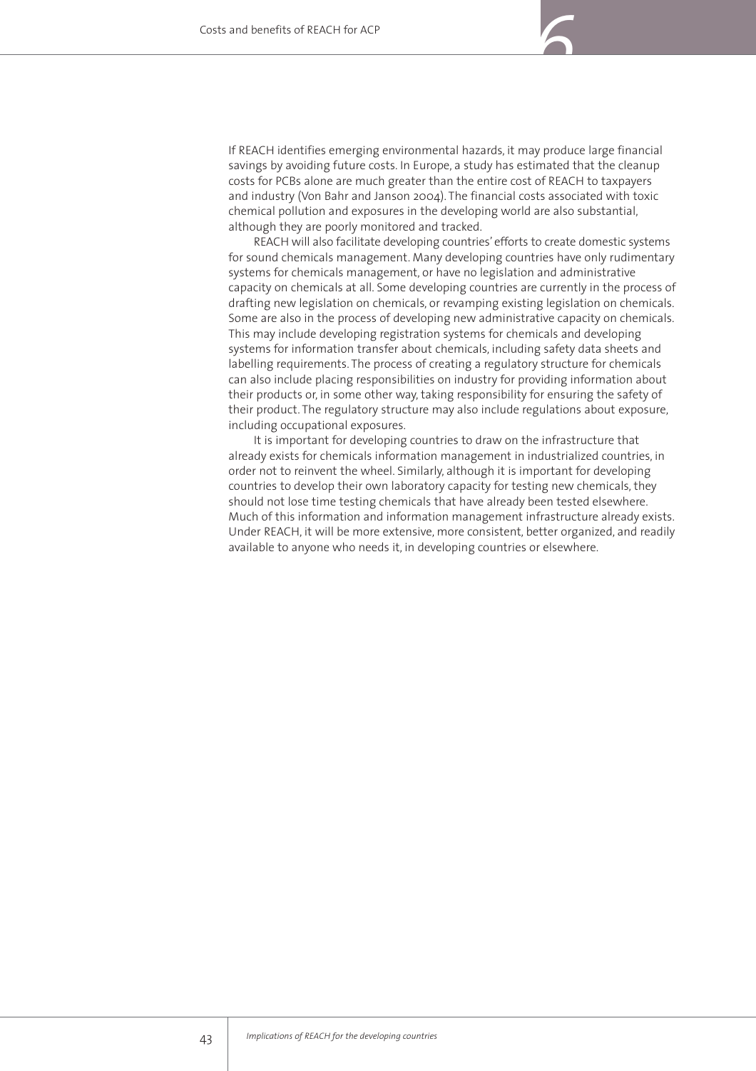If REACH identifies emerging environmental hazards, it may produce large financial savings by avoiding future costs. In Europe, a study has estimated that the cleanup costs for PCBs alone are much greater than the entire cost of REACH to taxpayers and industry (Von Bahr and Janson 2004). The financial costs associated with toxic chemical pollution and exposures in the developing world are also substantial, although they are poorly monitored and tracked.

REACH will also facilitate developing countries' efforts to create domestic systems for sound chemicals management. Many developing countries have only rudimentary systems for chemicals management, or have no legislation and administrative capacity on chemicals at all. Some developing countries are currently in the process of drafting new legislation on chemicals, or revamping existing legislation on chemicals. Some are also in the process of developing new administrative capacity on chemicals. This may include developing registration systems for chemicals and developing systems for information transfer about chemicals, including safety data sheets and labelling requirements. The process of creating a regulatory structure for chemicals can also include placing responsibilities on industry for providing information about their products or, in some other way, taking responsibility for ensuring the safety of their product. The regulatory structure may also include regulations about exposure, including occupational exposures.

It is important for developing countries to draw on the infrastructure that already exists for chemicals information management in industrialized countries, in order not to reinvent the wheel. Similarly, although it is important for developing countries to develop their own laboratory capacity for testing new chemicals, they should not lose time testing chemicals that have already been tested elsewhere. Much of this information and information management infrastructure already exists. Under REACH, it will be more extensive, more consistent, better organized, and readily available to anyone who needs it, in developing countries or elsewhere.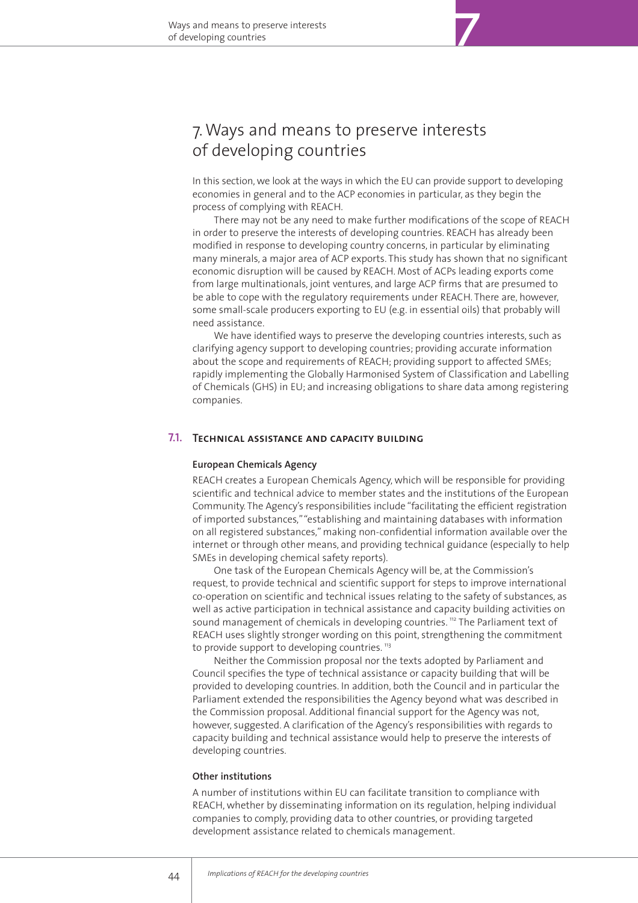# 7. Ways and means to preserve interests of developing countries

In this section, we look at the ways in which the EU can provide support to developing economies in general and to the ACP economies in particular, as they begin the process of complying with REACH.

There may not be any need to make further modifications of the scope of REACH in order to preserve the interests of developing countries. REACH has already been modified in response to developing country concerns, in particular by eliminating many minerals, a major area of ACP exports. This study has shown that no significant economic disruption will be caused by REACH. Most of ACPs leading exports come from large multinationals, joint ventures, and large ACP firms that are presumed to be able to cope with the regulatory requirements under REACH. There are, however, some small-scale producers exporting to EU (e.g. in essential oils) that probably will need assistance.

We have identified ways to preserve the developing countries interests, such as clarifying agency support to developing countries; providing accurate information about the scope and requirements of REACH; providing support to affected SMEs; rapidly implementing the Globally Harmonised System of Classification and Labelling of Chemicals (GHS) in EU; and increasing obligations to share data among registering companies.

## 7.1. Technical assistance and capacity building

### European Chemicals Agency

REACH creates a European Chemicals Agency, which will be responsible for providing scientific and technical advice to member states and the institutions of the European Community. The Agency's responsibilities include "facilitating the efficient registration of imported substances," "establishing and maintaining databases with information on all registered substances," making non-confidential information available over the internet or through other means, and providing technical guidance (especially to help SMEs in developing chemical safety reports).

One task of the European Chemicals Agency will be, at the Commission's request, to provide technical and scientific support for steps to improve international co-operation on scientific and technical issues relating to the safety of substances, as well as active participation in technical assistance and capacity building activities on sound management of chemicals in developing countries. [112] The Parliament text of REACH uses slightly stronger wording on this point, strengthening the commitment to provide support to developing countries. [113]

Neither the Commission proposal nor the texts adopted by Parliament and Council specifies the type of technical assistance or capacity building that will be provided to developing countries. In addition, both the Council and in particular the Parliament extended the responsibilities the Agency beyond what was described in the Commission proposal. Additional financial support for the Agency was not, however, suggested. A clarification of the Agency's responsibilities with regards to capacity building and technical assistance would help to preserve the interests of developing countries.

### Other institutions

A number of institutions within EU can facilitate transition to compliance with REACH, whether by disseminating information on its regulation, helping individual companies to comply, providing data to other countries, or providing targeted development assistance related to chemicals management.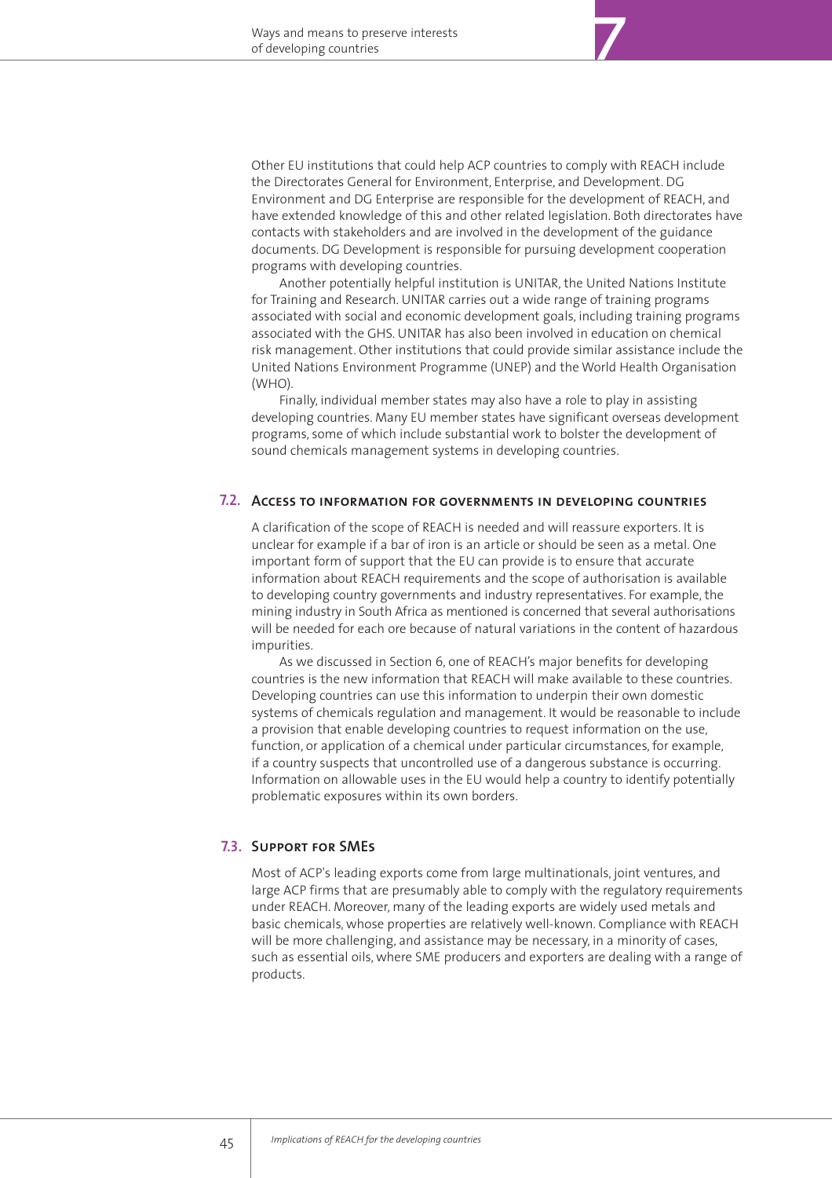Other EU institutions that could help ACP countries to comply with REACH include the Directorates General for Environment, Enterprise, and Development. DG Environment and DG Enterprise are responsible for the development of REACH, and have extended knowledge of this and other related legislation. Both directorates have contacts with stakeholders and are involved in the development of the guidance documents. DG Development is responsible for pursuing development cooperation programs with developing countries.

Another potentially helpful institution is UNITAR, the United Nations Institute for Training and Research. UNITAR carries out a wide range of training programs associated with social and economic development goals, including training programs associated with the GHS. UNITAR has also been involved in education on chemical risk management. Other institutions that could provide similar assistance include the United Nations Environment Programme (UNEP) and the World Health Organisation (WHO).

Finally, individual member states may also have a role to play in assisting developing countries. Many EU member states have significant overseas development programs, some of which include substantial work to bolster the development of sound chemicals management systems in developing countries.

## 7.2. Access to information for governments in developing countries

A clarification of the scope of REACH is needed and will reassure exporters. It is unclear for example if a bar of iron is an article or should be seen as a metal. One important form of support that the EU can provide is to ensure that accurate information about REACH requirements and the scope of authorisation is available to developing country governments and industry representatives. For example, the mining industry in South Africa as mentioned is concerned that several authorisations will be needed for each ore because of natural variations in the content of hazardous impurities.

As we discussed in Section 6, one of REACH's major benefits for developing countries is the new information that REACH will make available to these countries. Developing countries can use this information to underpin their own domestic systems of chemicals regulation and management. It would be reasonable to include a provision that enable developing countries to request information on the use, function, or application of a chemical under particular circumstances, for example, if a country suspects that uncontrolled use of a dangerous substance is occurring. Information on allowable uses in the EU would help a country to identify potentially problematic exposures within its own borders.

## 7.3. Support for SMEs

Most of ACP's leading exports come from large multinationals, joint ventures, and large ACP firms that are presumably able to comply with the regulatory requirements under REACH. Moreover, many of the leading exports are widely used metals and basic chemicals, whose properties are relatively well-known. Compliance with REACH will be more challenging, and assistance may be necessary, in a minority of cases, such as essential oils, where SME producers and exporters are dealing with a range of products.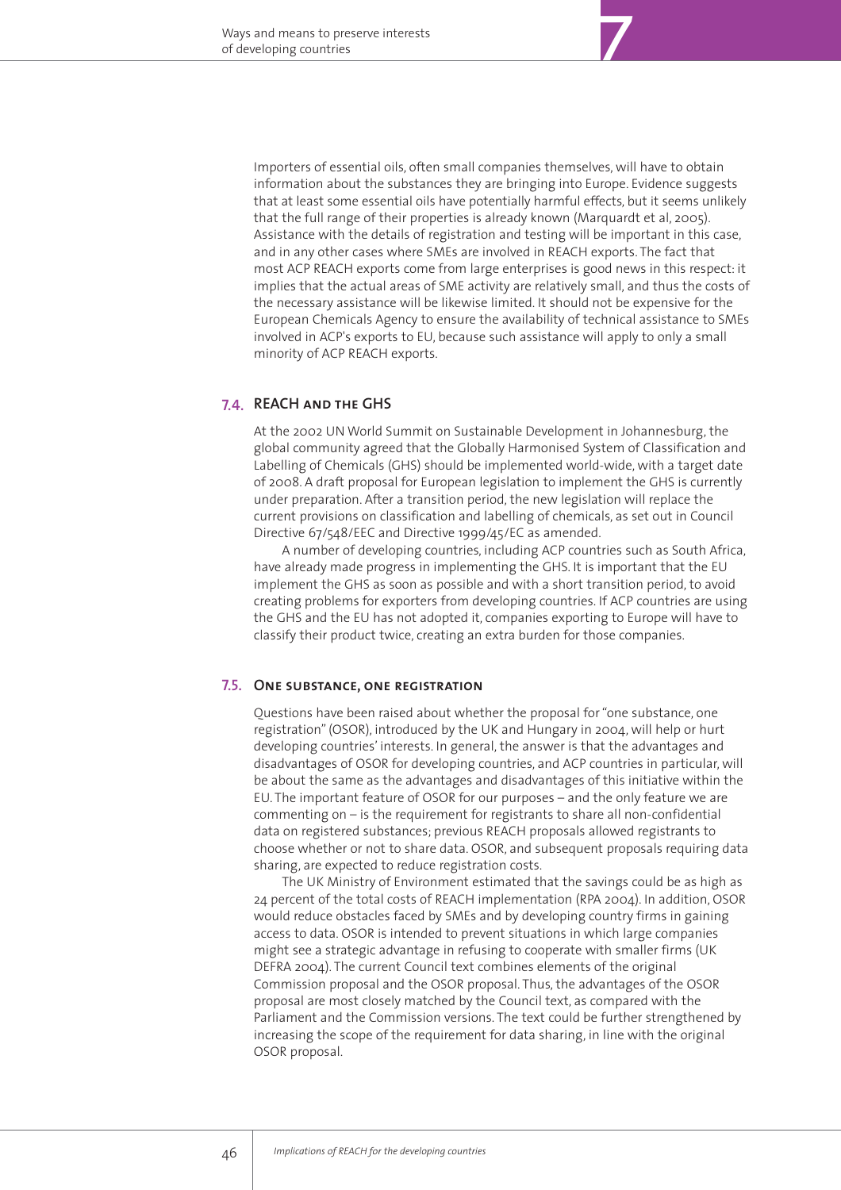Importers of essential oils, often small companies themselves, will have to obtain information about the substances they are bringing into Europe. Evidence suggests that at least some essential oils have potentially harmful effects, but it seems unlikely that the full range of their properties is already known (Marquardt et al, 2005). Assistance with the details of registration and testing will be important in this case, and in any other cases where SMEs are involved in REACH exports. The fact that most ACP REACH exports come from large enterprises is good news in this respect: it implies that the actual areas of SME activity are relatively small, and thus the costs of the necessary assistance will be likewise limited. It should not be expensive for the European Chemicals Agency to ensure the availability of technical assistance to SMEs involved in ACP's exports to EU, because such assistance will apply to only a small minority of ACP REACH exports.

## 7.4. REACH and the GHS

At the 2002 UN World Summit on Sustainable Development in Johannesburg, the global community agreed that the Globally Harmonised System of Classification and Labelling of Chemicals (GHS) should be implemented world-wide, with a target date of 2008. A draft proposal for European legislation to implement the GHS is currently under preparation. After a transition period, the new legislation will replace the current provisions on classification and labelling of chemicals, as set out in Council Directive 67/548/EEC and Directive 1999/45/EC as amended.

A number of developing countries, including ACP countries such as South Africa, have already made progress in implementing the GHS. It is important that the EU implement the GHS as soon as possible and with a short transition period, to avoid creating problems for exporters from developing countries. If ACP countries are using the GHS and the EU has not adopted it, companies exporting to Europe will have to classify their product twice, creating an extra burden for those companies.

## 7.5. One substance, one registration

Questions have been raised about whether the proposal for "one substance, one registration" (OSOR), introduced by the UK and Hungary in 2004, will help or hurt developing countries' interests. In general, the answer is that the advantages and disadvantages of OSOR for developing countries, and ACP countries in particular, will be about the same as the advantages and disadvantages of this initiative within the EU. The important feature of OSOR for our purposes – and the only feature we are commenting on – is the requirement for registrants to share all non-confidential data on registered substances; previous REACH proposals allowed registrants to choose whether or not to share data. OSOR, and subsequent proposals requiring data sharing, are expected to reduce registration costs.

The UK Ministry of Environment estimated that the savings could be as high as 24 percent of the total costs of REACH implementation (RPA 2004). In addition, OSOR would reduce obstacles faced by SMEs and by developing country firms in gaining access to data. OSOR is intended to prevent situations in which large companies might see a strategic advantage in refusing to cooperate with smaller firms (UK DEFRA 2004). The current Council text combines elements of the original Commission proposal and the OSOR proposal. Thus, the advantages of the OSOR proposal are most closely matched by the Council text, as compared with the Parliament and the Commission versions. The text could be further strengthened by increasing the scope of the requirement for data sharing, in line with the original OSOR proposal.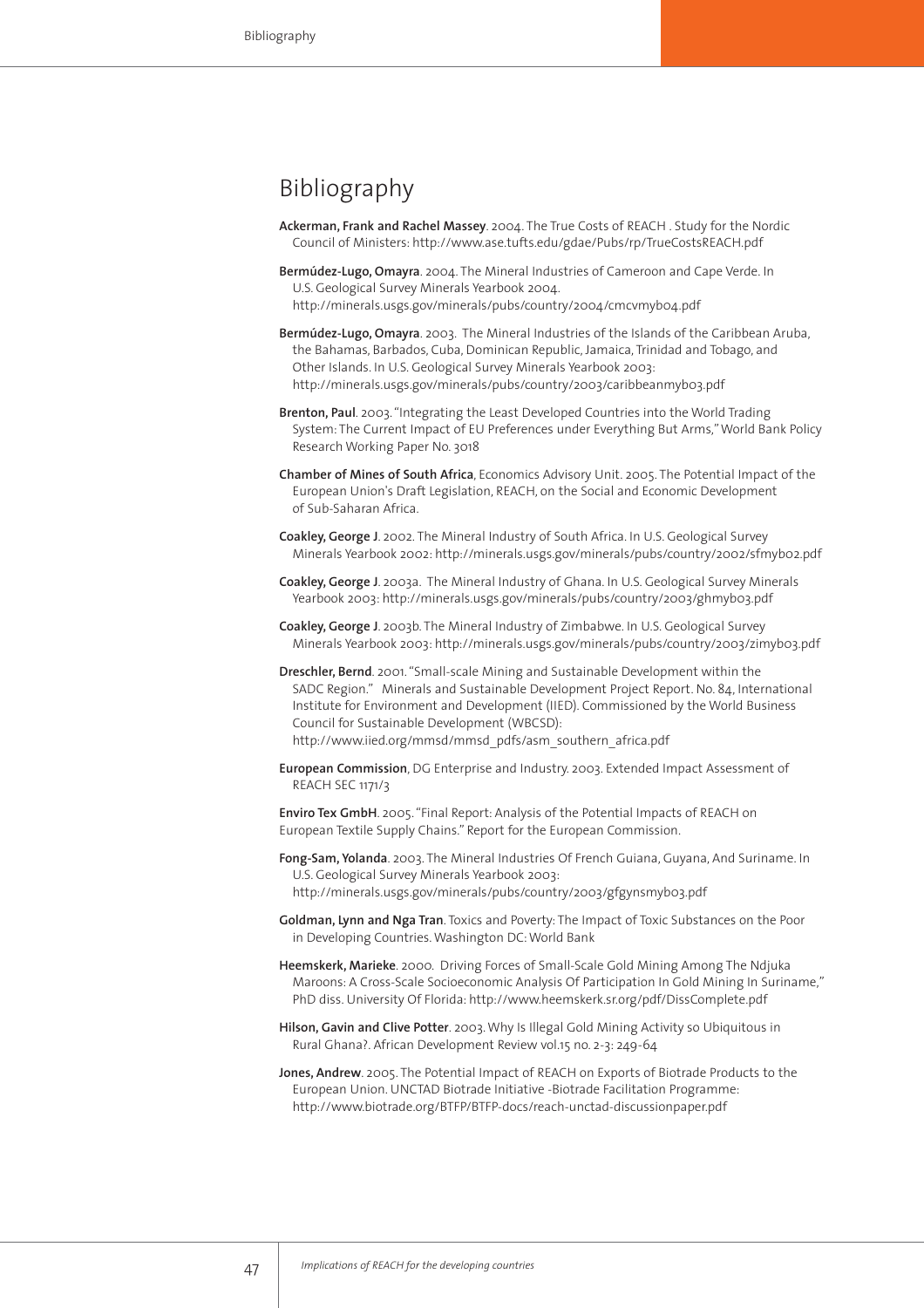# Bibliography

**Ackerman, Frank and Rachel Massey**. 2004. The True Costs of REACH . Study for the Nordic Council of Ministers: http://www.ase.tufts.edu/gdae/Pubs/rp/TrueCostsREACH.pdf

**Bermúdez-Lugo, Omayra**. 2004. The Mineral Industries of Cameroon and Cape Verde. In U.S. Geological Survey Minerals Yearbook 2004. http://minerals.usgs.gov/minerals/pubs/country/2004/cmcvmyb04.pdf

**Bermúdez-Lugo, Omayra**. 2003. The Mineral Industries of the Islands of the Caribbean Aruba, the Bahamas, Barbados, Cuba, Dominican Republic, Jamaica, Trinidad and Tobago, and Other Islands. In U.S. Geological Survey Minerals Yearbook 2003: http://minerals.usgs.gov/minerals/pubs/country/2003/caribbeanmyb03.pdf

**Brenton, Paul**. 2003. "Integrating the Least Developed Countries into the World Trading System: The Current Impact of EU Preferences under Everything But Arms," World Bank Policy Research Working Paper No. 3018

**Chamber of Mines of South Africa**, Economics Advisory Unit. 2005. The Potential Impact of the European Union's Draft Legislation, REACH, on the Social and Economic Development of Sub-Saharan Africa.

**Coakley, George J**. 2002. The Mineral Industry of South Africa. In U.S. Geological Survey Minerals Yearbook 2002: http://minerals.usgs.gov/minerals/pubs/country/2002/sfmyb02.pdf

**Coakley, George J**. 2003a. The Mineral Industry of Ghana. In U.S. Geological Survey Minerals Yearbook 2003: http://minerals.usgs.gov/minerals/pubs/country/2003/ghmyb03.pdf

**Coakley, George J**. 2003b. The Mineral Industry of Zimbabwe. In U.S. Geological Survey Minerals Yearbook 2003: http://minerals.usgs.gov/minerals/pubs/country/2003/zimyb03.pdf

**Dreschler, Bernd**. 2001. "Small-scale Mining and Sustainable Development within the SADC Region." Minerals and Sustainable Development Project Report. No. 84, International Institute for Environment and Development (IIED). Commissioned by the World Business Council for Sustainable Development (WBCSD): http://www.iied.org/mmsd/mmsd_pdfs/asm_southern_africa.pdf

**European Commission**, DG Enterprise and Industry. 2003. Extended Impact Assessment of REACH SEC 1171/3

**Enviro Tex GmbH**. 2005. "Final Report: Analysis of the Potential Impacts of REACH on European Textile Supply Chains." Report for the European Commission.

**Fong-Sam, Yolanda**. 2003. The Mineral Industries Of French Guiana, Guyana, And Suriname. In U.S. Geological Survey Minerals Yearbook 2003: http://minerals.usgs.gov/minerals/pubs/country/2003/gfgynsmyb03.pdf

**Goldman, Lynn and Nga Tran**. Toxics and Poverty: The Impact of Toxic Substances on the Poor in Developing Countries. Washington DC: World Bank

**Heemskerk, Marieke**. 2000. Driving Forces of Small-Scale Gold Mining Among The Ndjuka Maroons: A Cross-Scale Socioeconomic Analysis Of Participation In Gold Mining In Suriname," PhD diss. University Of Florida: http://www.heemskerk.sr.org/pdf/DissComplete.pdf

**Hilson, Gavin and Clive Potter**. 2003. Why Is Illegal Gold Mining Activity so Ubiquitous in Rural Ghana?. African Development Review vol.15 no. 2-3: 249-64

**Jones, Andrew**. 2005. The Potential Impact of REACH on Exports of Biotrade Products to the European Union. UNCTAD Biotrade Initiative -Biotrade Facilitation Programme: http://www.biotrade.org/BTFP/BTFP-docs/reach-unctad-discussionpaper.pdf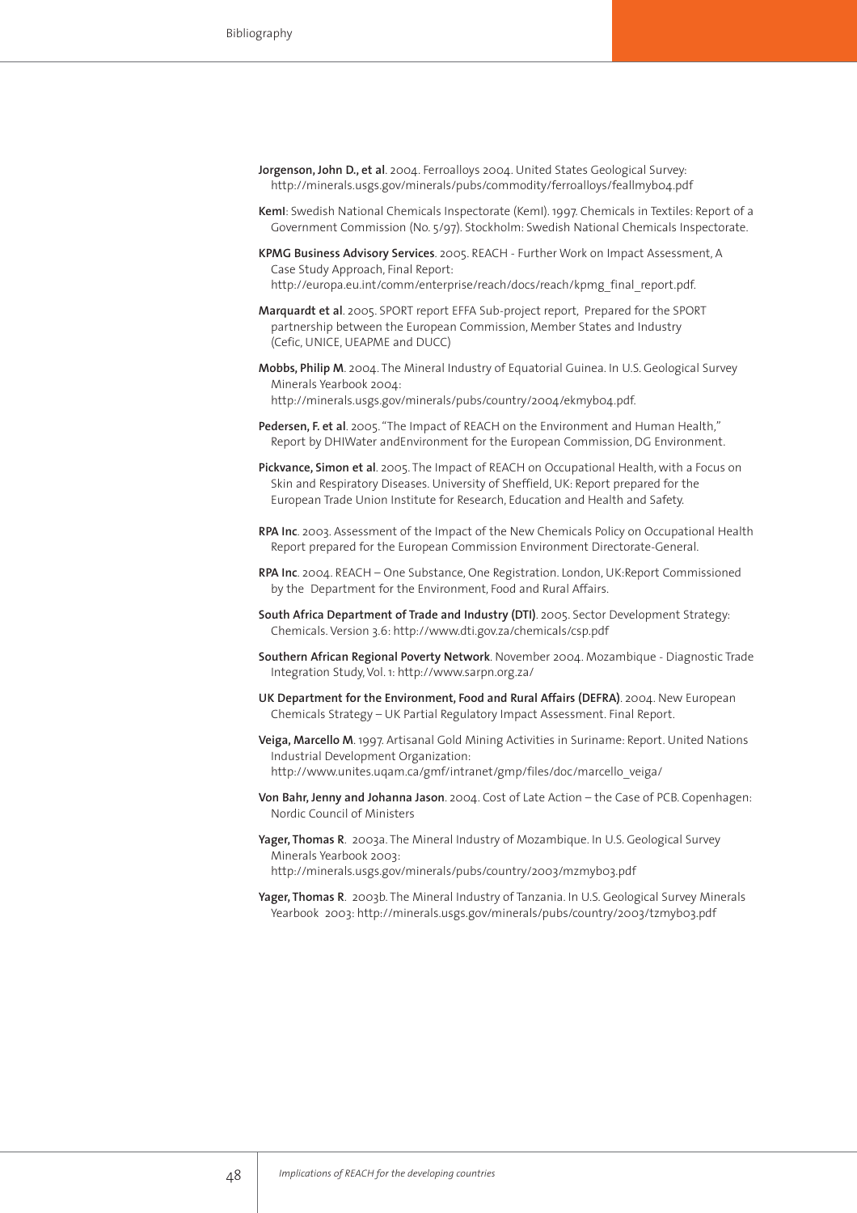**Jorgenson, John D., et al**. 2004. Ferroalloys 2004. United States Geological Survey: http://minerals.usgs.gov/minerals/pubs/commodity/ferroalloys/feallmyb04.pdf

**KemI**: Swedish National Chemicals Inspectorate (KemI). 1997. Chemicals in Textiles: Report of a Government Commission (No. 5/97). Stockholm: Swedish National Chemicals Inspectorate.

**KPMG Business Advisory Services**. 2005. REACH - Further Work on Impact Assessment, A Case Study Approach, Final Report: http://europa.eu.int/comm/enterprise/reach/docs/reach/kpmg_final_report.pdf.

**Marquardt et al**. 2005. SPORT report EFFA Sub-project report, Prepared for the SPORT partnership between the European Commission, Member States and Industry (Cefic, UNICE, UEAPME and DUCC)

**Mobbs, Philip M**. 2004. The Mineral Industry of Equatorial Guinea. In U.S. Geological Survey Minerals Yearbook 2004: http://minerals.usgs.gov/minerals/pubs/country/2004/ekmyb04.pdf.

**Pedersen, F. et al**. 2005. "The Impact of REACH on the Environment and Human Health," Report by DHIWater andEnvironment for the European Commission, DG Environment.

**Pickvance, Simon et al**. 2005. The Impact of REACH on Occupational Health, with a Focus on Skin and Respiratory Diseases. University of Sheffield, UK: Report prepared for the European Trade Union Institute for Research, Education and Health and Safety.

**RPA Inc**. 2003. Assessment of the Impact of the New Chemicals Policy on Occupational Health Report prepared for the European Commission Environment Directorate-General.

**RPA Inc**. 2004. REACH – One Substance, One Registration. London, UK:Report Commissioned by the Department for the Environment, Food and Rural Affairs.

**South Africa Department of Trade and Industry (DTI)**. 2005. Sector Development Strategy: Chemicals. Version 3.6: http://www.dti.gov.za/chemicals/csp.pdf

**Southern African Regional Poverty Network**. November 2004. Mozambique - Diagnostic Trade Integration Study, Vol. 1: http://www.sarpn.org.za/

**UK Department for the Environment, Food and Rural Affairs (DEFRA)**. 2004. New European Chemicals Strategy – UK Partial Regulatory Impact Assessment. Final Report.

**Veiga, Marcello M**. 1997. Artisanal Gold Mining Activities in Suriname: Report. United Nations Industrial Development Organization: http://www.unites.uqam.ca/gmf/intranet/gmp/files/doc/marcello_veiga/

**Von Bahr, Jenny and Johanna Jason**. 2004. Cost of Late Action – the Case of PCB. Copenhagen: Nordic Council of Ministers

**Yager, Thomas R**. 2003a. The Mineral Industry of Mozambique. In U.S. Geological Survey Minerals Yearbook 2003: http://minerals.usgs.gov/minerals/pubs/country/2003/mzmyb03.pdf

**Yager, Thomas R**. 2003b. The Mineral Industry of Tanzania. In U.S. Geological Survey Minerals Yearbook 2003: http://minerals.usgs.gov/minerals/pubs/country/2003/tzmyb03.pdf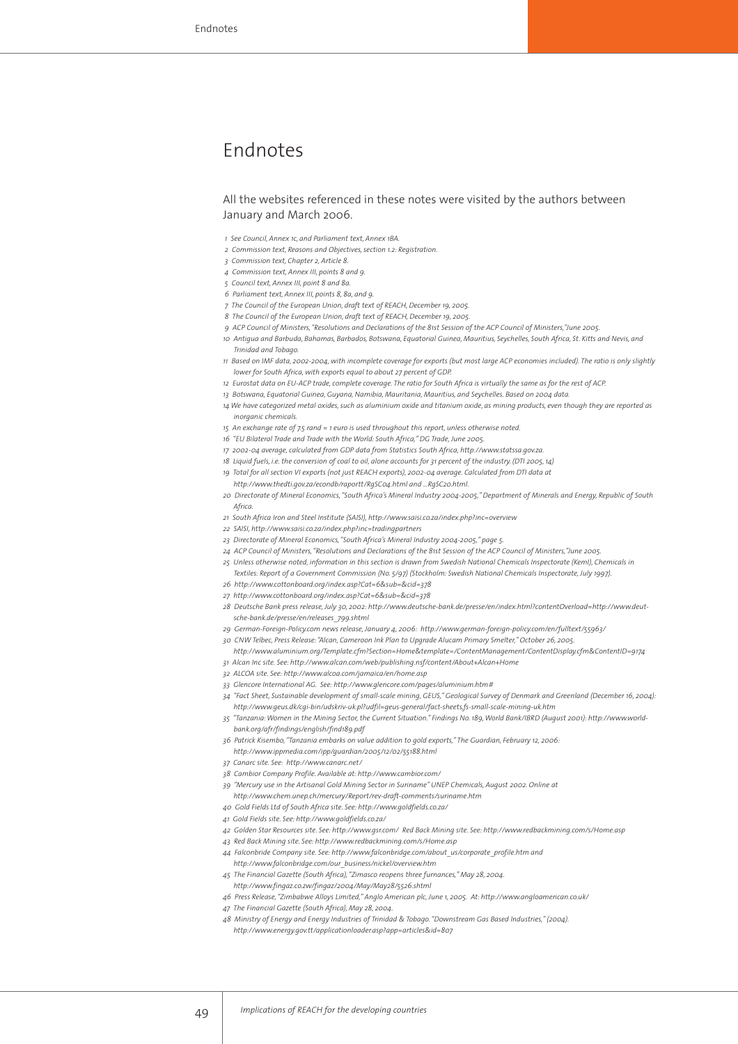# Endnotes

All the websites referenced in these notes were visited by the authors between January and March 2006.

1. *See Council, Annex 1c, and Parliament text, Annex 1BA.*
2. *Commission text, Reasons and Objectives, section 1.2: Registration.*
3. *Commission text, Chapter 2, Article 8.*
4. *Commission text, Annex III, points 8 and 9.*
5. *Council text, Annex III, point 8 and 8a.*
6. *Parliament text, Annex III, points 8, 8a, and 9.*
7. *The Council of the European Union, draft text of REACH, December 19, 2005.*
8. *The Council of the European Union, draft text of REACH, December 19, 2005.*
9. *ACP Council of Ministers, "Resolutions and Declarations of the 81st Session of the ACP Council of Ministers,"June 2005.*
10. *Antigua and Barbuda, Bahamas, Barbados, Botswana, Equatorial Guinea, Mauritius, Seychelles, South Africa, St. Kitts and Nevis, and Trinidad and Tobago.*
11. *Based on IMF data, 2002-2004, with incomplete coverage for exports (but most large ACP economies included). The ratio is only slightly lower for South Africa, with exports equal to about 27 percent of GDP.*
12. *Eurostat data on EU-ACP trade, complete coverage. The ratio for South Africa is virtually the same as for the rest of ACP.*
13. *Botswana, Equatorial Guinea, Guyana, Namibia, Mauritania, Mauritius, and Seychelles. Based on 2004 data.*
14. *We have categorized metal oxides, such as aluminium oxide and titanium oxide, as mining products, even though they are reported as inorganic chemicals.*
15. *An exchange rate of 7.5 rand = 1 euro is used throughout this report, unless otherwise noted.*
16. *"EU Bilateral Trade and Trade with the World: South Africa," DG Trade, June 2005.*
17. *2002-04 average, calculated from GDP data from Statistics South Africa, http://www.statssa.gov.za.*
18. *Liquid fuels, i.e. the conversion of coal to oil, alone accounts for 31 percent of the industry. (DTI 2005, 14)*
19. *Total for all section VI exports (not just REACH exports), 2002-04 average. Calculated from DTI data at http://www.thedti.gov.za/econdb/raportt/RgSC04.html and ...RgSC20.html.*
20. *Directorate of Mineral Economics, "South Africa's Mineral Industry 2004-2005," Department of Minerals and Energy, Republic of South Africa.*
21. *South Africa Iron and Steel Institute (SAISI), http://www.saisi.co.za/index.php?inc=overview*
22. *SAISI, http://www.saisi.co.za/index.php?inc=tradingpartners*
23. *Directorate of Mineral Economics, "South Africa's Mineral Industry 2004-2005," page 5.*
24. *ACP Council of Ministers, "Resolutions and Declarations of the 81st Session of the ACP Council of Ministers,"June 2005.*
25. *Unless otherwise noted, information in this section is drawn from Swedish National Chemicals Inspectorate (KemI), Chemicals in Textiles: Report of a Government Commission (No. 5/97) (Stockholm: Swedish National Chemicals Inspectorate, July 1997).*
26. *http://www.cottonboard.org/index.asp?Cat=6&sub=&cid=378*
27. *http://www.cottonboard.org/index.asp?Cat=6&sub=&cid=378*
28. *Deutsche Bank press release, July 30, 2002: http://www.deutsche-bank.de/presse/en/index.html?contentOverload=http://www.deutsche-bank.de/presse/en/releases_799.shtml*
29. *German-Foreign-Policy.com news release, January 4, 2006: http://www.german-foreign-policy.com/en/fulltext/55963/*
30. *CNW Telbec, Press Release: "Alcan, Cameroon Ink Plan to Upgrade Alucam Primary Smelter," October 26, 2005. http://www.aluminium.org/Template.cfm?Section=Home&template=/ContentManagement/ContentDisplay.cfm&ContentID=9174*
31. *Alcan Inc site. See: http://www.alcan.com/web/publishing.nsf/content/About+Alcan+Home*
32. *ALCOA site. See: http://www.alcoa.com/jamaica/en/home.asp*
33. *Glencore International AG. See: http://www.glencore.com/pages/aluminium.htm#*
34. *"Fact Sheet, Sustainable development of small-scale mining, GEUS," Geological Survey of Denmark and Greenland (December 16, 2004): http://www.geus.dk/cgi-bin/udskriv-uk.pl?udfil=geus-general/fact-sheets/fs-small-scale-mining-uk.htm*
35. *"Tanzania: Women in the Mining Sector, the Current Situation." Findings No. 189, World Bank/IBRD (August 2001): http://www.worldbank.org/afr/findings/english/find189.pdf*
36. *Patrick Kisembo, "Tanzania embarks on value addition to gold exports," The Guardian, February 12, 2006: http://www.ippmedia.com/ipp/guardian/2005/12/02/55188.html*
37. *Canarc site. See: http://www.canarc.net/*
38. *Cambior Company Profile. Available at: http://www.cambior.com/*
39. *"Mercury use in the Artisanal Gold Mining Sector in Suriname" UNEP Chemicals, August 2002. Online at http://www.chem.unep.ch/mercury/Report/rev-draft-comments/suriname.htm*
40. *Gold Fields Ltd of South Africa site. See: http://www.goldfields.co.za/*
41. *Gold Fields site. See: http://www.goldfields.co.za/*
42. *Golden Star Resources site. See: http://www.gsr.com/ Red Back Mining site. See: http://www.redbackmining.com/s/Home.asp*
43. *Red Back Mining site. See: http://www.redbackmining.com/s/Home.asp*
44. *Falconbridge Company site. See: http://www.falconbridge.com/about_us/corporate_profile.htm and http://www.falconbridge.com/our_business/nickel/overview.htm*
45. *The Financial Gazette (South Africa), "Zimasco reopens three furnaces," May 28, 2004. http://www.fingaz.co.zw/fingaz/2004/May/May28/5526.shtml*
46. *Press Release, "Zimbabwe Alloys Limited," Anglo American plc, June 1, 2005. At: http://www.angloamerican.co.uk/*
47. *The Financial Gazette (South Africa), May 28, 2004.*
48. *Ministry of Energy and Energy Industries of Trinidad & Tobago. "Downstream Gas Based Industries," (2004). http://www.energy.gov.tt/applicationloader.asp?app=articles&id=807*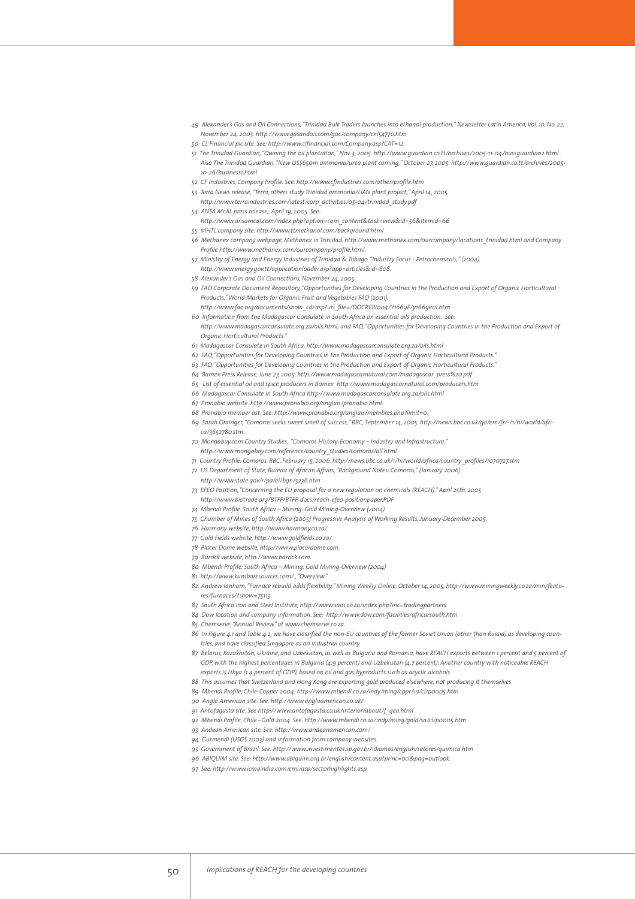49 Alexander's Gas and Oil Connections, "Trinidad Bulk Traders launches into ethanol production," Newsletter Latin America, Vol. 10, No. 22, November 24, 2005: http://www.gasandoil.com/goc/company/cnl54770.htm

50 CL Financial plc site. See: http://www.clfinancial.com/Company.asp?CAT=12.

51 The Trinidad Guardian, "Owning the oil plantation," Nov 3, 2005. http://www.guardian.co.tt/archives/2005-11-04/bussguardian2.html . Also The Trinidad Guardian, "New US$650m ammonia/urea plant coming," October 27, 2005. http://www.guardian.co.tt/archives/2005-10-26/business1.html

52 CF Industries, Company Profile. See: http://www.cfindustries.com/other/profile.htm

53 Terra News release, "Terra, others study Trinidad ammonia/UAN plant project," April 14, 2005. http://www.terraindustries.com/latest/corp_activities/05-04/trinidad_study.pdf

54 ANSA McAL press release,. April 19, 2005. See: http://www.ansamcal.com/index.php?option=com_content&task=view&id=56&Itemid=66

55 MHTL company site: http://www.ttmethanol.com/background.html

56 Methanex company webpage, Methanex in Trinidad. http://www.methanex.com/ourcompany/locations_trinidad.html and Company Profile http://www.methanex.com/ourcompany/profile.html.

57 Ministry of Energy and Energy Industries of Trinidad & Tobago. "Industry Focus - Petrochemicals," (2004). http://www.energy.gov.tt/applicationloader.asp?app=articles&id=808.

58 Alexander's Gas and Oil Connections, November 24, 2005.

59 FAO Corporate Document Repository, "Opportunities for Developing Countries in the Production and Export of Organic Horticultural Products," World Markets for Organic Fruit and Vegetables FAO (2001). http://www.fao.org/documents/show_cdr.asp?url_file=/DOCREP/004/Y1669E/y1669e0l.htm

60 Information from the Madagascar Consulate in South Africa on essential oils production. See: http://www.madagascarconsulate.org.za/oils.html; and FAO, "Opportunities for Developing Countries in the Production and Export of Organic Horticultural Products."

61 Madagascar Consulate in South Africa. http://www.madagascarconsulate.org.za/oils.html

62 FAO, "Opportunities for Developing Countries in the Production and Export of Organic Horticultural Products."

63 FAO, "Opportunities for Developing Countries in the Production and Export of Organic Horticultural Products."

64 Bamex Press Release, June 27, 2005. http://www.madagascarnatural.com/madagascar_press%20.pdf

65 List of essential oil and spice producers in Bamex http://www.madagascarnatural.com/producers.htm

66 Madagascar Consulate in South Africa http://www.madagascarconsulate.org.za/oils.html

67 Pronabio website. http://www.pronabio.org/anglais/pronabio.html.

68 Pronabio member list. See: http://www.pronabio.org/anglais/membres.php?limit=0.

69 Sarah Grainger, "Comoros seeks sweet smell of success," BBC, September 14, 2005. http://news.bbc.co.uk/go/em/fr/-/1/hi/world/africa/3652780.stm.

70 Mongabay.com Country Studies, "Comoros History-Economy – Industry and Infrastructure." http://www.mongabay.com/reference/country_studies/comoros/all.html

71 Country Profile: Comoros, BBC, February 15, 2006. http://news.bbc.co.uk/1/hi/world/africa/country_profiles/1070727.stm

72 US Department of State, Bureau of African Affairs, "Background Notes: Comoros," (January 2006). http://www.state.gov/r/pa/ei/bgn/5236.htm

73 EFEO Position, "Concerning the EU proposal for a new regulation on chemicals (REACH)." April 25th, 2005: http://www.biotrade.org/BTFP/BTFP-docs/reach-efeo-positionpaper.PDF

74 Mbendi Profile: South Africa – Mining: Gold Mining-Overview (2004)

75 Chamber of Mines of South Africa (2005) Progressive Analysis of Working Results, January-December 2005.

76 Harmony website, http://www.harmony.co.za/.

77 Gold Fields website, http://www.goldfields.co.za/.

78 Placer Dome website, http://www.placerdome.com.

79 Barrick website, http://www.barrick.com.

80 Mbendi Profile: South Africa – Mining: Gold Mining-Overview (2004)

81 http://www.kumbaresources.com/ , "Overview."

82 Andrew lanham, "Furnace rebuild adds flexibility," Mining Weekly Online, October 14, 2005, http://www.miningweekly.co.za/min/features/furnaces/?show=75113

83 South Africa Iron and Steel Institute, http://www.saisi.co.za/index.php?inc=tradingpartners

84 Dow location and company information. See: http://www.dow.com/facilities/africa/south.htm

85 Chemserve, "Annual Review" at www.chemserve.co.za.

86 In Figure 4.1 and Table 4.2, we have classified the non-EU countries of the former Soviet Union (other than Russia) as developing countries, and have classified Singapore as an industrial country.

87 Belarus, Kazakhstan, Ukraine, and Uzbekistan, as well as Bulgaria and Romania, have REACH exports between 1 percent and 5 percent of GDP, with the highest percentages in Bulgaria (4.9 percent) and Uzbekistan (4.7 percent). Another country with noticeable REACH exports is Libya (1.4 percent of GDP), based on oil and gas byproducts such as acyclic alcohols.

88 This assumes that Switzerland and Hong Kong are exporting gold produced elsewhere, not producing it themselves

89 Mbendi Profile, Chile-Copper 2004: http://www.mbendi.co.za/indy/ming/cppr/sa/cl/p0005.htm

90 Anglo American site. See: http://www.angloamerican.co.uk/

91 Antofagasta site. See http://www.antofagasta.co.uk/interior/about/f_geo.html

92 Mbendi Profile, Chile –Gold 2004. See: http://www.mbendi.co.za/indy/ming/gold/sa/cl/p0005.htm

93 Andean American site. See: http://www.andeanamerican.com/

94 Gurmendi (USGS 2003) and information from company websites.

95 Government of Brazil. See: http://www.investimentos.sp.gov.br/idiomas/english/setores/quimica.htm

96 ABIQUIM site. See: http://www.abiquim.org.br/english/content.asp?princ=bci&pag=outlook.

97 See: http://www.icmaindia.com/cmi/asp/sectorhighlights.asp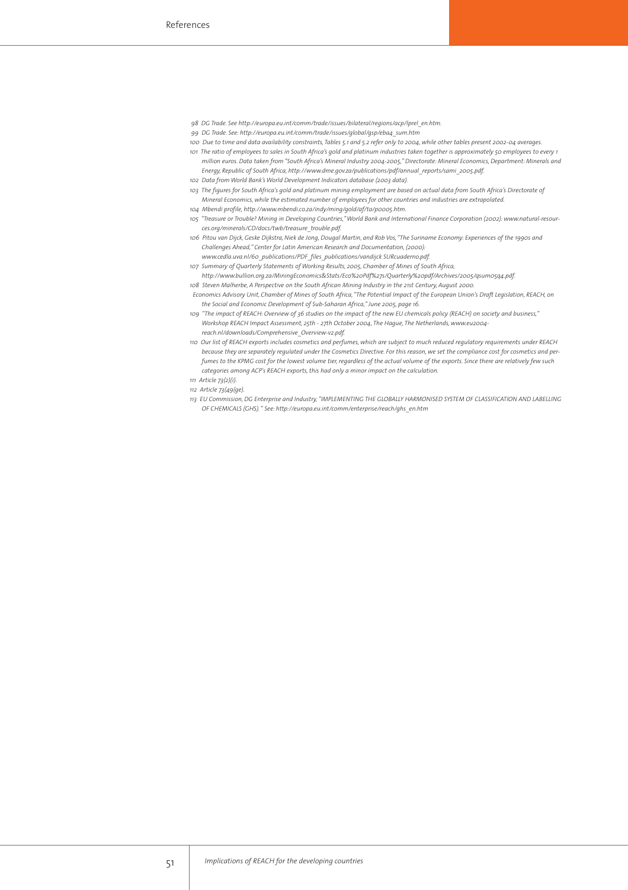*98 DG Trade. See http://europa.eu.int/comm/trade/issues/bilateral/regions/acp/lprel_en.htm.*

*99 DG Trade. See: http://europa.eu.int/comm/trade/issues/global/gsp/eba4_sum.htm*

*100 Due to time and data availability constraints, Tables 5.1 and 5.2 refer only to 2004, while other tables present 2002-04 averages.*

*101 The ratio of employees to sales in South Africa's gold and platinum industries taken together is approximately 50 employees to every 1 million euros. Data taken from "South Africa's Mineral Industry 2004-2005," Directorate: Mineral Economics, Department: Minerals and Energy, Republic of South Africa, http://www.dme.gov.za/publications/pdf/annual_reports/sami_2005.pdf.*

*102 Data from World Bank's World Development Indicators database (2003 data).*

*103 The figures for South Africa's gold and platinum mining employment are based on actual data from South Africa's Directorate of Mineral Economics, while the estimated number of employees for other countries and industries are extrapolated.*

*104 Mbendi profile, http://www.mbendi.co.za/indy/ming/gold/af/ta/p0005.htm.*

*105 "Treasure or Trouble? Mining in Developing Countries," World Bank and International Finance Corporation (2002): www.natural-resources.org/minerals/CD/docs/twb/treasure_trouble.pdf.*

*106 Pitou van Dijck, Geske Dijkstra, Niek de Jong, Dougal Martin, and Rob Vos, "The Suriname Economy: Experiences of the 1990s and Challenges Ahead," Center for Latin American Research and Documentation, (2000): www.cedla.uva.nl/60_publications/PDF_files_publications/vandijck SURcuaderno.pdf.*

*107 Summary of Quarterly Statements of Working Results, 2005, Chamber of Mines of South Africa, http://www.bullion.org.za/MiningEconomics&Stats/Eco%20Pdf%27s/Quarterly%20pdf/Archives/2005/qsum05q4.pdf.*

*108 Steven Malherbe, A Perspective on the South African Mining Industry in the 21st Century, August 2000.*
*Economics Advisory Unit, Chamber of Mines of South Africa, "The Potential Impact of the European Union's Draft Legislation, REACH, on the Social and Economic Development of Sub-Saharan Africa," June 2005, page 16.*

*109 "The impact of REACH: Overview of 36 studies on the impact of the new EU chemicals policy (REACH) on society and business," Workshop REACH Impact Assessment, 25th - 27th October 2004, The Hague, The Netherlands, www.eu2004-reach.nl/downloads/Comprehensive_Overview-v2.pdf.*

*110 Our list of REACH exports includes cosmetics and perfumes, which are subject to much reduced regulatory requirements under REACH because they are separately regulated under the Cosmetics Directive. For this reason, we set the compliance cost for cosmetics and perfumes to the KPMG cost for the lowest volume tier, regardless of the actual volume of the exports. Since there are relatively few such categories among ACP's REACH exports, this had only a minor impact on the calculation.*

*111 Article 73(2)(i).*

*112 Article 73(49(ge).*

*113 EU Commission, DG Enterprise and Industry, "IMPLEMENTING THE GLOBALLY HARMONISED SYSTEM OF CLASSIFICATION AND LABELLING OF CHEMICALS (GHS)." See: http://europa.eu.int/comm/enterprise/reach/ghs_en.htm*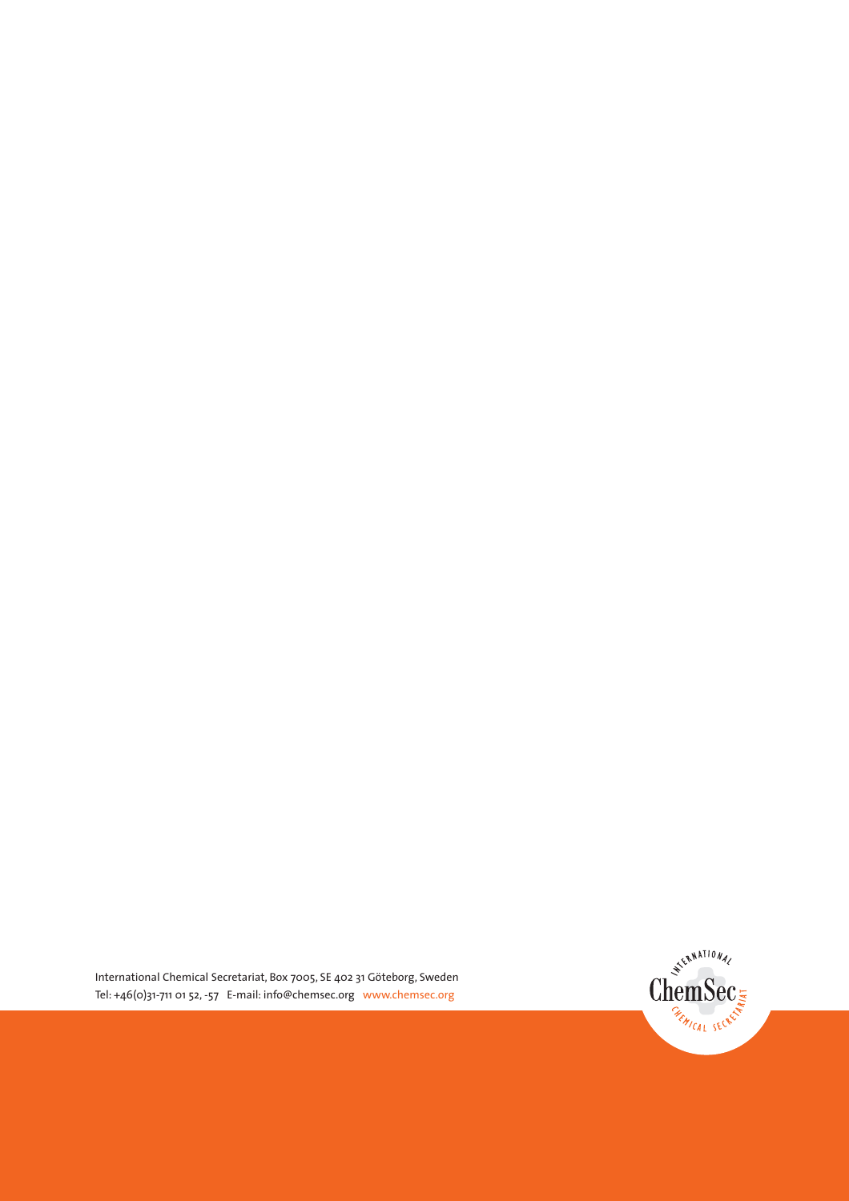International Chemical Secretariat, Box 7005, SE 402 31 Göteborg, Sweden
Tel: +46(0)31-711 01 52, -57 E-mail: info@chemsec.org www.chemsec.org